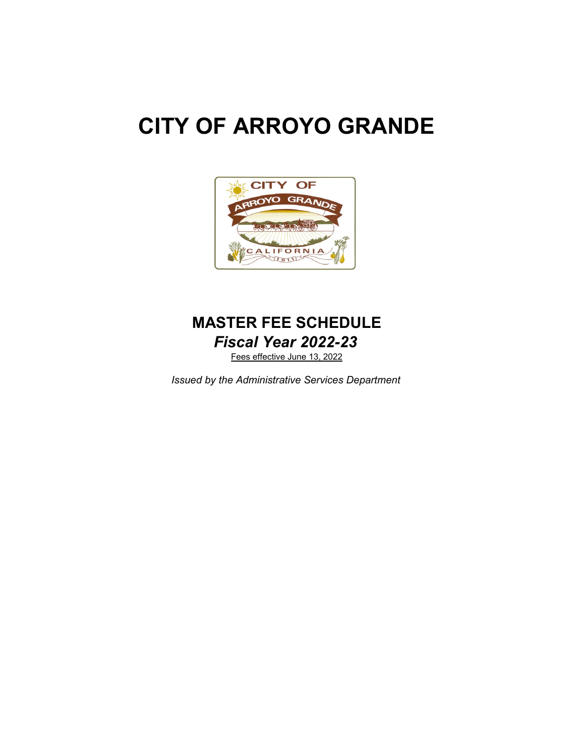# CITY OF ARROYO GRANDE

## MASTER FEE SCHEDULE

***Fiscal Year 2022-23***

Fees effective June 13, 2022

*Issued by the Administrative Services Department*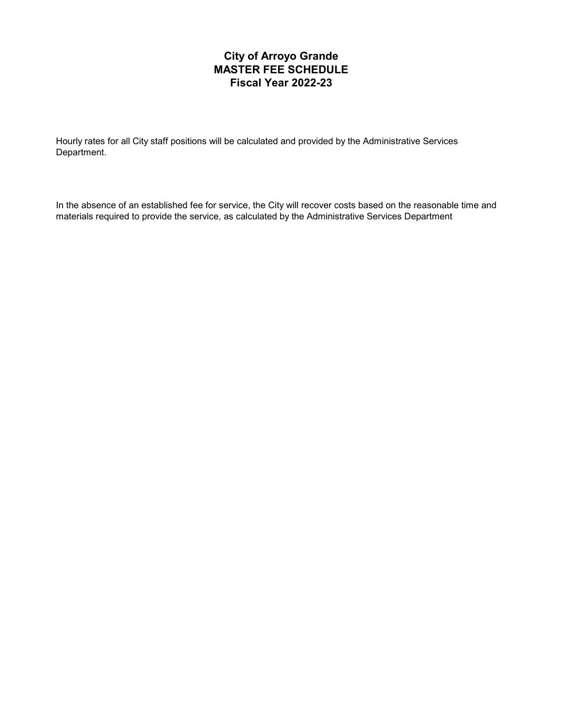# City of Arroyo Grande
# MASTER FEE SCHEDULE
# Fiscal Year 2022-23

Hourly rates for all City staff positions will be calculated and provided by the Administrative Services Department.

In the absence of an established fee for service, the City will recover costs based on the reasonable time and materials required to provide the service, as calculated by the Administrative Services Department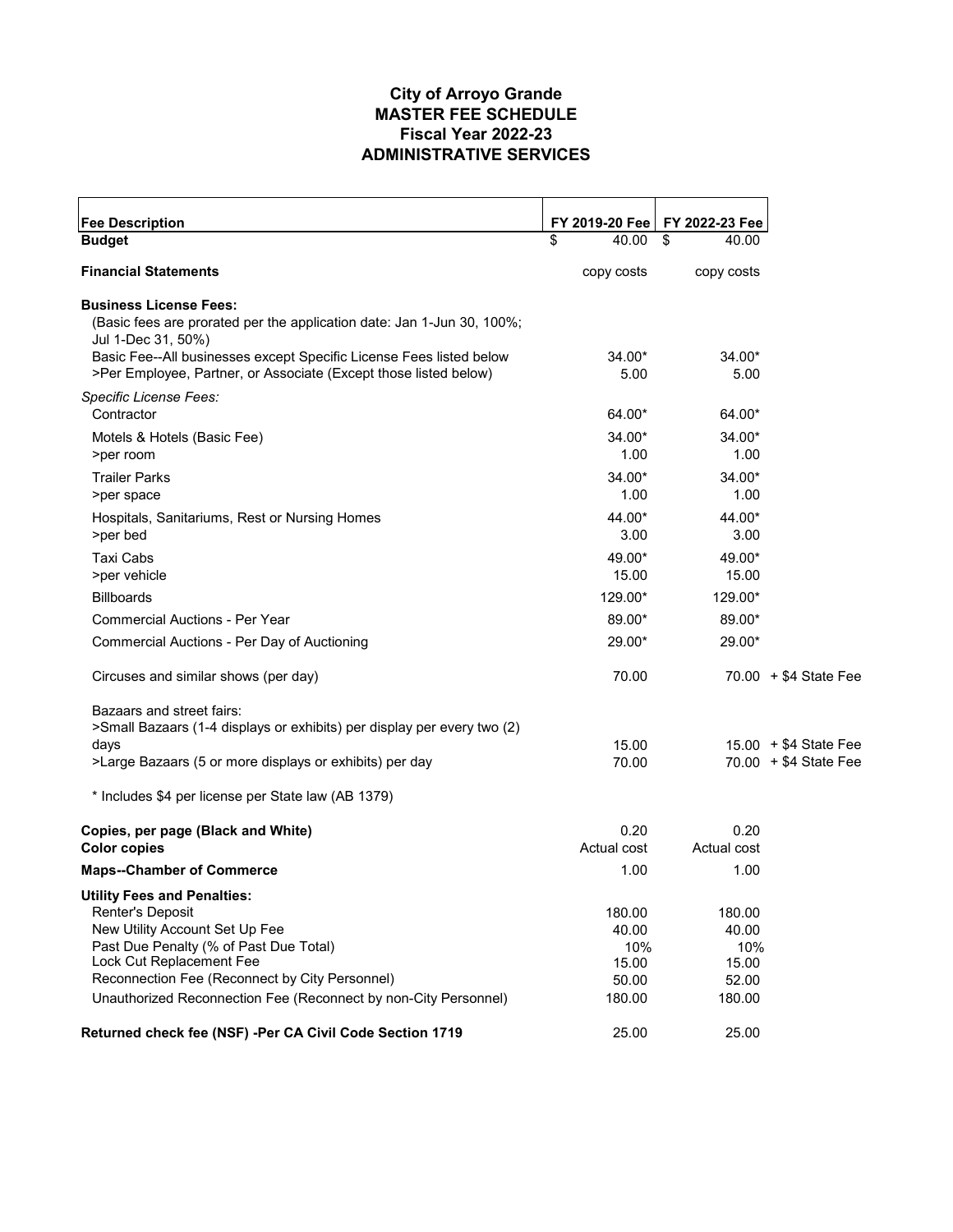# City of Arroyo Grande
## MASTER FEE SCHEDULE
## Fiscal Year 2022-23
## ADMINISTRATIVE SERVICES

| Fee Description | FY 2019-20 Fee | FY 2022-23 Fee | |
|---|---|---|---|
| **Budget** | $ 40.00 | $ 40.00 | |
| **Financial Statements** | copy costs | copy costs | |
| **Business License Fees:** | | | |
| (Basic fees are prorated per the application date: Jan 1-Jun 30, 100%; Jul 1-Dec 31, 50%) | | | |
| Basic Fee--All businesses except Specific License Fees listed below | 34.00* | 34.00* | |
| >Per Employee, Partner, or Associate (Except those listed below) | 5.00 | 5.00 | |
| *Specific License Fees:* | | | |
| Contractor | 64.00* | 64.00* | |
| Motels & Hotels (Basic Fee) | 34.00* | 34.00* | |
| >per room | 1.00 | 1.00 | |
| Trailer Parks | 34.00* | 34.00* | |
| >per space | 1.00 | 1.00 | |
| Hospitals, Sanitariums, Rest or Nursing Homes | 44.00* | 44.00* | |
| >per bed | 3.00 | 3.00 | |
| Taxi Cabs | 49.00* | 49.00* | |
| >per vehicle | 15.00 | 15.00 | |
| Billboards | 129.00* | 129.00* | |
| Commercial Auctions - Per Year | 89.00* | 89.00* | |
| Commercial Auctions - Per Day of Auctioning | 29.00* | 29.00* | |
| Circuses and similar shows (per day) | 70.00 | 70.00 | + $4 State Fee |
| Bazaars and street fairs: | | | |
| >Small Bazaars (1-4 displays or exhibits) per display per every two (2) days | 15.00 | 15.00 | + $4 State Fee |
| >Large Bazaars (5 or more displays or exhibits) per day | 70.00 | 70.00 | + $4 State Fee |
| * Includes $4 per license per State law (AB 1379) | | | |
| **Copies, per page (Black and White)** | 0.20 | 0.20 | |
| **Color copies** | Actual cost | Actual cost | |
| **Maps--Chamber of Commerce** | 1.00 | 1.00 | |
| **Utility Fees and Penalties:** | | | |
| Renter's Deposit | 180.00 | 180.00 | |
| New Utility Account Set Up Fee | 40.00 | 40.00 | |
| Past Due Penalty (% of Past Due Total) | 10% | 10% | |
| Lock Cut Replacement Fee | 15.00 | 15.00 | |
| Reconnection Fee (Reconnect by City Personnel) | 50.00 | 52.00 | |
| Unauthorized Reconnection Fee (Reconnect by non-City Personnel) | 180.00 | 180.00 | |
| **Returned check fee (NSF) -Per CA Civil Code Section 1719** | 25.00 | 25.00 | |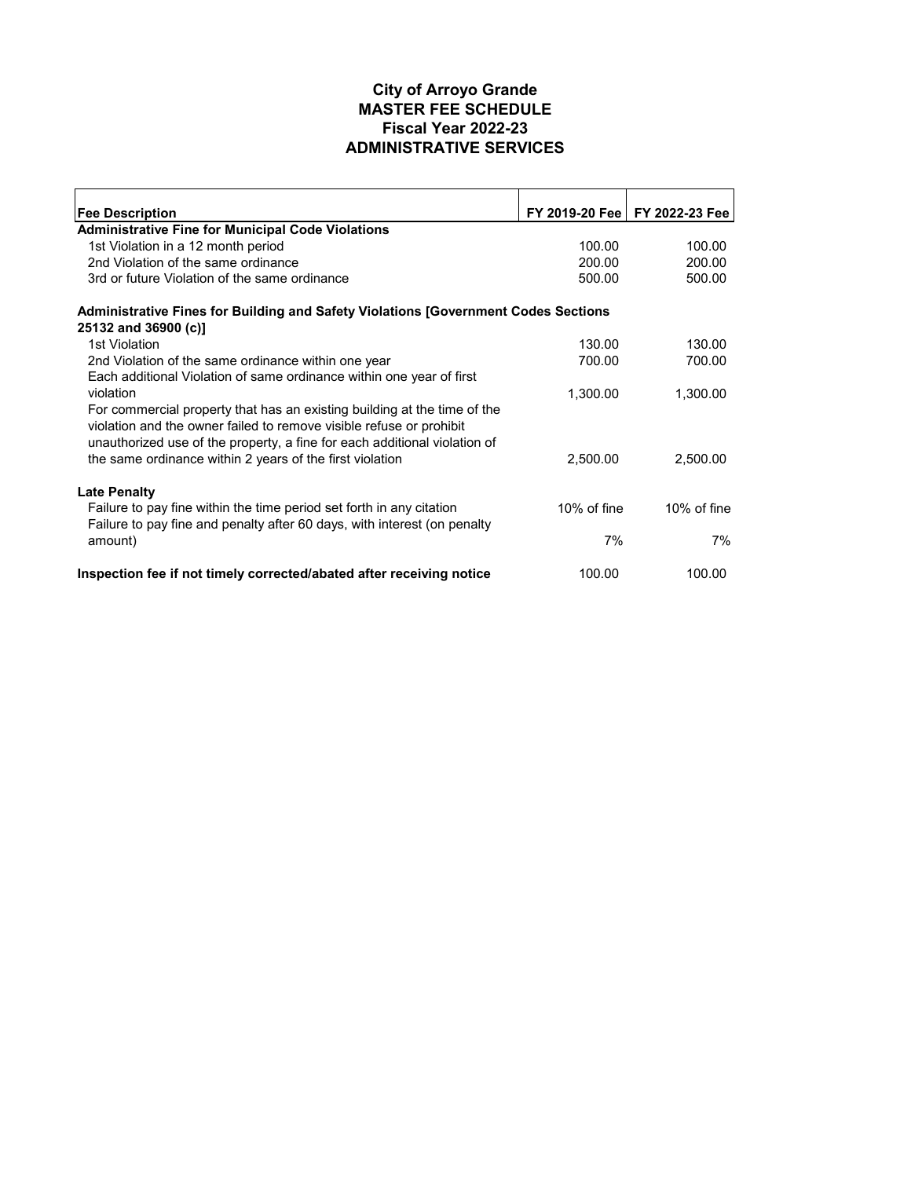# City of Arroyo Grande
# MASTER FEE SCHEDULE
# Fiscal Year 2022-23
# ADMINISTRATIVE SERVICES

| Fee Description | FY 2019-20 Fee | FY 2022-23 Fee |
|---|---|---|
| **Administrative Fine for Municipal Code Violations** | | |
| 1st Violation in a 12 month period | 100.00 | 100.00 |
| 2nd Violation of the same ordinance | 200.00 | 200.00 |
| 3rd or future Violation of the same ordinance | 500.00 | 500.00 |
| | | |
| **Administrative Fines for Building and Safety Violations [Government Codes Sections 25132 and 36900 (c)]** | | |
| 1st Violation | 130.00 | 130.00 |
| 2nd Violation of the same ordinance within one year | 700.00 | 700.00 |
| Each additional Violation of same ordinance within one year of first violation | 1,300.00 | 1,300.00 |
| For commercial property that has an existing building at the time of the violation and the owner failed to remove visible refuse or prohibit unauthorized use of the property, a fine for each additional violation of the same ordinance within 2 years of the first violation | 2,500.00 | 2,500.00 |
| | | |
| **Late Penalty** | | |
| Failure to pay fine within the time period set forth in any citation | 10% of fine | 10% of fine |
| Failure to pay fine and penalty after 60 days, with interest (on penalty amount) | 7% | 7% |
| | | |
| **Inspection fee if not timely corrected/abated after receiving notice** | 100.00 | 100.00 |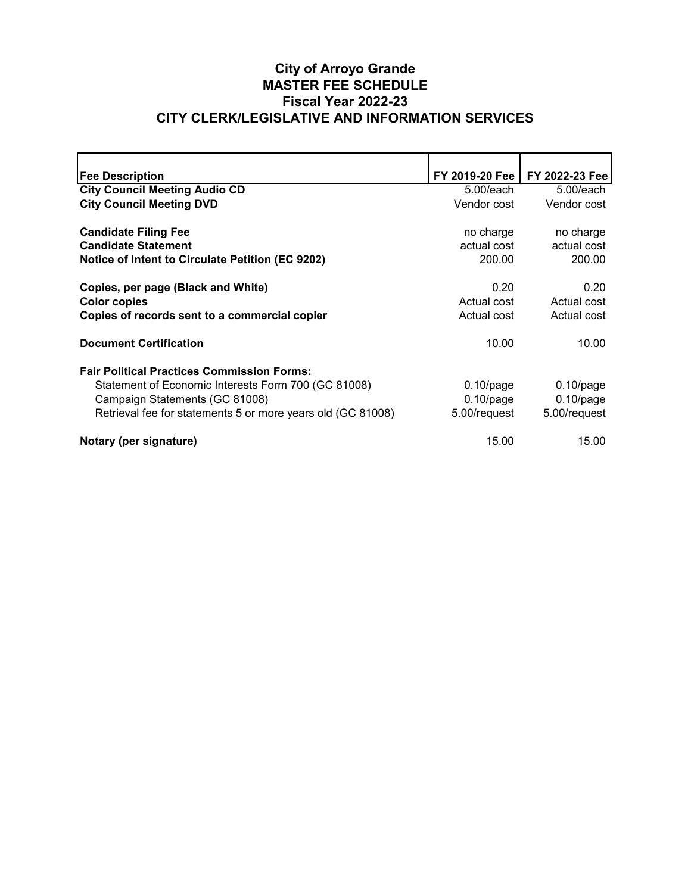# City of Arroyo Grande
## MASTER FEE SCHEDULE
## Fiscal Year 2022-23
## CITY CLERK/LEGISLATIVE AND INFORMATION SERVICES

| Fee Description | FY 2019-20 Fee | FY 2022-23 Fee |
|---|---|---|
| **City Council Meeting Audio CD** | 5.00/each | 5.00/each |
| **City Council Meeting DVD** | Vendor cost | Vendor cost |
| | | |
| **Candidate Filing Fee** | no charge | no charge |
| **Candidate Statement** | actual cost | actual cost |
| **Notice of Intent to Circulate Petition (EC 9202)** | 200.00 | 200.00 |
| | | |
| **Copies, per page (Black and White)** | 0.20 | 0.20 |
| **Color copies** | Actual cost | Actual cost |
| **Copies of records sent to a commercial copier** | Actual cost | Actual cost |
| | | |
| **Document Certification** | 10.00 | 10.00 |
| | | |
| **Fair Political Practices Commission Forms:** | | |
| Statement of Economic Interests Form 700 (GC 81008) | 0.10/page | 0.10/page |
| Campaign Statements (GC 81008) | 0.10/page | 0.10/page |
| Retrieval fee for statements 5 or more years old (GC 81008) | 5.00/request | 5.00/request |
| | | |
| **Notary (per signature)** | 15.00 | 15.00 |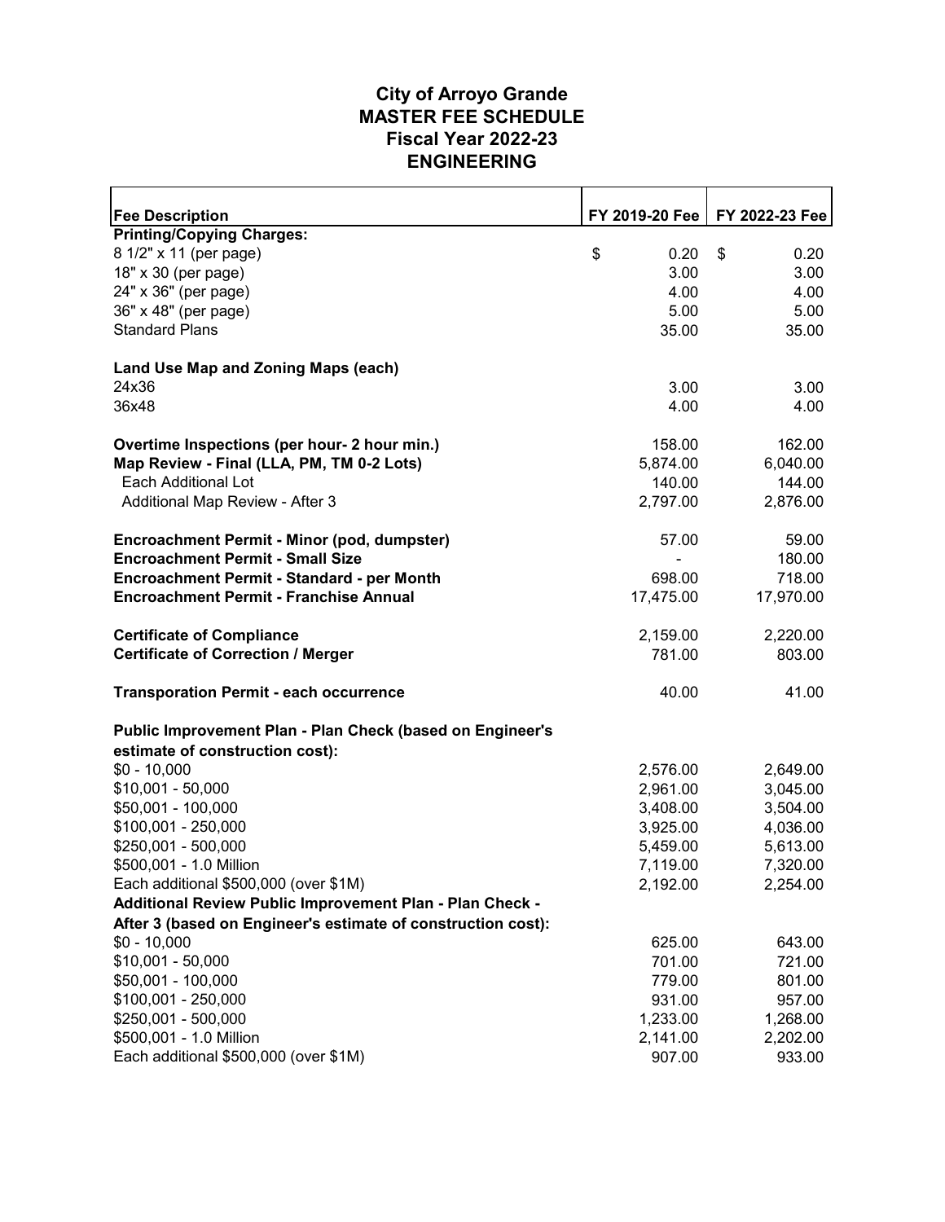# City of Arroyo Grande
# MASTER FEE SCHEDULE
# Fiscal Year 2022-23
# ENGINEERING

| Fee Description | FY 2019-20 Fee | FY 2022-23 Fee |
|---|---|---|
| **Printing/Copying Charges:** | | |
| 8 1/2" x 11 (per page) | $ 0.20 | $ 0.20 |
| 18" x 30 (per page) | 3.00 | 3.00 |
| 24" x 36" (per page) | 4.00 | 4.00 |
| 36" x 48" (per page) | 5.00 | 5.00 |
| Standard Plans | 35.00 | 35.00 |
| | | |
| **Land Use Map and Zoning Maps (each)** | | |
| 24x36 | 3.00 | 3.00 |
| 36x48 | 4.00 | 4.00 |
| | | |
| **Overtime Inspections (per hour- 2 hour min.)** | 158.00 | 162.00 |
| **Map Review - Final (LLA, PM, TM 0-2 Lots)** | 5,874.00 | 6,040.00 |
| Each Additional Lot | 140.00 | 144.00 |
| Additional Map Review - After 3 | 2,797.00 | 2,876.00 |
| | | |
| **Encroachment Permit - Minor (pod, dumpster)** | 57.00 | 59.00 |
| **Encroachment Permit - Small Size** | - | 180.00 |
| **Encroachment Permit - Standard - per Month** | 698.00 | 718.00 |
| **Encroachment Permit - Franchise Annual** | 17,475.00 | 17,970.00 |
| | | |
| **Certificate of Compliance** | 2,159.00 | 2,220.00 |
| **Certificate of Correction / Merger** | 781.00 | 803.00 |
| | | |
| **Transporation Permit - each occurrence** | 40.00 | 41.00 |
| | | |
| **Public Improvement Plan - Plan Check (based on Engineer's estimate of construction cost):** | | |
| $0 - 10,000 | 2,576.00 | 2,649.00 |
| $10,001 - 50,000 | 2,961.00 | 3,045.00 |
| $50,001 - 100,000 | 3,408.00 | 3,504.00 |
| $100,001 - 250,000 | 3,925.00 | 4,036.00 |
| $250,001 - 500,000 | 5,459.00 | 5,613.00 |
| $500,001 - 1.0 Million | 7,119.00 | 7,320.00 |
| Each additional $500,000 (over $1M) | 2,192.00 | 2,254.00 |
| **Additional Review Public Improvement Plan - Plan Check - After 3 (based on Engineer's estimate of construction cost):** | | |
| $0 - 10,000 | 625.00 | 643.00 |
| $10,001 - 50,000 | 701.00 | 721.00 |
| $50,001 - 100,000 | 779.00 | 801.00 |
| $100,001 - 250,000 | 931.00 | 957.00 |
| $250,001 - 500,000 | 1,233.00 | 1,268.00 |
| $500,001 - 1.0 Million | 2,141.00 | 2,202.00 |
| Each additional $500,000 (over $1M) | 907.00 | 933.00 |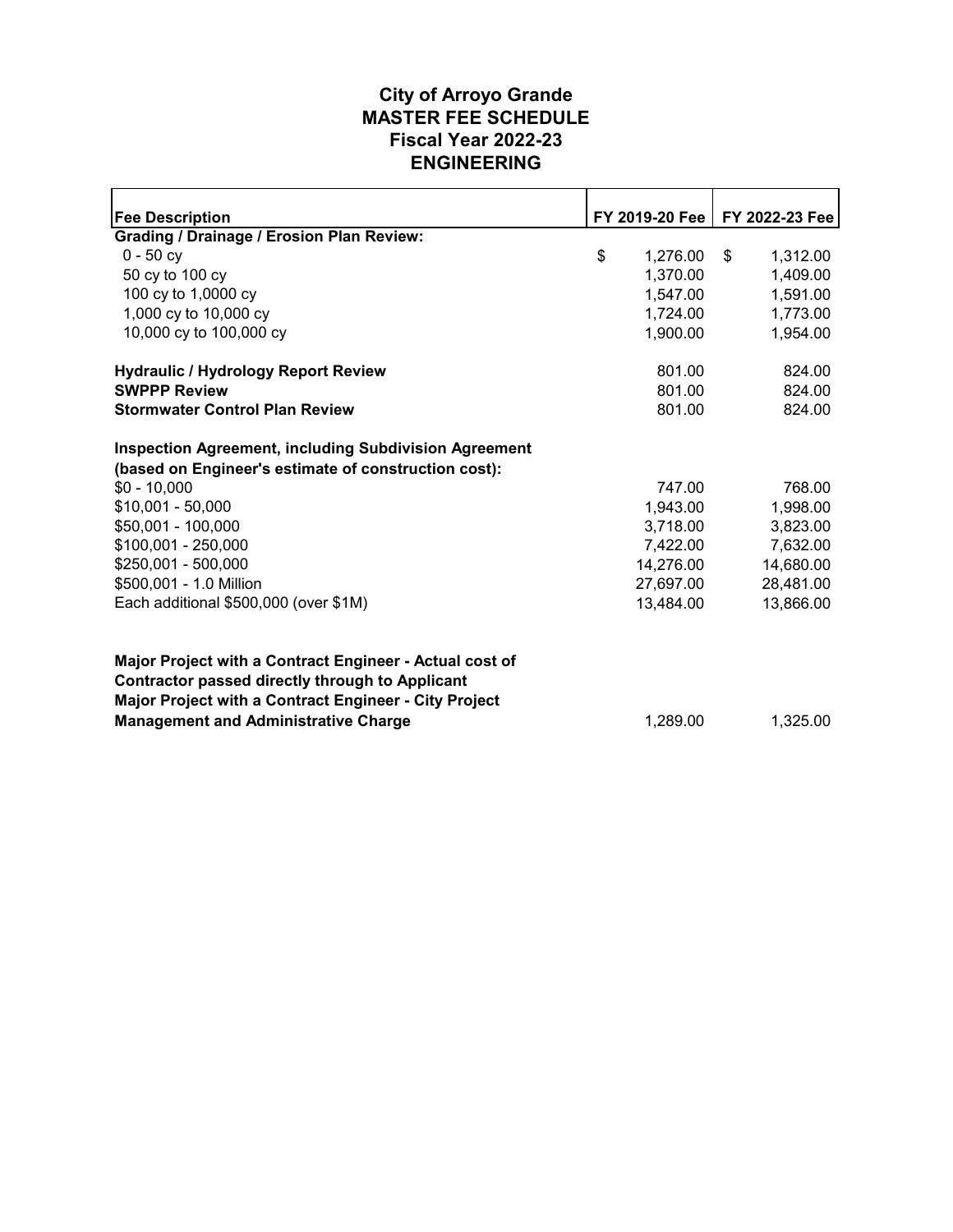# City of Arroyo Grande
## MASTER FEE SCHEDULE
## Fiscal Year 2022-23
## ENGINEERING

| Fee Description | FY 2019-20 Fee | FY 2022-23 Fee |
|---|---|---|
| **Grading / Drainage / Erosion Plan Review:** | | |
| 0 - 50 cy | $ 1,276.00 | $ 1,312.00 |
| 50 cy to 100 cy | 1,370.00 | 1,409.00 |
| 100 cy to 1,0000 cy | 1,547.00 | 1,591.00 |
| 1,000 cy to 10,000 cy | 1,724.00 | 1,773.00 |
| 10,000 cy to 100,000 cy | 1,900.00 | 1,954.00 |
| | | |
| **Hydraulic / Hydrology Report Review** | 801.00 | 824.00 |
| **SWPPP Review** | 801.00 | 824.00 |
| **Stormwater Control Plan Review** | 801.00 | 824.00 |
| | | |
| **Inspection Agreement, including Subdivision Agreement (based on Engineer's estimate of construction cost):** | | |
| $0 - 10,000 | 747.00 | 768.00 |
| $10,001 - 50,000 | 1,943.00 | 1,998.00 |
| $50,001 - 100,000 | 3,718.00 | 3,823.00 |
| $100,001 - 250,000 | 7,422.00 | 7,632.00 |
| $250,001 - 500,000 | 14,276.00 | 14,680.00 |
| $500,001 - 1.0 Million | 27,697.00 | 28,481.00 |
| Each additional $500,000 (over $1M) | 13,484.00 | 13,866.00 |
| | | |
| **Major Project with a Contract Engineer - Actual cost of Contractor passed directly through to Applicant** | | |
| **Major Project with a Contract Engineer - City Project Management and Administrative Charge** | 1,289.00 | 1,325.00 |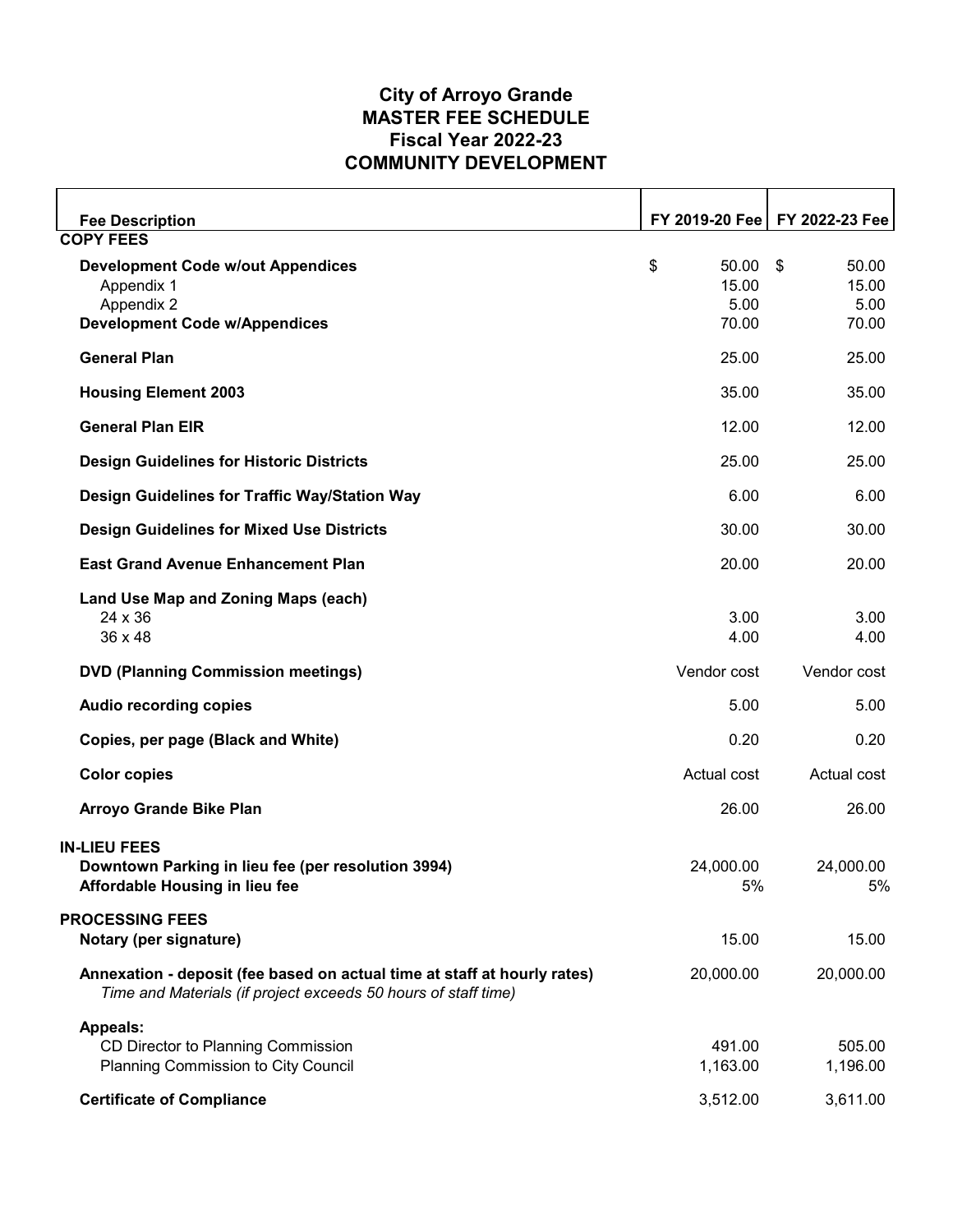# City of Arroyo Grande
# MASTER FEE SCHEDULE
# Fiscal Year 2022-23
# COMMUNITY DEVELOPMENT

| Fee Description | FY 2019-20 Fee | FY 2022-23 Fee |
|---|---|---|
| **COPY FEES** | | |
| **Development Code w/out Appendices** | $ 50.00 | $ 50.00 |
| Appendix 1 | 15.00 | 15.00 |
| Appendix 2 | 5.00 | 5.00 |
| **Development Code w/Appendices** | 70.00 | 70.00 |
| **General Plan** | 25.00 | 25.00 |
| **Housing Element 2003** | 35.00 | 35.00 |
| **General Plan EIR** | 12.00 | 12.00 |
| **Design Guidelines for Historic Districts** | 25.00 | 25.00 |
| **Design Guidelines for Traffic Way/Station Way** | 6.00 | 6.00 |
| **Design Guidelines for Mixed Use Districts** | 30.00 | 30.00 |
| **East Grand Avenue Enhancement Plan** | 20.00 | 20.00 |
| **Land Use Map and Zoning Maps (each)** | | |
| 24 x 36 | 3.00 | 3.00 |
| 36 x 48 | 4.00 | 4.00 |
| **DVD (Planning Commission meetings)** | Vendor cost | Vendor cost |
| **Audio recording copies** | 5.00 | 5.00 |
| **Copies, per page (Black and White)** | 0.20 | 0.20 |
| **Color copies** | Actual cost | Actual cost |
| **Arroyo Grande Bike Plan** | 26.00 | 26.00 |
| **IN-LIEU FEES** | | |
| **Downtown Parking in lieu fee (per resolution 3994)** | 24,000.00 | 24,000.00 |
| **Affordable Housing in lieu fee** | 5% | 5% |
| **PROCESSING FEES** | | |
| **Notary (per signature)** | 15.00 | 15.00 |
| **Annexation - deposit (fee based on actual time at staff at hourly rates)** *Time and Materials (if project exceeds 50 hours of staff time)* | 20,000.00 | 20,000.00 |
| **Appeals:** | | |
| CD Director to Planning Commission | 491.00 | 505.00 |
| Planning Commission to City Council | 1,163.00 | 1,196.00 |
| **Certificate of Compliance** | 3,512.00 | 3,611.00 |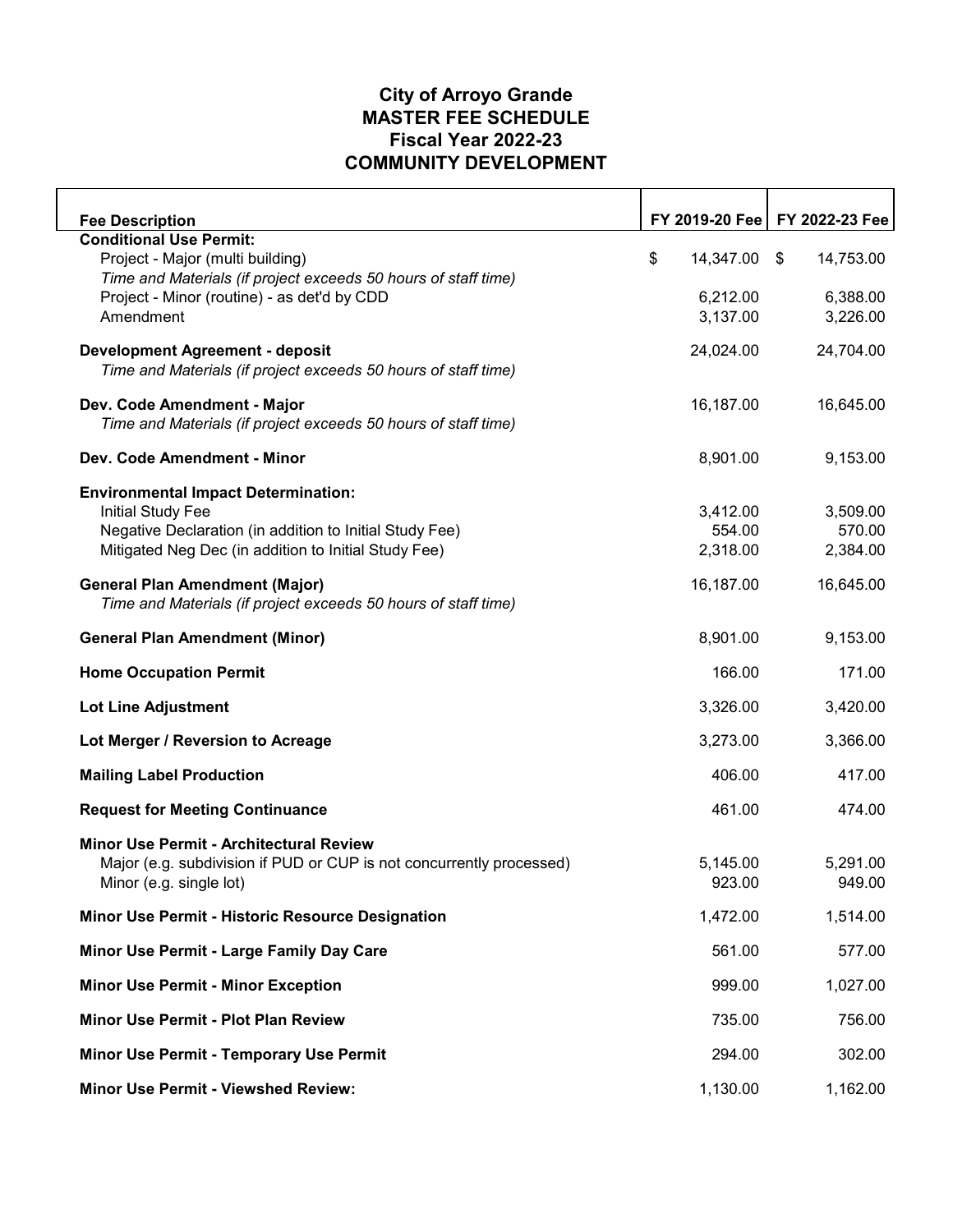# City of Arroyo Grande
# MASTER FEE SCHEDULE
# Fiscal Year 2022-23
# COMMUNITY DEVELOPMENT

| Fee Description | FY 2019-20 Fee | FY 2022-23 Fee |
|---|---|---|
| **Conditional Use Permit:** | | |
| Project - Major (multi building) | $ 14,347.00 | $ 14,753.00 |
| *Time and Materials (if project exceeds 50 hours of staff time)* | | |
| Project - Minor (routine) - as det'd by CDD | 6,212.00 | 6,388.00 |
| Amendment | 3,137.00 | 3,226.00 |
| **Development Agreement - deposit** | 24,024.00 | 24,704.00 |
| *Time and Materials (if project exceeds 50 hours of staff time)* | | |
| **Dev. Code Amendment - Major** | 16,187.00 | 16,645.00 |
| *Time and Materials (if project exceeds 50 hours of staff time)* | | |
| **Dev. Code Amendment - Minor** | 8,901.00 | 9,153.00 |
| **Environmental Impact Determination:** | | |
| Initial Study Fee | 3,412.00 | 3,509.00 |
| Negative Declaration (in addition to Initial Study Fee) | 554.00 | 570.00 |
| Mitigated Neg Dec (in addition to Initial Study Fee) | 2,318.00 | 2,384.00 |
| **General Plan Amendment (Major)** | 16,187.00 | 16,645.00 |
| *Time and Materials (if project exceeds 50 hours of staff time)* | | |
| **General Plan Amendment (Minor)** | 8,901.00 | 9,153.00 |
| **Home Occupation Permit** | 166.00 | 171.00 |
| **Lot Line Adjustment** | 3,326.00 | 3,420.00 |
| **Lot Merger / Reversion to Acreage** | 3,273.00 | 3,366.00 |
| **Mailing Label Production** | 406.00 | 417.00 |
| **Request for Meeting Continuance** | 461.00 | 474.00 |
| **Minor Use Permit - Architectural Review** | | |
| Major (e.g. subdivision if PUD or CUP is not concurrently processed) | 5,145.00 | 5,291.00 |
| Minor (e.g. single lot) | 923.00 | 949.00 |
| **Minor Use Permit - Historic Resource Designation** | 1,472.00 | 1,514.00 |
| **Minor Use Permit - Large Family Day Care** | 561.00 | 577.00 |
| **Minor Use Permit - Minor Exception** | 999.00 | 1,027.00 |
| **Minor Use Permit - Plot Plan Review** | 735.00 | 756.00 |
| **Minor Use Permit - Temporary Use Permit** | 294.00 | 302.00 |
| **Minor Use Permit - Viewshed Review:** | 1,130.00 | 1,162.00 |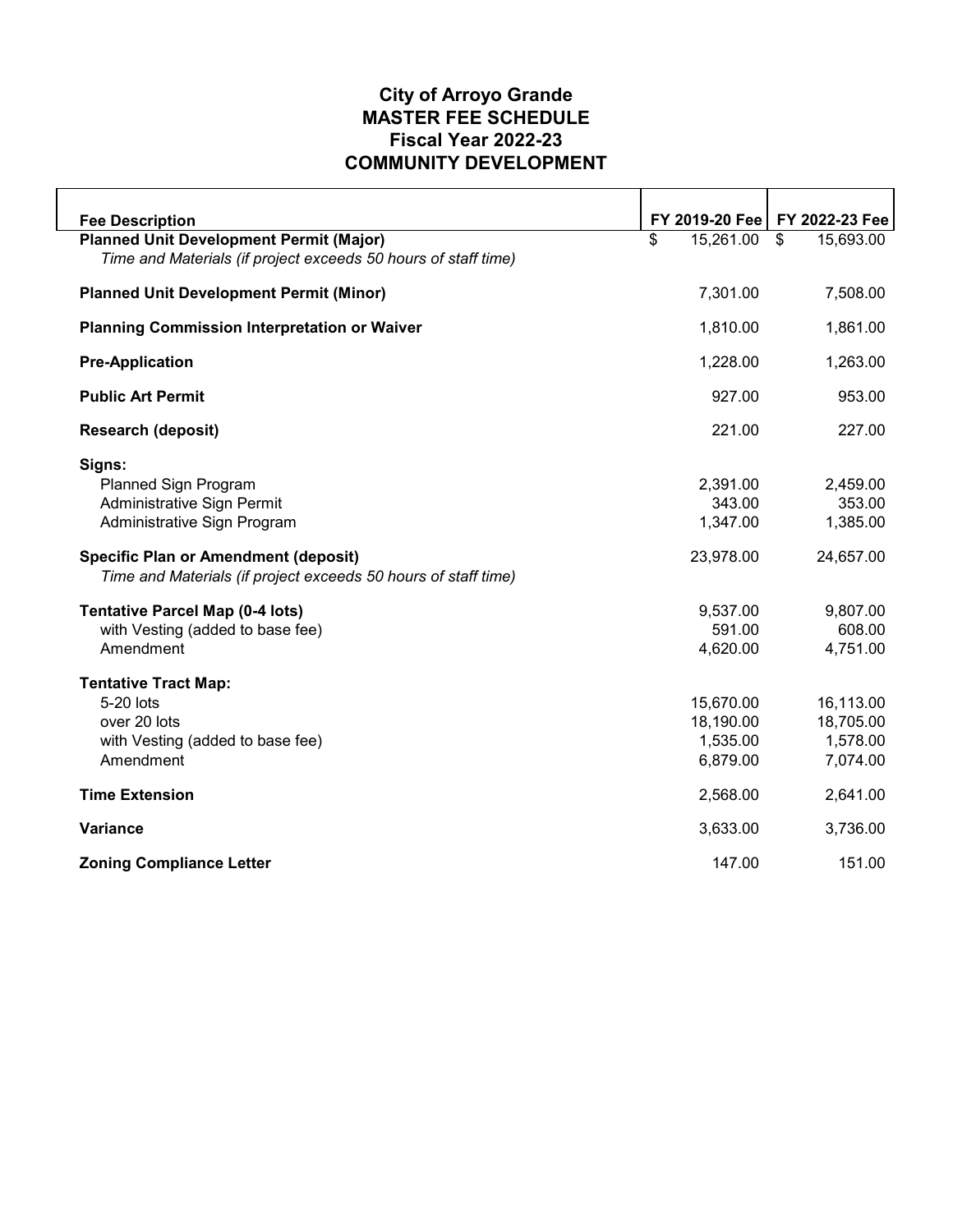# City of Arroyo Grande
## MASTER FEE SCHEDULE
## Fiscal Year 2022-23
## COMMUNITY DEVELOPMENT

| Fee Description | FY 2019-20 Fee | FY 2022-23 Fee |
|---|---|---|
| **Planned Unit Development Permit (Major)** | $ 15,261.00 | $ 15,693.00 |
| *Time and Materials (if project exceeds 50 hours of staff time)* | | |
| **Planned Unit Development Permit (Minor)** | 7,301.00 | 7,508.00 |
| **Planning Commission Interpretation or Waiver** | 1,810.00 | 1,861.00 |
| **Pre-Application** | 1,228.00 | 1,263.00 |
| **Public Art Permit** | 927.00 | 953.00 |
| **Research (deposit)** | 221.00 | 227.00 |
| **Signs:** | | |
| Planned Sign Program | 2,391.00 | 2,459.00 |
| Administrative Sign Permit | 343.00 | 353.00 |
| Administrative Sign Program | 1,347.00 | 1,385.00 |
| **Specific Plan or Amendment (deposit)** | 23,978.00 | 24,657.00 |
| *Time and Materials (if project exceeds 50 hours of staff time)* | | |
| **Tentative Parcel Map (0-4 lots)** | 9,537.00 | 9,807.00 |
| with Vesting (added to base fee) | 591.00 | 608.00 |
| Amendment | 4,620.00 | 4,751.00 |
| **Tentative Tract Map:** | | |
| 5-20 lots | 15,670.00 | 16,113.00 |
| over 20 lots | 18,190.00 | 18,705.00 |
| with Vesting (added to base fee) | 1,535.00 | 1,578.00 |
| Amendment | 6,879.00 | 7,074.00 |
| **Time Extension** | 2,568.00 | 2,641.00 |
| **Variance** | 3,633.00 | 3,736.00 |
| **Zoning Compliance Letter** | 147.00 | 151.00 |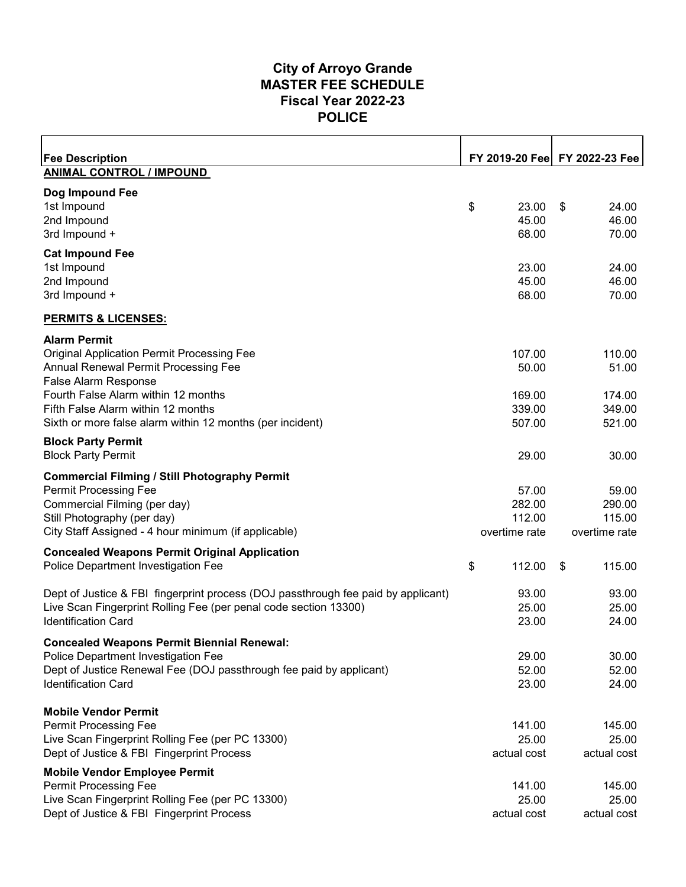# City of Arroyo Grande
## MASTER FEE SCHEDULE
## Fiscal Year 2022-23
## POLICE

| Fee Description | FY 2019-20 Fee | FY 2022-23 Fee |
|---|---|---|
| **ANIMAL CONTROL / IMPOUND** | | |
| **Dog Impound Fee** | | |
| 1st Impound | $ 23.00 | $ 24.00 |
| 2nd Impound | 45.00 | 46.00 |
| 3rd Impound + | 68.00 | 70.00 |
| **Cat Impound Fee** | | |
| 1st Impound | 23.00 | 24.00 |
| 2nd Impound | 45.00 | 46.00 |
| 3rd Impound + | 68.00 | 70.00 |
| **PERMITS & LICENSES:** | | |
| **Alarm Permit** | | |
| Original Application Permit Processing Fee | 107.00 | 110.00 |
| Annual Renewal Permit Processing Fee | 50.00 | 51.00 |
| False Alarm Response | | |
| Fourth False Alarm within 12 months | 169.00 | 174.00 |
| Fifth False Alarm within 12 months | 339.00 | 349.00 |
| Sixth or more false alarm within 12 months (per incident) | 507.00 | 521.00 |
| **Block Party Permit** | | |
| Block Party Permit | 29.00 | 30.00 |
| **Commercial Filming / Still Photography Permit** | | |
| Permit Processing Fee | 57.00 | 59.00 |
| Commercial Filming (per day) | 282.00 | 290.00 |
| Still Photography (per day) | 112.00 | 115.00 |
| City Staff Assigned - 4 hour minimum (if applicable) | overtime rate | overtime rate |
| **Concealed Weapons Permit Original Application** | | |
| Police Department Investigation Fee | $ 112.00 | $ 115.00 |
| Dept of Justice & FBI fingerprint process (DOJ passthrough fee paid by applicant) | 93.00 | 93.00 |
| Live Scan Fingerprint Rolling Fee (per penal code section 13300) | 25.00 | 25.00 |
| Identification Card | 23.00 | 24.00 |
| **Concealed Weapons Permit Biennial Renewal:** | | |
| Police Department Investigation Fee | 29.00 | 30.00 |
| Dept of Justice Renewal Fee (DOJ passthrough fee paid by applicant) | 52.00 | 52.00 |
| Identification Card | 23.00 | 24.00 |
| **Mobile Vendor Permit** | | |
| Permit Processing Fee | 141.00 | 145.00 |
| Live Scan Fingerprint Rolling Fee (per PC 13300) | 25.00 | 25.00 |
| Dept of Justice & FBI Fingerprint Process | actual cost | actual cost |
| **Mobile Vendor Employee Permit** | | |
| Permit Processing Fee | 141.00 | 145.00 |
| Live Scan Fingerprint Rolling Fee (per PC 13300) | 25.00 | 25.00 |
| Dept of Justice & FBI Fingerprint Process | actual cost | actual cost |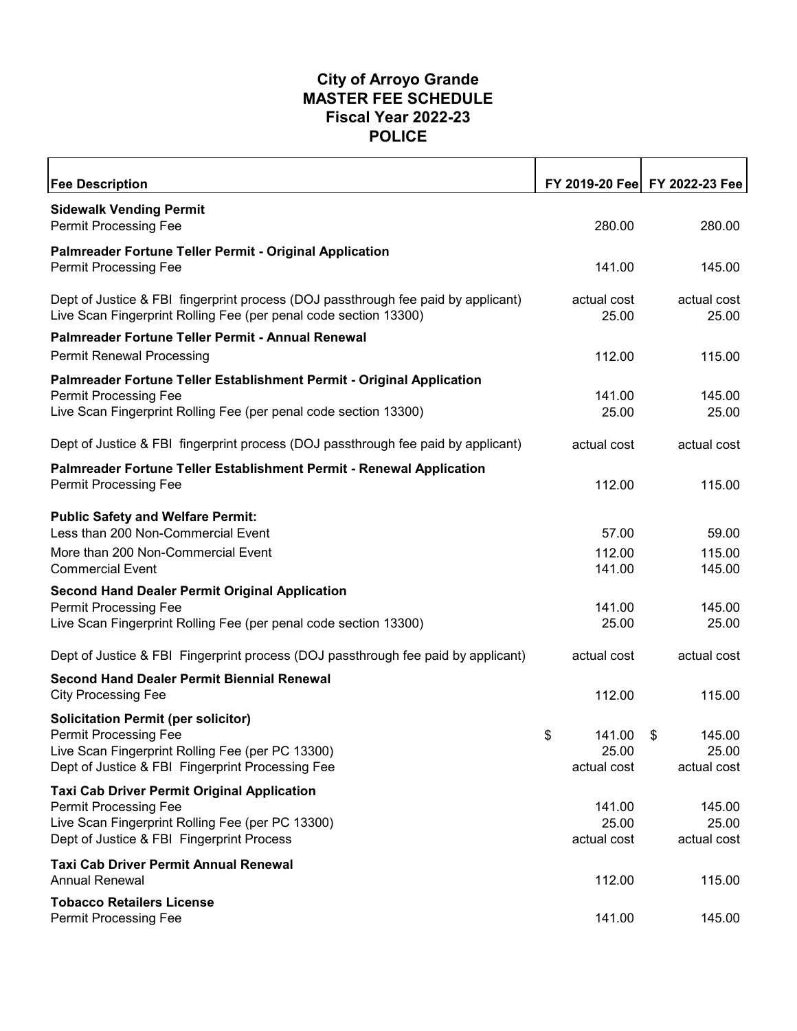# City of Arroyo Grande
# MASTER FEE SCHEDULE
# Fiscal Year 2022-23
# POLICE

| Fee Description | FY 2019-20 Fee | FY 2022-23 Fee |
|---|---|---|
| **Sidewalk Vending Permit** | | |
| Permit Processing Fee | 280.00 | 280.00 |
| **Palmreader Fortune Teller Permit - Original Application** | | |
| Permit Processing Fee | 141.00 | 145.00 |
| Dept of Justice & FBI fingerprint process (DOJ passthrough fee paid by applicant) | actual cost | actual cost |
| Live Scan Fingerprint Rolling Fee (per penal code section 13300) | 25.00 | 25.00 |
| **Palmreader Fortune Teller Permit - Annual Renewal** | | |
| Permit Renewal Processing | 112.00 | 115.00 |
| **Palmreader Fortune Teller Establishment Permit - Original Application** | | |
| Permit Processing Fee | 141.00 | 145.00 |
| Live Scan Fingerprint Rolling Fee (per penal code section 13300) | 25.00 | 25.00 |
| Dept of Justice & FBI fingerprint process (DOJ passthrough fee paid by applicant) | actual cost | actual cost |
| **Palmreader Fortune Teller Establishment Permit - Renewal Application** | | |
| Permit Processing Fee | 112.00 | 115.00 |
| **Public Safety and Welfare Permit:** | | |
| Less than 200 Non-Commercial Event | 57.00 | 59.00 |
| More than 200 Non-Commercial Event | 112.00 | 115.00 |
| Commercial Event | 141.00 | 145.00 |
| **Second Hand Dealer Permit Original Application** | | |
| Permit Processing Fee | 141.00 | 145.00 |
| Live Scan Fingerprint Rolling Fee (per penal code section 13300) | 25.00 | 25.00 |
| Dept of Justice & FBI Fingerprint process (DOJ passthrough fee paid by applicant) | actual cost | actual cost |
| **Second Hand Dealer Permit Biennial Renewal** | | |
| City Processing Fee | 112.00 | 115.00 |
| **Solicitation Permit (per solicitor)** | | |
| Permit Processing Fee | $ 141.00 | $ 145.00 |
| Live Scan Fingerprint Rolling Fee (per PC 13300) | 25.00 | 25.00 |
| Dept of Justice & FBI Fingerprint Processing Fee | actual cost | actual cost |
| **Taxi Cab Driver Permit Original Application** | | |
| Permit Processing Fee | 141.00 | 145.00 |
| Live Scan Fingerprint Rolling Fee (per PC 13300) | 25.00 | 25.00 |
| Dept of Justice & FBI Fingerprint Process | actual cost | actual cost |
| **Taxi Cab Driver Permit Annual Renewal** | | |
| Annual Renewal | 112.00 | 115.00 |
| **Tobacco Retailers License** | | |
| Permit Processing Fee | 141.00 | 145.00 |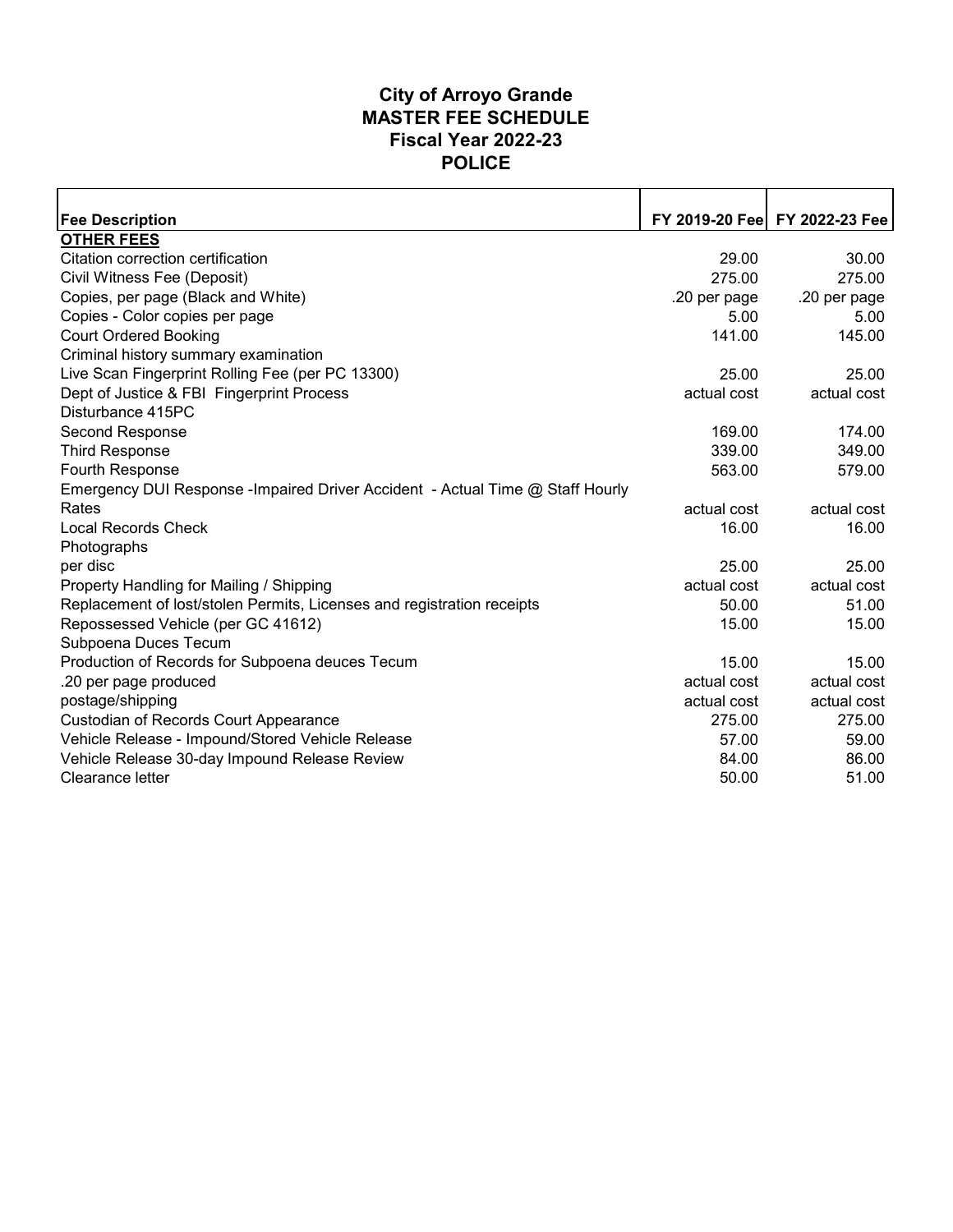# City of Arroyo Grande
# MASTER FEE SCHEDULE
# Fiscal Year 2022-23
# POLICE

| Fee Description | FY 2019-20 Fee | FY 2022-23 Fee |
|---|---|---|
| **OTHER FEES** | | |
| Citation correction certification | 29.00 | 30.00 |
| Civil Witness Fee (Deposit) | 275.00 | 275.00 |
| Copies, per page (Black and White) | .20 per page | .20 per page |
| Copies - Color copies per page | 5.00 | 5.00 |
| Court Ordered Booking | 141.00 | 145.00 |
| Criminal history summary examination | | |
| Live Scan Fingerprint Rolling Fee (per PC 13300) | 25.00 | 25.00 |
| Dept of Justice & FBI Fingerprint Process | actual cost | actual cost |
| Disturbance 415PC | | |
| Second Response | 169.00 | 174.00 |
| Third Response | 339.00 | 349.00 |
| Fourth Response | 563.00 | 579.00 |
| Emergency DUI Response -Impaired Driver Accident - Actual Time @ Staff Hourly Rates | actual cost | actual cost |
| Local Records Check | 16.00 | 16.00 |
| Photographs | | |
| per disc | 25.00 | 25.00 |
| Property Handling for Mailing / Shipping | actual cost | actual cost |
| Replacement of lost/stolen Permits, Licenses and registration receipts | 50.00 | 51.00 |
| Repossessed Vehicle (per GC 41612) | 15.00 | 15.00 |
| Subpoena Duces Tecum | | |
| Production of Records for Subpoena deuces Tecum | 15.00 | 15.00 |
| .20 per page produced | actual cost | actual cost |
| postage/shipping | actual cost | actual cost |
| Custodian of Records Court Appearance | 275.00 | 275.00 |
| Vehicle Release - Impound/Stored Vehicle Release | 57.00 | 59.00 |
| Vehicle Release 30-day Impound Release Review | 84.00 | 86.00 |
| Clearance letter | 50.00 | 51.00 |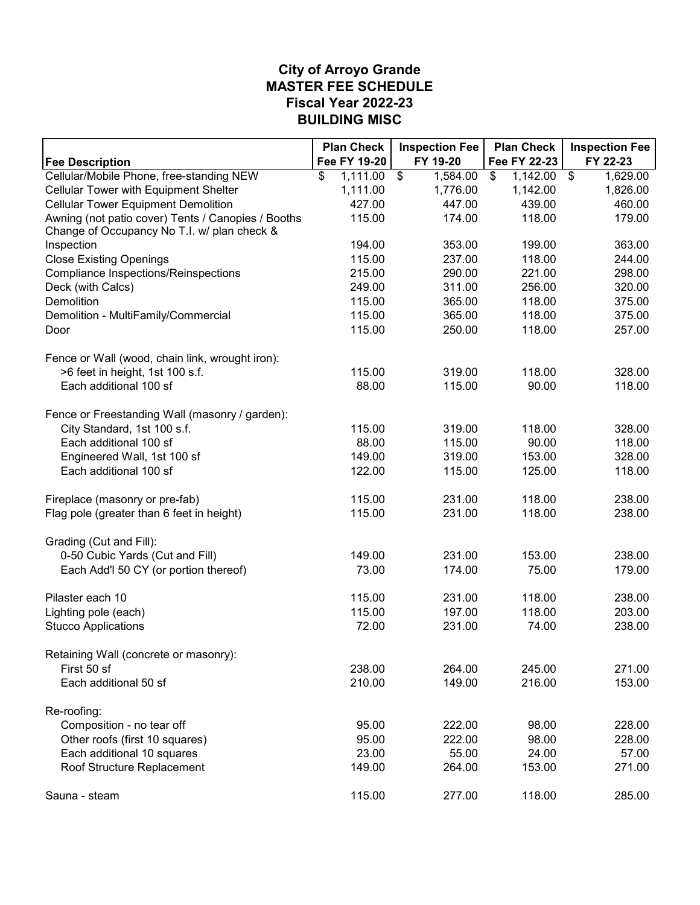# City of Arroyo Grande
## MASTER FEE SCHEDULE
### Fiscal Year 2022-23
### BUILDING MISC

| Fee Description | Plan Check Fee FY 19-20 | Inspection Fee FY 19-20 | Plan Check Fee FY 22-23 | Inspection Fee FY 22-23 |
|---|---|---|---|---|
| Cellular/Mobile Phone, free-standing NEW | $ 1,111.00 | $ 1,584.00 | $ 1,142.00 | $ 1,629.00 |
| Cellular Tower with Equipment Shelter | 1,111.00 | 1,776.00 | 1,142.00 | 1,826.00 |
| Cellular Tower Equipment Demolition | 427.00 | 447.00 | 439.00 | 460.00 |
| Awning (not patio cover) Tents / Canopies / Booths | 115.00 | 174.00 | 118.00 | 179.00 |
| Change of Occupancy No T.I. w/ plan check & Inspection | 194.00 | 353.00 | 199.00 | 363.00 |
| Close Existing Openings | 115.00 | 237.00 | 118.00 | 244.00 |
| Compliance Inspections/Reinspections | 215.00 | 290.00 | 221.00 | 298.00 |
| Deck (with Calcs) | 249.00 | 311.00 | 256.00 | 320.00 |
| Demolition | 115.00 | 365.00 | 118.00 | 375.00 |
| Demolition - MultiFamily/Commercial | 115.00 | 365.00 | 118.00 | 375.00 |
| Door | 115.00 | 250.00 | 118.00 | 257.00 |
| | | | | |
| Fence or Wall (wood, chain link, wrought iron): | | | | |
| >6 feet in height, 1st 100 s.f. | 115.00 | 319.00 | 118.00 | 328.00 |
| Each additional 100 sf | 88.00 | 115.00 | 90.00 | 118.00 |
| | | | | |
| Fence or Freestanding Wall (masonry / garden): | | | | |
| City Standard, 1st 100 s.f. | 115.00 | 319.00 | 118.00 | 328.00 |
| Each additional 100 sf | 88.00 | 115.00 | 90.00 | 118.00 |
| Engineered Wall, 1st 100 sf | 149.00 | 319.00 | 153.00 | 328.00 |
| Each additional 100 sf | 122.00 | 115.00 | 125.00 | 118.00 |
| | | | | |
| Fireplace (masonry or pre-fab) | 115.00 | 231.00 | 118.00 | 238.00 |
| Flag pole (greater than 6 feet in height) | 115.00 | 231.00 | 118.00 | 238.00 |
| | | | | |
| Grading (Cut and Fill): | | | | |
| 0-50 Cubic Yards (Cut and Fill) | 149.00 | 231.00 | 153.00 | 238.00 |
| Each Add'l 50 CY (or portion thereof) | 73.00 | 174.00 | 75.00 | 179.00 |
| | | | | |
| Pilaster each 10 | 115.00 | 231.00 | 118.00 | 238.00 |
| Lighting pole (each) | 115.00 | 197.00 | 118.00 | 203.00 |
| Stucco Applications | 72.00 | 231.00 | 74.00 | 238.00 |
| | | | | |
| Retaining Wall (concrete or masonry): | | | | |
| First 50 sf | 238.00 | 264.00 | 245.00 | 271.00 |
| Each additional 50 sf | 210.00 | 149.00 | 216.00 | 153.00 |
| | | | | |
| Re-roofing: | | | | |
| Composition - no tear off | 95.00 | 222.00 | 98.00 | 228.00 |
| Other roofs (first 10 squares) | 95.00 | 222.00 | 98.00 | 228.00 |
| Each additional 10 squares | 23.00 | 55.00 | 24.00 | 57.00 |
| Roof Structure Replacement | 149.00 | 264.00 | 153.00 | 271.00 |
| | | | | |
| Sauna - steam | 115.00 | 277.00 | 118.00 | 285.00 |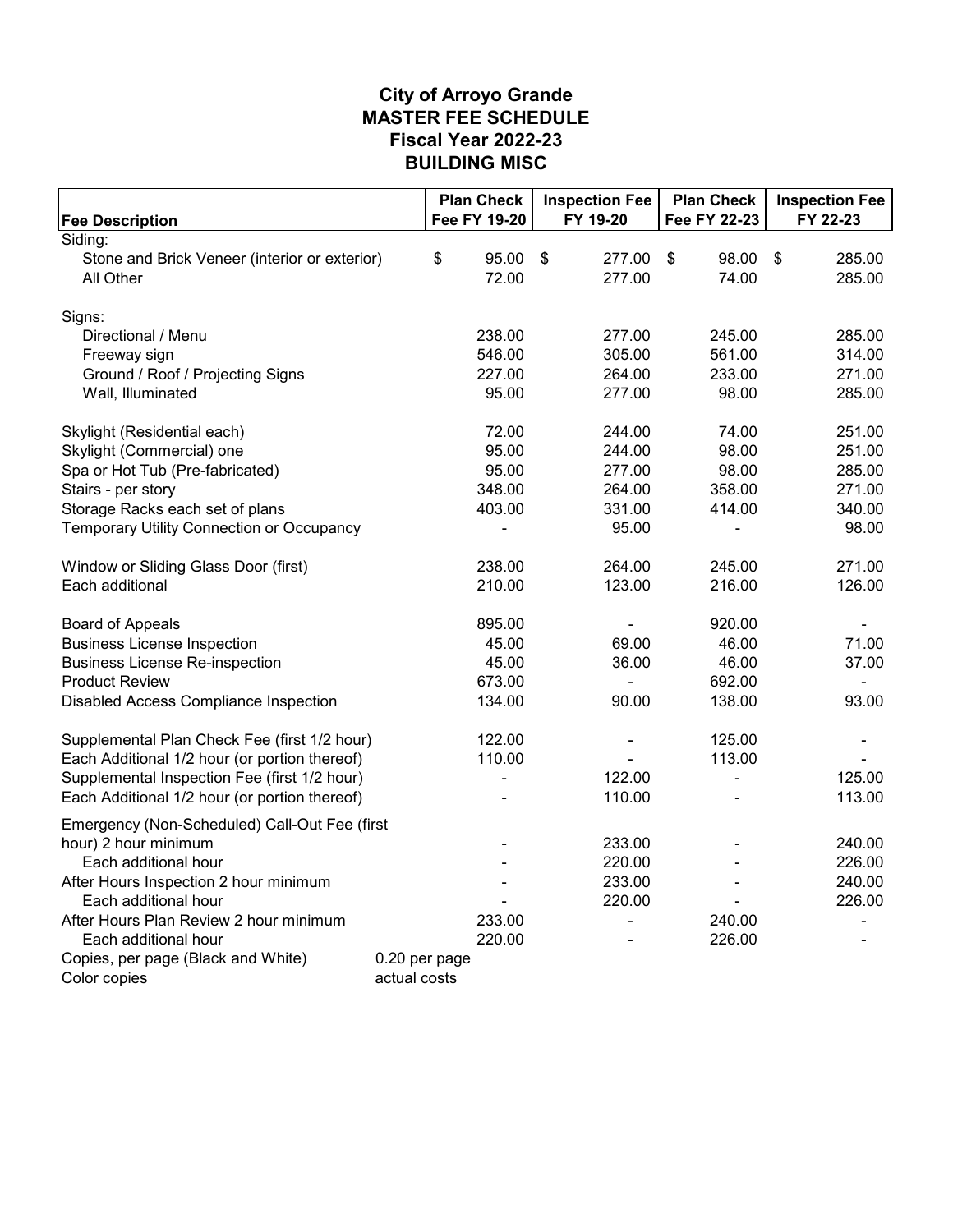## City of Arroyo Grande
## MASTER FEE SCHEDULE
## Fiscal Year 2022-23
## BUILDING MISC

| Fee Description | | Plan Check Fee FY 19-20 | Inspection Fee FY 19-20 | Plan Check Fee FY 22-23 | Inspection Fee FY 22-23 |
|---|---|---|---|---|---|
| Siding: | | | | | |
| Stone and Brick Veneer (interior or exterior) | | $ 95.00 | $ 277.00 | $ 98.00 | $ 285.00 |
| All Other | | 72.00 | 277.00 | 74.00 | 285.00 |
| | | | | | |
| Signs: | | | | | |
| Directional / Menu | | 238.00 | 277.00 | 245.00 | 285.00 |
| Freeway sign | | 546.00 | 305.00 | 561.00 | 314.00 |
| Ground / Roof / Projecting Signs | | 227.00 | 264.00 | 233.00 | 271.00 |
| Wall, Illuminated | | 95.00 | 277.00 | 98.00 | 285.00 |
| | | | | | |
| Skylight (Residential each) | | 72.00 | 244.00 | 74.00 | 251.00 |
| Skylight (Commercial) one | | 95.00 | 244.00 | 98.00 | 251.00 |
| Spa or Hot Tub (Pre-fabricated) | | 95.00 | 277.00 | 98.00 | 285.00 |
| Stairs - per story | | 348.00 | 264.00 | 358.00 | 271.00 |
| Storage Racks each set of plans | | 403.00 | 331.00 | 414.00 | 340.00 |
| Temporary Utility Connection or Occupancy | | - | 95.00 | - | 98.00 |
| | | | | | |
| Window or Sliding Glass Door (first) | | 238.00 | 264.00 | 245.00 | 271.00 |
| Each additional | | 210.00 | 123.00 | 216.00 | 126.00 |
| | | | | | |
| Board of Appeals | | 895.00 | - | 920.00 | - |
| Business License Inspection | | 45.00 | 69.00 | 46.00 | 71.00 |
| Business License Re-inspection | | 45.00 | 36.00 | 46.00 | 37.00 |
| Product Review | | 673.00 | - | 692.00 | - |
| Disabled Access Compliance Inspection | | 134.00 | 90.00 | 138.00 | 93.00 |
| | | | | | |
| Supplemental Plan Check Fee (first 1/2 hour) | | 122.00 | - | 125.00 | - |
| Each Additional 1/2 hour (or portion thereof) | | 110.00 | - | 113.00 | - |
| Supplemental Inspection Fee (first 1/2 hour) | | - | 122.00 | - | 125.00 |
| Each Additional 1/2 hour (or portion thereof) | | - | 110.00 | - | 113.00 |
| | | | | | |
| Emergency (Non-Scheduled) Call-Out Fee (first hour) 2 hour minimum | | - | 233.00 | - | 240.00 |
| Each additional hour | | - | 220.00 | - | 226.00 |
| After Hours Inspection 2 hour minimum | | - | 233.00 | - | 240.00 |
| Each additional hour | | - | 220.00 | - | 226.00 |
| After Hours Plan Review 2 hour minimum | | 233.00 | - | 240.00 | - |
| Each additional hour | | 220.00 | - | 226.00 | - |
| Copies, per page (Black and White) | 0.20 per page | | | | |
| Color copies | actual costs | | | | |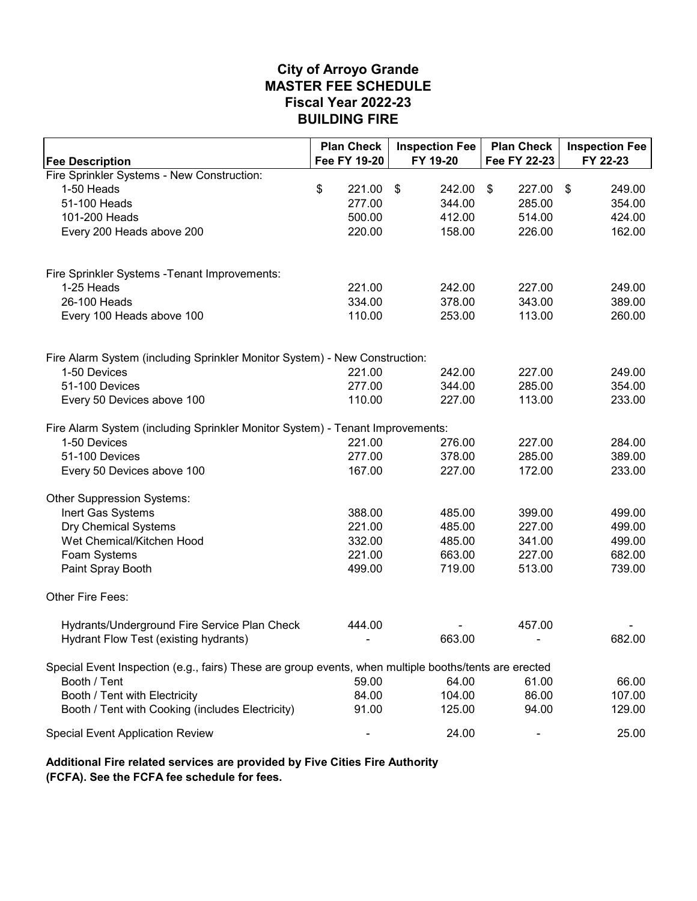# City of Arroyo Grande
# MASTER FEE SCHEDULE
# Fiscal Year 2022-23
# BUILDING FIRE

| Fee Description | Plan Check Fee FY 19-20 | Inspection Fee FY 19-20 | Plan Check Fee FY 22-23 | Inspection Fee FY 22-23 |
|---|---|---|---|---|
| Fire Sprinkler Systems - New Construction: | | | | |
| 1-50 Heads | $ 221.00 | $ 242.00 | $ 227.00 | $ 249.00 |
| 51-100 Heads | 277.00 | 344.00 | 285.00 | 354.00 |
| 101-200 Heads | 500.00 | 412.00 | 514.00 | 424.00 |
| Every 200 Heads above 200 | 220.00 | 158.00 | 226.00 | 162.00 |
| Fire Sprinkler Systems -Tenant Improvements: | | | | |
| 1-25 Heads | 221.00 | 242.00 | 227.00 | 249.00 |
| 26-100 Heads | 334.00 | 378.00 | 343.00 | 389.00 |
| Every 100 Heads above 100 | 110.00 | 253.00 | 113.00 | 260.00 |
| Fire Alarm System (including Sprinkler Monitor System) - New Construction: | | | | |
| 1-50 Devices | 221.00 | 242.00 | 227.00 | 249.00 |
| 51-100 Devices | 277.00 | 344.00 | 285.00 | 354.00 |
| Every 50 Devices above 100 | 110.00 | 227.00 | 113.00 | 233.00 |
| Fire Alarm System (including Sprinkler Monitor System) - Tenant Improvements: | | | | |
| 1-50 Devices | 221.00 | 276.00 | 227.00 | 284.00 |
| 51-100 Devices | 277.00 | 378.00 | 285.00 | 389.00 |
| Every 50 Devices above 100 | 167.00 | 227.00 | 172.00 | 233.00 |
| Other Suppression Systems: | | | | |
| Inert Gas Systems | 388.00 | 485.00 | 399.00 | 499.00 |
| Dry Chemical Systems | 221.00 | 485.00 | 227.00 | 499.00 |
| Wet Chemical/Kitchen Hood | 332.00 | 485.00 | 341.00 | 499.00 |
| Foam Systems | 221.00 | 663.00 | 227.00 | 682.00 |
| Paint Spray Booth | 499.00 | 719.00 | 513.00 | 739.00 |
| Other Fire Fees: | | | | |
| Hydrants/Underground Fire Service Plan Check | 444.00 | - | 457.00 | - |
| Hydrant Flow Test (existing hydrants) | - | 663.00 | - | 682.00 |
| Special Event Inspection (e.g., fairs) These are group events, when multiple booths/tents are erected | | | | |
| Booth / Tent | 59.00 | 64.00 | 61.00 | 66.00 |
| Booth / Tent with Electricity | 84.00 | 104.00 | 86.00 | 107.00 |
| Booth / Tent with Cooking (includes Electricity) | 91.00 | 125.00 | 94.00 | 129.00 |
| Special Event Application Review | - | 24.00 | - | 25.00 |

**Additional Fire related services are provided by Five Cities Fire Authority (FCFA). See the FCFA fee schedule for fees.**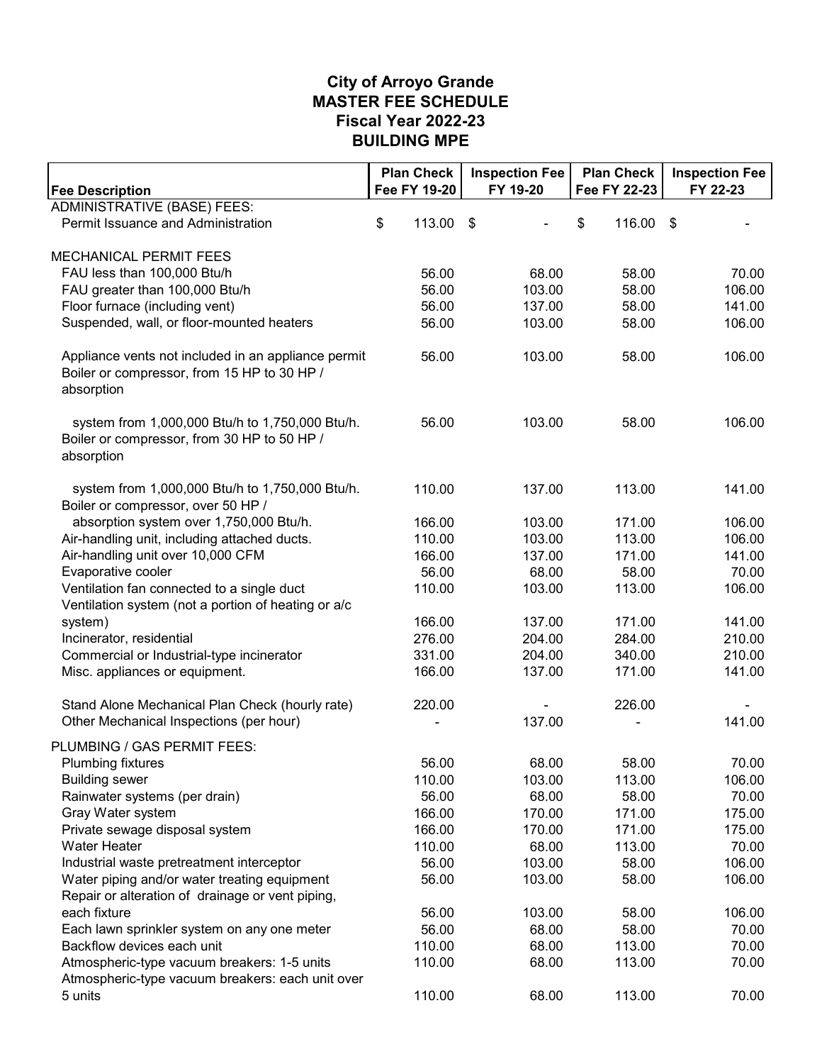# City of Arroyo Grande
# MASTER FEE SCHEDULE
## Fiscal Year 2022-23
## BUILDING MPE

| Fee Description | Plan Check Fee FY 19-20 | Inspection Fee FY 19-20 | Plan Check Fee FY 22-23 | Inspection Fee FY 22-23 |
|---|---|---|---|---|
| ADMINISTRATIVE (BASE) FEES: | | | | |
| Permit Issuance and Administration | $ 113.00 | $ - | $ 116.00 | $ - |
| | | | | |
| MECHANICAL PERMIT FEES | | | | |
| FAU less than 100,000 Btu/h | 56.00 | 68.00 | 58.00 | 70.00 |
| FAU greater than 100,000 Btu/h | 56.00 | 103.00 | 58.00 | 106.00 |
| Floor furnace (including vent) | 56.00 | 137.00 | 58.00 | 141.00 |
| Suspended, wall, or floor-mounted heaters | 56.00 | 103.00 | 58.00 | 106.00 |
| Appliance vents not included in an appliance permit | 56.00 | 103.00 | 58.00 | 106.00 |
| Boiler or compressor, from 15 HP to 30 HP / absorption system from 1,000,000 Btu/h to 1,750,000 Btu/h. | 56.00 | 103.00 | 58.00 | 106.00 |
| Boiler or compressor, from 30 HP to 50 HP / absorption system from 1,000,000 Btu/h to 1,750,000 Btu/h. | 110.00 | 137.00 | 113.00 | 141.00 |
| Boiler or compressor, over 50 HP / absorption system over 1,750,000 Btu/h. | 166.00 | 103.00 | 171.00 | 106.00 |
| Air-handling unit, including attached ducts. | 110.00 | 103.00 | 113.00 | 106.00 |
| Air-handling unit over 10,000 CFM | 166.00 | 137.00 | 171.00 | 141.00 |
| Evaporative cooler | 56.00 | 68.00 | 58.00 | 70.00 |
| Ventilation fan connected to a single duct | 110.00 | 103.00 | 113.00 | 106.00 |
| Ventilation system (not a portion of heating or a/c system) | 166.00 | 137.00 | 171.00 | 141.00 |
| Incinerator, residential | 276.00 | 204.00 | 284.00 | 210.00 |
| Commercial or Industrial-type incinerator | 331.00 | 204.00 | 340.00 | 210.00 |
| Misc. appliances or equipment. | 166.00 | 137.00 | 171.00 | 141.00 |
| Stand Alone Mechanical Plan Check (hourly rate) | 220.00 | - | 226.00 | - |
| Other Mechanical Inspections (per hour) | - | 137.00 | - | 141.00 |
| | | | | |
| PLUMBING / GAS PERMIT FEES: | | | | |
| Plumbing fixtures | 56.00 | 68.00 | 58.00 | 70.00 |
| Building sewer | 110.00 | 103.00 | 113.00 | 106.00 |
| Rainwater systems (per drain) | 56.00 | 68.00 | 58.00 | 70.00 |
| Gray Water system | 166.00 | 170.00 | 171.00 | 175.00 |
| Private sewage disposal system | 166.00 | 170.00 | 171.00 | 175.00 |
| Water Heater | 110.00 | 68.00 | 113.00 | 70.00 |
| Industrial waste pretreatment interceptor | 56.00 | 103.00 | 58.00 | 106.00 |
| Water piping and/or water treating equipment | 56.00 | 103.00 | 58.00 | 106.00 |
| Repair or alteration of drainage or vent piping, each fixture | 56.00 | 103.00 | 58.00 | 106.00 |
| Each lawn sprinkler system on any one meter | 56.00 | 68.00 | 58.00 | 70.00 |
| Backflow devices each unit | 110.00 | 68.00 | 113.00 | 70.00 |
| Atmospheric-type vacuum breakers: 1-5 units | 110.00 | 68.00 | 113.00 | 70.00 |
| Atmospheric-type vacuum breakers: each unit over 5 units | 110.00 | 68.00 | 113.00 | 70.00 |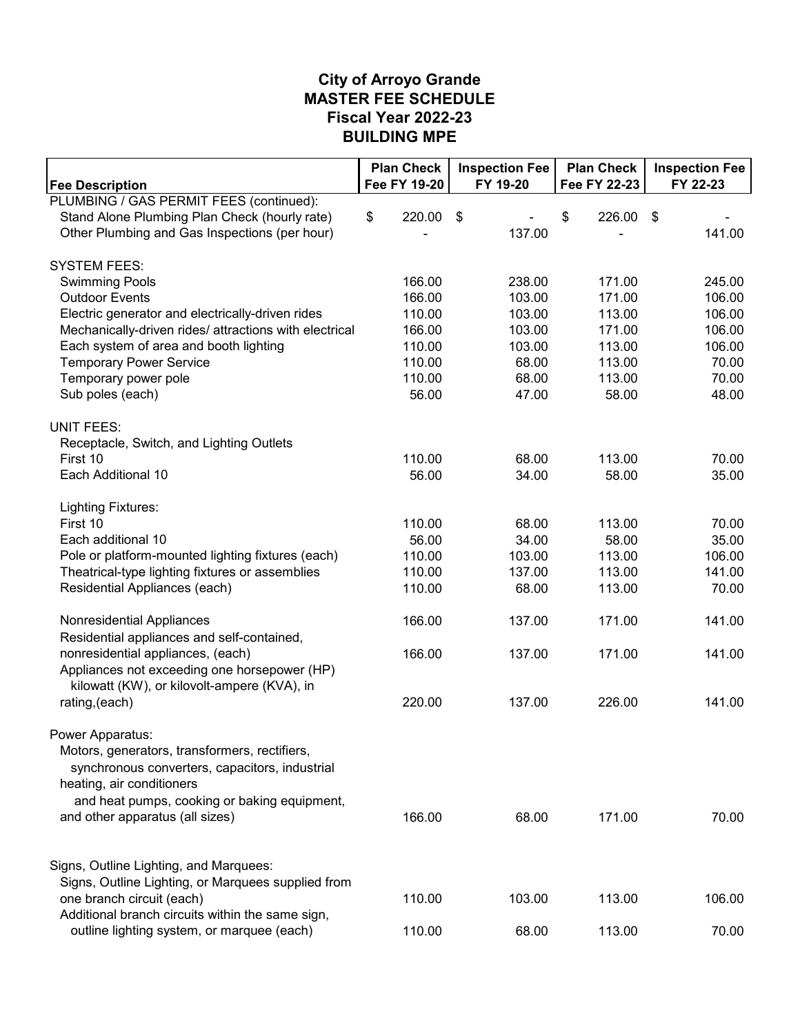# City of Arroyo Grande
# MASTER FEE SCHEDULE
# Fiscal Year 2022-23
# BUILDING MPE

| Fee Description | Plan Check Fee FY 19-20 | Inspection Fee FY 19-20 | Plan Check Fee FY 22-23 | Inspection Fee FY 22-23 |
|---|---|---|---|---|
| PLUMBING / GAS PERMIT FEES (continued): | | | | |
| Stand Alone Plumbing Plan Check (hourly rate) | $ 220.00 | $ - | $ 226.00 | $ - |
| Other Plumbing and Gas Inspections (per hour) | - | 137.00 | - | 141.00 |
| | | | | |
| SYSTEM FEES: | | | | |
| Swimming Pools | 166.00 | 238.00 | 171.00 | 245.00 |
| Outdoor Events | 166.00 | 103.00 | 171.00 | 106.00 |
| Electric generator and electrically-driven rides | 110.00 | 103.00 | 113.00 | 106.00 |
| Mechanically-driven rides/ attractions with electrical | 166.00 | 103.00 | 171.00 | 106.00 |
| Each system of area and booth lighting | 110.00 | 103.00 | 113.00 | 106.00 |
| Temporary Power Service | 110.00 | 68.00 | 113.00 | 70.00 |
| Temporary power pole | 110.00 | 68.00 | 113.00 | 70.00 |
| Sub poles (each) | 56.00 | 47.00 | 58.00 | 48.00 |
| | | | | |
| UNIT FEES: | | | | |
| Receptacle, Switch, and Lighting Outlets | | | | |
| First 10 | 110.00 | 68.00 | 113.00 | 70.00 |
| Each Additional 10 | 56.00 | 34.00 | 58.00 | 35.00 |
| | | | | |
| Lighting Fixtures: | | | | |
| First 10 | 110.00 | 68.00 | 113.00 | 70.00 |
| Each additional 10 | 56.00 | 34.00 | 58.00 | 35.00 |
| Pole or platform-mounted lighting fixtures (each) | 110.00 | 103.00 | 113.00 | 106.00 |
| Theatrical-type lighting fixtures or assemblies | 110.00 | 137.00 | 113.00 | 141.00 |
| Residential Appliances (each) | 110.00 | 68.00 | 113.00 | 70.00 |
| | | | | |
| Nonresidential Appliances | 166.00 | 137.00 | 171.00 | 141.00 |
| Residential appliances and self-contained, nonresidential appliances, (each) | 166.00 | 137.00 | 171.00 | 141.00 |
| Appliances not exceeding one horsepower (HP) kilowatt (KW), or kilovolt-ampere (KVA), in rating,(each) | 220.00 | 137.00 | 226.00 | 141.00 |
| | | | | |
| Power Apparatus: | | | | |
| Motors, generators, transformers, rectifiers, synchronous converters, capacitors, industrial heating, air conditioners and heat pumps, cooking or baking equipment, and other apparatus (all sizes) | 166.00 | 68.00 | 171.00 | 70.00 |
| | | | | |
| Signs, Outline Lighting, and Marquees: | | | | |
| Signs, Outline Lighting, or Marquees supplied from one branch circuit (each) | 110.00 | 103.00 | 113.00 | 106.00 |
| Additional branch circuits within the same sign, outline lighting system, or marquee (each) | 110.00 | 68.00 | 113.00 | 70.00 |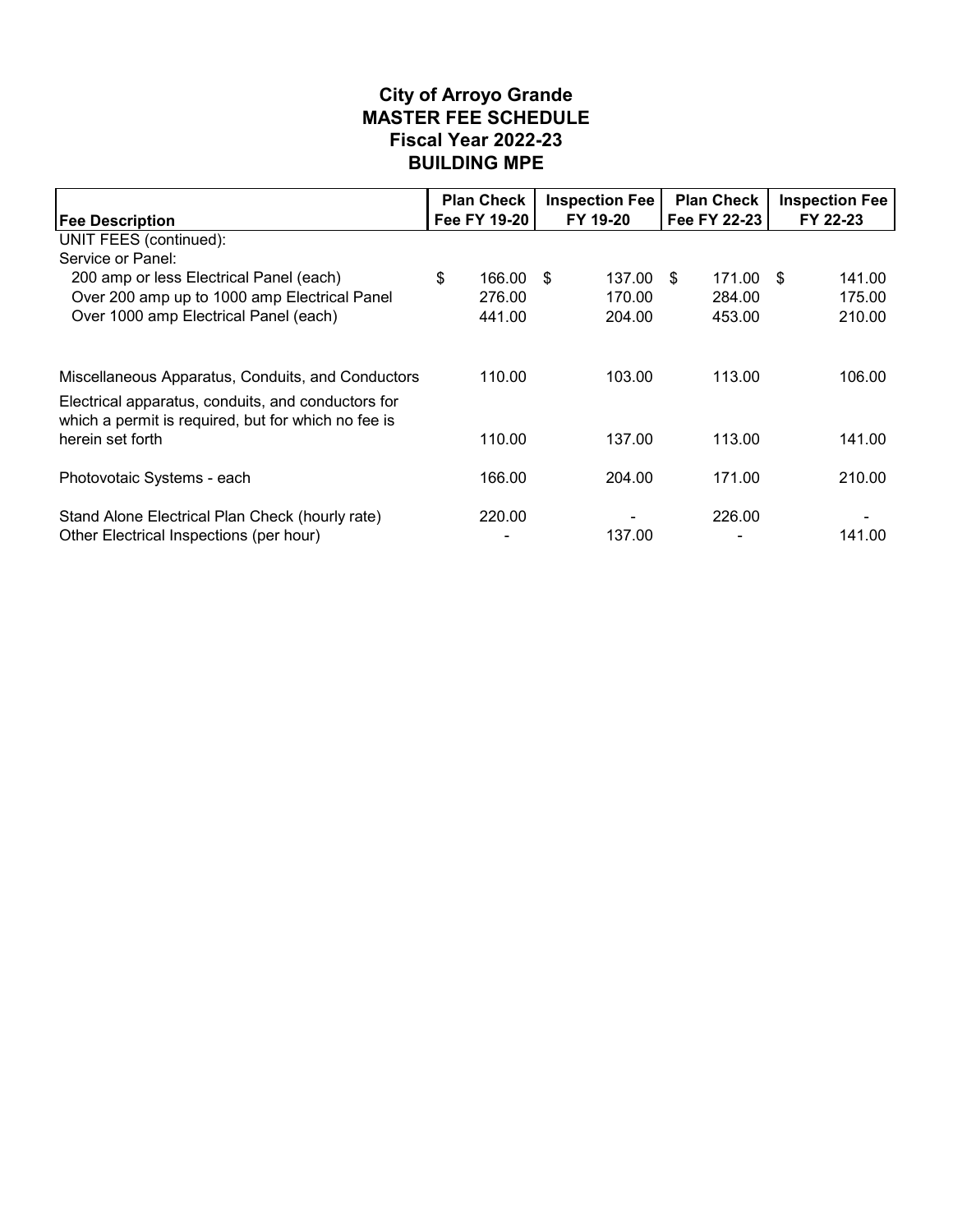# City of Arroyo Grande
# MASTER FEE SCHEDULE
# Fiscal Year 2022-23
# BUILDING MPE

| Fee Description | Plan Check Fee FY 19-20 | Inspection Fee FY 19-20 | Plan Check Fee FY 22-23 | Inspection Fee FY 22-23 |
|---|---|---|---|---|
| UNIT FEES (continued): | | | | |
| Service or Panel: | | | | |
| 200 amp or less Electrical Panel (each) | $ 166.00 | $ 137.00 | $ 171.00 | $ 141.00 |
| Over 200 amp up to 1000 amp Electrical Panel | 276.00 | 170.00 | 284.00 | 175.00 |
| Over 1000 amp Electrical Panel (each) | 441.00 | 204.00 | 453.00 | 210.00 |
| Miscellaneous Apparatus, Conduits, and Conductors | 110.00 | 103.00 | 113.00 | 106.00 |
| Electrical apparatus, conduits, and conductors for which a permit is required, but for which no fee is herein set forth | 110.00 | 137.00 | 113.00 | 141.00 |
| Photovotaic Systems - each | 166.00 | 204.00 | 171.00 | 210.00 |
| Stand Alone Electrical Plan Check (hourly rate) | 220.00 | - | 226.00 | - |
| Other Electrical Inspections (per hour) | - | 137.00 | - | 141.00 |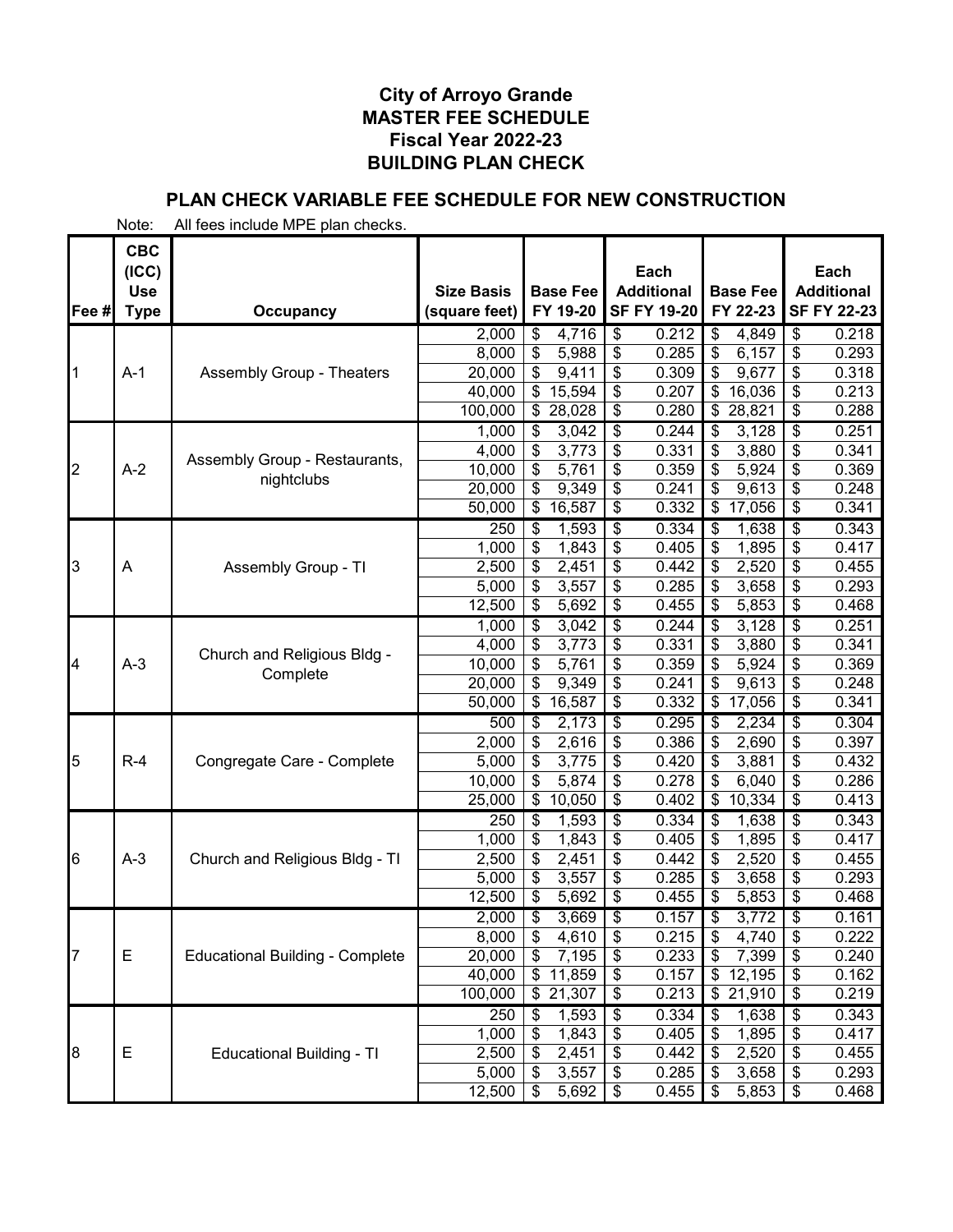# City of Arroyo Grande
# MASTER FEE SCHEDULE
# Fiscal Year 2022-23
# BUILDING PLAN CHECK

## PLAN CHECK VARIABLE FEE SCHEDULE FOR NEW CONSTRUCTION

Note: All fees include MPE plan checks.

| Fee # | CBC (ICC) Use Type | Occupancy | Size Basis (square feet) | Base Fee FY 19-20 | Each Additional SF FY 19-20 | Base Fee FY 22-23 | Each Additional SF FY 22-23 |
|---|---|---|---|---|---|---|---|
| 1 | A-1 | Assembly Group - Theaters | 2,000 | $ 4,716 | $ 0.212 | $ 4,849 | $ 0.218 |
| | | | 8,000 | $ 5,988 | $ 0.285 | $ 6,157 | $ 0.293 |
| | | | 20,000 | $ 9,411 | $ 0.309 | $ 9,677 | $ 0.318 |
| | | | 40,000 | $ 15,594 | $ 0.207 | $ 16,036 | $ 0.213 |
| | | | 100,000 | $ 28,028 | $ 0.280 | $ 28,821 | $ 0.288 |
| 2 | A-2 | Assembly Group - Restaurants, nightclubs | 1,000 | $ 3,042 | $ 0.244 | $ 3,128 | $ 0.251 |
| | | | 4,000 | $ 3,773 | $ 0.331 | $ 3,880 | $ 0.341 |
| | | | 10,000 | $ 5,761 | $ 0.359 | $ 5,924 | $ 0.369 |
| | | | 20,000 | $ 9,349 | $ 0.241 | $ 9,613 | $ 0.248 |
| | | | 50,000 | $ 16,587 | $ 0.332 | $ 17,056 | $ 0.341 |
| 3 | A | Assembly Group - TI | 250 | $ 1,593 | $ 0.334 | $ 1,638 | $ 0.343 |
| | | | 1,000 | $ 1,843 | $ 0.405 | $ 1,895 | $ 0.417 |
| | | | 2,500 | $ 2,451 | $ 0.442 | $ 2,520 | $ 0.455 |
| | | | 5,000 | $ 3,557 | $ 0.285 | $ 3,658 | $ 0.293 |
| | | | 12,500 | $ 5,692 | $ 0.455 | $ 5,853 | $ 0.468 |
| 4 | A-3 | Church and Religious Bldg - Complete | 1,000 | $ 3,042 | $ 0.244 | $ 3,128 | $ 0.251 |
| | | | 4,000 | $ 3,773 | $ 0.331 | $ 3,880 | $ 0.341 |
| | | | 10,000 | $ 5,761 | $ 0.359 | $ 5,924 | $ 0.369 |
| | | | 20,000 | $ 9,349 | $ 0.241 | $ 9,613 | $ 0.248 |
| | | | 50,000 | $ 16,587 | $ 0.332 | $ 17,056 | $ 0.341 |
| 5 | R-4 | Congregate Care - Complete | 500 | $ 2,173 | $ 0.295 | $ 2,234 | $ 0.304 |
| | | | 2,000 | $ 2,616 | $ 0.386 | $ 2,690 | $ 0.397 |
| | | | 5,000 | $ 3,775 | $ 0.420 | $ 3,881 | $ 0.432 |
| | | | 10,000 | $ 5,874 | $ 0.278 | $ 6,040 | $ 0.286 |
| | | | 25,000 | $ 10,050 | $ 0.402 | $ 10,334 | $ 0.413 |
| 6 | A-3 | Church and Religious Bldg - TI | 250 | $ 1,593 | $ 0.334 | $ 1,638 | $ 0.343 |
| | | | 1,000 | $ 1,843 | $ 0.405 | $ 1,895 | $ 0.417 |
| | | | 2,500 | $ 2,451 | $ 0.442 | $ 2,520 | $ 0.455 |
| | | | 5,000 | $ 3,557 | $ 0.285 | $ 3,658 | $ 0.293 |
| | | | 12,500 | $ 5,692 | $ 0.455 | $ 5,853 | $ 0.468 |
| 7 | E | Educational Building - Complete | 2,000 | $ 3,669 | $ 0.157 | $ 3,772 | $ 0.161 |
| | | | 8,000 | $ 4,610 | $ 0.215 | $ 4,740 | $ 0.222 |
| | | | 20,000 | $ 7,195 | $ 0.233 | $ 7,399 | $ 0.240 |
| | | | 40,000 | $ 11,859 | $ 0.157 | $ 12,195 | $ 0.162 |
| | | | 100,000 | $ 21,307 | $ 0.213 | $ 21,910 | $ 0.219 |
| 8 | E | Educational Building - TI | 250 | $ 1,593 | $ 0.334 | $ 1,638 | $ 0.343 |
| | | | 1,000 | $ 1,843 | $ 0.405 | $ 1,895 | $ 0.417 |
| | | | 2,500 | $ 2,451 | $ 0.442 | $ 2,520 | $ 0.455 |
| | | | 5,000 | $ 3,557 | $ 0.285 | $ 3,658 | $ 0.293 |
| | | | 12,500 | $ 5,692 | $ 0.455 | $ 5,853 | $ 0.468 |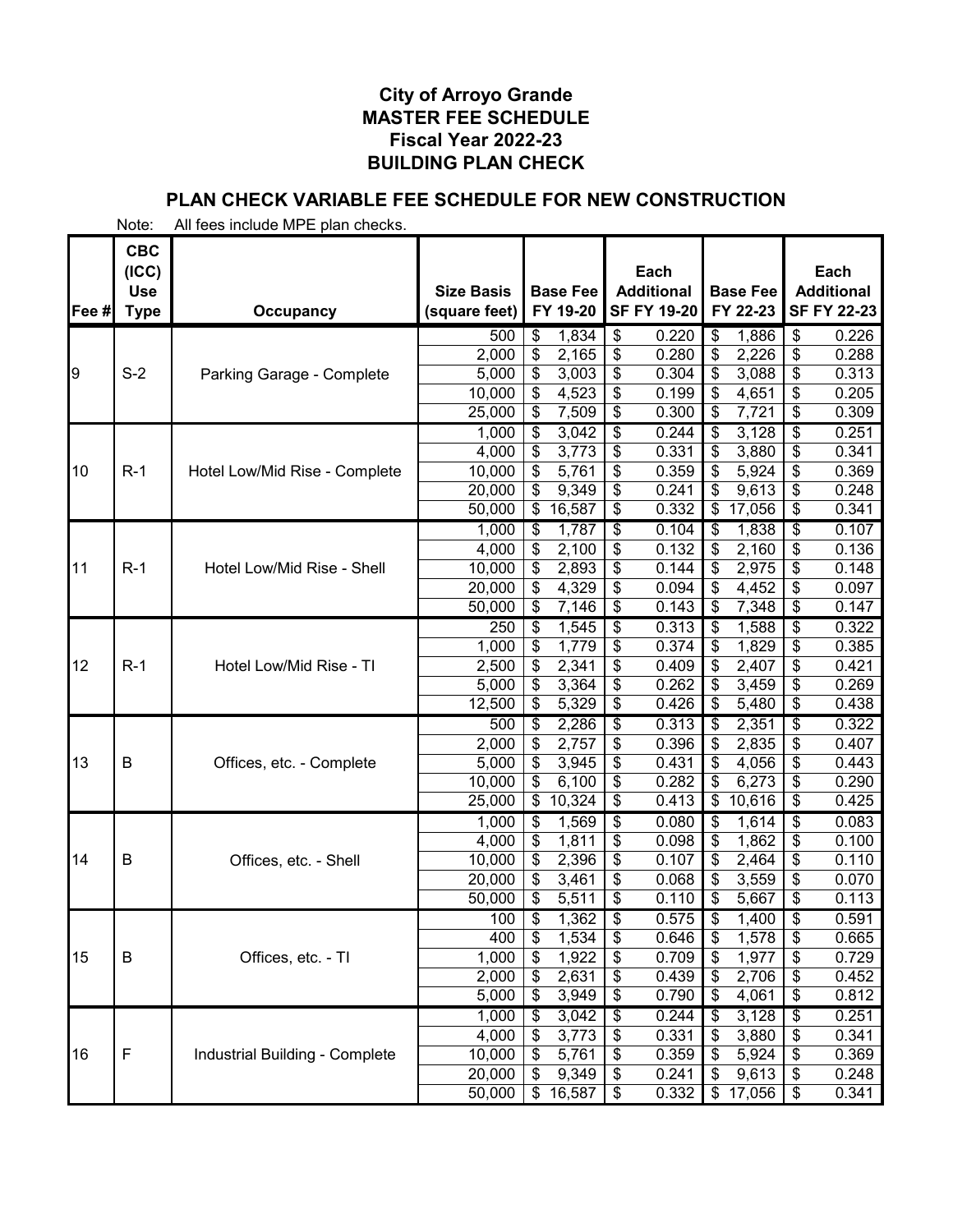# City of Arroyo Grande
# MASTER FEE SCHEDULE
# Fiscal Year 2022-23
# BUILDING PLAN CHECK

## PLAN CHECK VARIABLE FEE SCHEDULE FOR NEW CONSTRUCTION

Note: All fees include MPE plan checks.

| Fee # | CBC (ICC) Use Type | Occupancy | Size Basis (square feet) | Base Fee FY 19-20 | Each Additional SF FY 19-20 | Base Fee FY 22-23 | Each Additional SF FY 22-23 |
|---|---|---|---|---|---|---|---|
| 9 | S-2 | Parking Garage - Complete | 500 | $ 1,834 | $ 0.220 | $ 1,886 | $ 0.226 |
| | | | 2,000 | $ 2,165 | $ 0.280 | $ 2,226 | $ 0.288 |
| | | | 5,000 | $ 3,003 | $ 0.304 | $ 3,088 | $ 0.313 |
| | | | 10,000 | $ 4,523 | $ 0.199 | $ 4,651 | $ 0.205 |
| | | | 25,000 | $ 7,509 | $ 0.300 | $ 7,721 | $ 0.309 |
| 10 | R-1 | Hotel Low/Mid Rise - Complete | 1,000 | $ 3,042 | $ 0.244 | $ 3,128 | $ 0.251 |
| | | | 4,000 | $ 3,773 | $ 0.331 | $ 3,880 | $ 0.341 |
| | | | 10,000 | $ 5,761 | $ 0.359 | $ 5,924 | $ 0.369 |
| | | | 20,000 | $ 9,349 | $ 0.241 | $ 9,613 | $ 0.248 |
| | | | 50,000 | $ 16,587 | $ 0.332 | $ 17,056 | $ 0.341 |
| 11 | R-1 | Hotel Low/Mid Rise - Shell | 1,000 | $ 1,787 | $ 0.104 | $ 1,838 | $ 0.107 |
| | | | 4,000 | $ 2,100 | $ 0.132 | $ 2,160 | $ 0.136 |
| | | | 10,000 | $ 2,893 | $ 0.144 | $ 2,975 | $ 0.148 |
| | | | 20,000 | $ 4,329 | $ 0.094 | $ 4,452 | $ 0.097 |
| | | | 50,000 | $ 7,146 | $ 0.143 | $ 7,348 | $ 0.147 |
| 12 | R-1 | Hotel Low/Mid Rise - TI | 250 | $ 1,545 | $ 0.313 | $ 1,588 | $ 0.322 |
| | | | 1,000 | $ 1,779 | $ 0.374 | $ 1,829 | $ 0.385 |
| | | | 2,500 | $ 2,341 | $ 0.409 | $ 2,407 | $ 0.421 |
| | | | 5,000 | $ 3,364 | $ 0.262 | $ 3,459 | $ 0.269 |
| | | | 12,500 | $ 5,329 | $ 0.426 | $ 5,480 | $ 0.438 |
| 13 | B | Offices, etc. - Complete | 500 | $ 2,286 | $ 0.313 | $ 2,351 | $ 0.322 |
| | | | 2,000 | $ 2,757 | $ 0.396 | $ 2,835 | $ 0.407 |
| | | | 5,000 | $ 3,945 | $ 0.431 | $ 4,056 | $ 0.443 |
| | | | 10,000 | $ 6,100 | $ 0.282 | $ 6,273 | $ 0.290 |
| | | | 25,000 | $ 10,324 | $ 0.413 | $ 10,616 | $ 0.425 |
| 14 | B | Offices, etc. - Shell | 1,000 | $ 1,569 | $ 0.080 | $ 1,614 | $ 0.083 |
| | | | 4,000 | $ 1,811 | $ 0.098 | $ 1,862 | $ 0.100 |
| | | | 10,000 | $ 2,396 | $ 0.107 | $ 2,464 | $ 0.110 |
| | | | 20,000 | $ 3,461 | $ 0.068 | $ 3,559 | $ 0.070 |
| | | | 50,000 | $ 5,511 | $ 0.110 | $ 5,667 | $ 0.113 |
| 15 | B | Offices, etc. - TI | 100 | $ 1,362 | $ 0.575 | $ 1,400 | $ 0.591 |
| | | | 400 | $ 1,534 | $ 0.646 | $ 1,578 | $ 0.665 |
| | | | 1,000 | $ 1,922 | $ 0.709 | $ 1,977 | $ 0.729 |
| | | | 2,000 | $ 2,631 | $ 0.439 | $ 2,706 | $ 0.452 |
| | | | 5,000 | $ 3,949 | $ 0.790 | $ 4,061 | $ 0.812 |
| 16 | F | Industrial Building - Complete | 1,000 | $ 3,042 | $ 0.244 | $ 3,128 | $ 0.251 |
| | | | 4,000 | $ 3,773 | $ 0.331 | $ 3,880 | $ 0.341 |
| | | | 10,000 | $ 5,761 | $ 0.359 | $ 5,924 | $ 0.369 |
| | | | 20,000 | $ 9,349 | $ 0.241 | $ 9,613 | $ 0.248 |
| | | | 50,000 | $ 16,587 | $ 0.332 | $ 17,056 | $ 0.341 |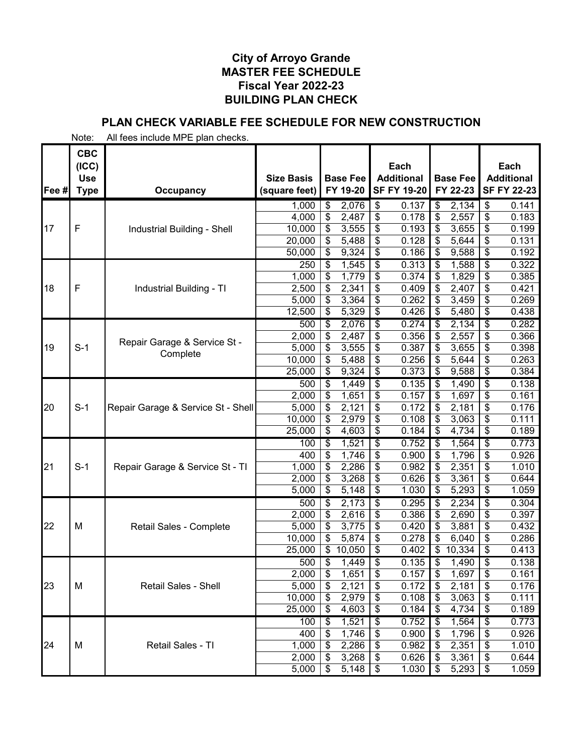# City of Arroyo Grande
# MASTER FEE SCHEDULE
# Fiscal Year 2022-23
# BUILDING PLAN CHECK

## PLAN CHECK VARIABLE FEE SCHEDULE FOR NEW CONSTRUCTION

Note: All fees include MPE plan checks.

| Fee # | CBC (ICC) Use Type | Occupancy | Size Basis (square feet) | Base Fee FY 19-20 | Each Additional SF FY 19-20 | Base Fee FY 22-23 | Each Additional SF FY 22-23 |
|---|---|---|---|---|---|---|---|
| 17 | F | Industrial Building - Shell | 1,000 | $ 2,076 | $ 0.137 | $ 2,134 | $ 0.141 |
| | | | 4,000 | $ 2,487 | $ 0.178 | $ 2,557 | $ 0.183 |
| | | | 10,000 | $ 3,555 | $ 0.193 | $ 3,655 | $ 0.199 |
| | | | 20,000 | $ 5,488 | $ 0.128 | $ 5,644 | $ 0.131 |
| | | | 50,000 | $ 9,324 | $ 0.186 | $ 9,588 | $ 0.192 |
| 18 | F | Industrial Building - TI | 250 | $ 1,545 | $ 0.313 | $ 1,588 | $ 0.322 |
| | | | 1,000 | $ 1,779 | $ 0.374 | $ 1,829 | $ 0.385 |
| | | | 2,500 | $ 2,341 | $ 0.409 | $ 2,407 | $ 0.421 |
| | | | 5,000 | $ 3,364 | $ 0.262 | $ 3,459 | $ 0.269 |
| | | | 12,500 | $ 5,329 | $ 0.426 | $ 5,480 | $ 0.438 |
| 19 | S-1 | Repair Garage & Service St - Complete | 500 | $ 2,076 | $ 0.274 | $ 2,134 | $ 0.282 |
| | | | 2,000 | $ 2,487 | $ 0.356 | $ 2,557 | $ 0.366 |
| | | | 5,000 | $ 3,555 | $ 0.387 | $ 3,655 | $ 0.398 |
| | | | 10,000 | $ 5,488 | $ 0.256 | $ 5,644 | $ 0.263 |
| | | | 25,000 | $ 9,324 | $ 0.373 | $ 9,588 | $ 0.384 |
| 20 | S-1 | Repair Garage & Service St - Shell | 500 | $ 1,449 | $ 0.135 | $ 1,490 | $ 0.138 |
| | | | 2,000 | $ 1,651 | $ 0.157 | $ 1,697 | $ 0.161 |
| | | | 5,000 | $ 2,121 | $ 0.172 | $ 2,181 | $ 0.176 |
| | | | 10,000 | $ 2,979 | $ 0.108 | $ 3,063 | $ 0.111 |
| | | | 25,000 | $ 4,603 | $ 0.184 | $ 4,734 | $ 0.189 |
| 21 | S-1 | Repair Garage & Service St - TI | 100 | $ 1,521 | $ 0.752 | $ 1,564 | $ 0.773 |
| | | | 400 | $ 1,746 | $ 0.900 | $ 1,796 | $ 0.926 |
| | | | 1,000 | $ 2,286 | $ 0.982 | $ 2,351 | $ 1.010 |
| | | | 2,000 | $ 3,268 | $ 0.626 | $ 3,361 | $ 0.644 |
| | | | 5,000 | $ 5,148 | $ 1.030 | $ 5,293 | $ 1.059 |
| 22 | M | Retail Sales - Complete | 500 | $ 2,173 | $ 0.295 | $ 2,234 | $ 0.304 |
| | | | 2,000 | $ 2,616 | $ 0.386 | $ 2,690 | $ 0.397 |
| | | | 5,000 | $ 3,775 | $ 0.420 | $ 3,881 | $ 0.432 |
| | | | 10,000 | $ 5,874 | $ 0.278 | $ 6,040 | $ 0.286 |
| | | | 25,000 | $ 10,050 | $ 0.402 | $ 10,334 | $ 0.413 |
| 23 | M | Retail Sales - Shell | 500 | $ 1,449 | $ 0.135 | $ 1,490 | $ 0.138 |
| | | | 2,000 | $ 1,651 | $ 0.157 | $ 1,697 | $ 0.161 |
| | | | 5,000 | $ 2,121 | $ 0.172 | $ 2,181 | $ 0.176 |
| | | | 10,000 | $ 2,979 | $ 0.108 | $ 3,063 | $ 0.111 |
| | | | 25,000 | $ 4,603 | $ 0.184 | $ 4,734 | $ 0.189 |
| 24 | M | Retail Sales - TI | 100 | $ 1,521 | $ 0.752 | $ 1,564 | $ 0.773 |
| | | | 400 | $ 1,746 | $ 0.900 | $ 1,796 | $ 0.926 |
| | | | 1,000 | $ 2,286 | $ 0.982 | $ 2,351 | $ 1.010 |
| | | | 2,000 | $ 3,268 | $ 0.626 | $ 3,361 | $ 0.644 |
| | | | 5,000 | $ 5,148 | $ 1.030 | $ 5,293 | $ 1.059 |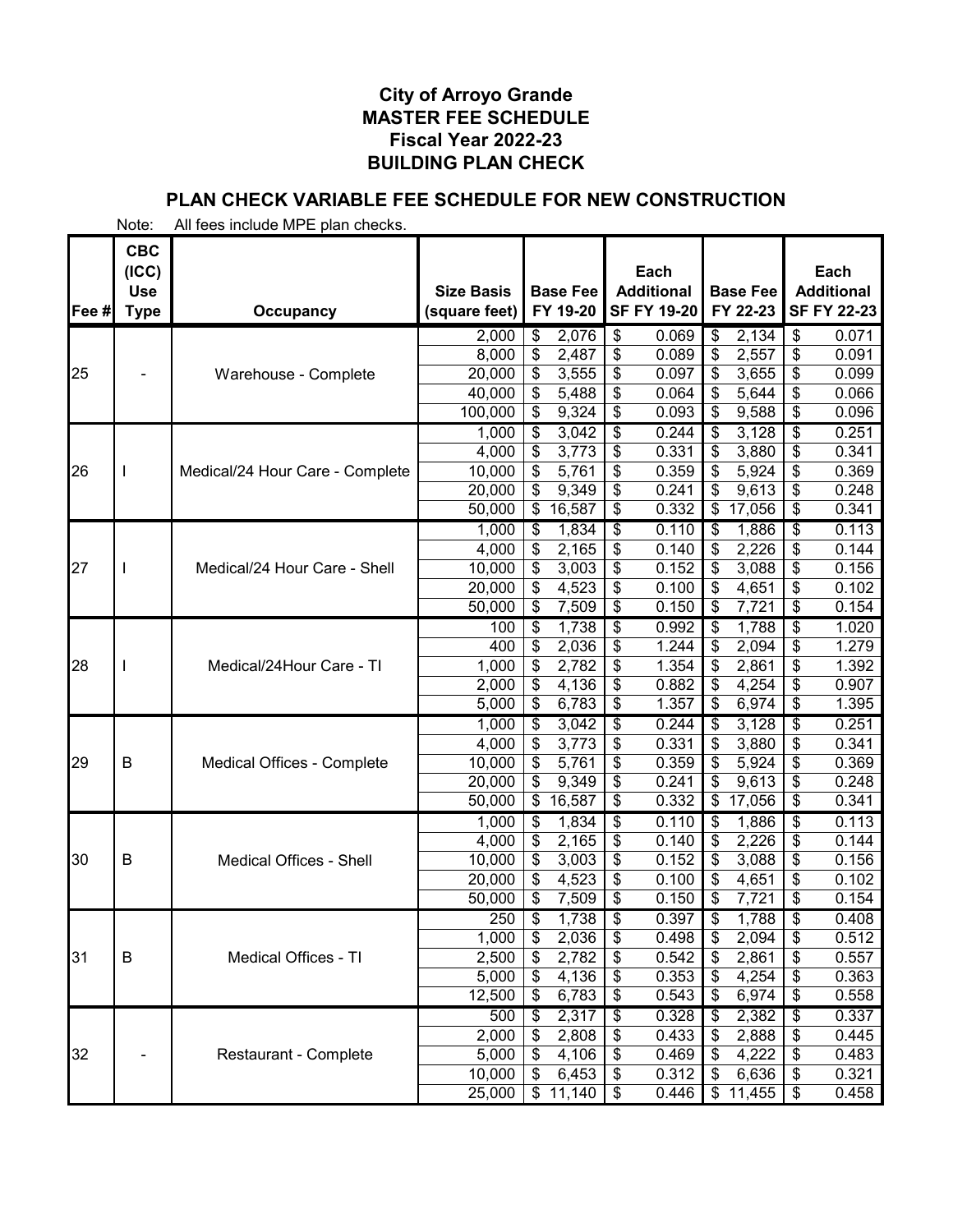# City of Arroyo Grande
# MASTER FEE SCHEDULE
# Fiscal Year 2022-23
# BUILDING PLAN CHECK

## PLAN CHECK VARIABLE FEE SCHEDULE FOR NEW CONSTRUCTION

Note: All fees include MPE plan checks.

| Fee # | CBC (ICC) Use Type | Occupancy | Size Basis (square feet) | Base Fee FY 19-20 | Each Additional SF FY 19-20 | Base Fee FY 22-23 | Each Additional SF FY 22-23 |
|---|---|---|---|---|---|---|---|
| 25 | - | Warehouse - Complete | 2,000 | $ 2,076 | $ 0.069 | $ 2,134 | $ 0.071 |
| | | | 8,000 | $ 2,487 | $ 0.089 | $ 2,557 | $ 0.091 |
| | | | 20,000 | $ 3,555 | $ 0.097 | $ 3,655 | $ 0.099 |
| | | | 40,000 | $ 5,488 | $ 0.064 | $ 5,644 | $ 0.066 |
| | | | 100,000 | $ 9,324 | $ 0.093 | $ 9,588 | $ 0.096 |
| 26 | I | Medical/24 Hour Care - Complete | 1,000 | $ 3,042 | $ 0.244 | $ 3,128 | $ 0.251 |
| | | | 4,000 | $ 3,773 | $ 0.331 | $ 3,880 | $ 0.341 |
| | | | 10,000 | $ 5,761 | $ 0.359 | $ 5,924 | $ 0.369 |
| | | | 20,000 | $ 9,349 | $ 0.241 | $ 9,613 | $ 0.248 |
| | | | 50,000 | $ 16,587 | $ 0.332 | $ 17,056 | $ 0.341 |
| 27 | I | Medical/24 Hour Care - Shell | 1,000 | $ 1,834 | $ 0.110 | $ 1,886 | $ 0.113 |
| | | | 4,000 | $ 2,165 | $ 0.140 | $ 2,226 | $ 0.144 |
| | | | 10,000 | $ 3,003 | $ 0.152 | $ 3,088 | $ 0.156 |
| | | | 20,000 | $ 4,523 | $ 0.100 | $ 4,651 | $ 0.102 |
| | | | 50,000 | $ 7,509 | $ 0.150 | $ 7,721 | $ 0.154 |
| 28 | I | Medical/24Hour Care - TI | 100 | $ 1,738 | $ 0.992 | $ 1,788 | $ 1.020 |
| | | | 400 | $ 2,036 | $ 1.244 | $ 2,094 | $ 1.279 |
| | | | 1,000 | $ 2,782 | $ 1.354 | $ 2,861 | $ 1.392 |
| | | | 2,000 | $ 4,136 | $ 0.882 | $ 4,254 | $ 0.907 |
| | | | 5,000 | $ 6,783 | $ 1.357 | $ 6,974 | $ 1.395 |
| 29 | B | Medical Offices - Complete | 1,000 | $ 3,042 | $ 0.244 | $ 3,128 | $ 0.251 |
| | | | 4,000 | $ 3,773 | $ 0.331 | $ 3,880 | $ 0.341 |
| | | | 10,000 | $ 5,761 | $ 0.359 | $ 5,924 | $ 0.369 |
| | | | 20,000 | $ 9,349 | $ 0.241 | $ 9,613 | $ 0.248 |
| | | | 50,000 | $ 16,587 | $ 0.332 | $ 17,056 | $ 0.341 |
| 30 | B | Medical Offices - Shell | 1,000 | $ 1,834 | $ 0.110 | $ 1,886 | $ 0.113 |
| | | | 4,000 | $ 2,165 | $ 0.140 | $ 2,226 | $ 0.144 |
| | | | 10,000 | $ 3,003 | $ 0.152 | $ 3,088 | $ 0.156 |
| | | | 20,000 | $ 4,523 | $ 0.100 | $ 4,651 | $ 0.102 |
| | | | 50,000 | $ 7,509 | $ 0.150 | $ 7,721 | $ 0.154 |
| 31 | B | Medical Offices - TI | 250 | $ 1,738 | $ 0.397 | $ 1,788 | $ 0.408 |
| | | | 1,000 | $ 2,036 | $ 0.498 | $ 2,094 | $ 0.512 |
| | | | 2,500 | $ 2,782 | $ 0.542 | $ 2,861 | $ 0.557 |
| | | | 5,000 | $ 4,136 | $ 0.353 | $ 4,254 | $ 0.363 |
| | | | 12,500 | $ 6,783 | $ 0.543 | $ 6,974 | $ 0.558 |
| 32 | - | Restaurant - Complete | 500 | $ 2,317 | $ 0.328 | $ 2,382 | $ 0.337 |
| | | | 2,000 | $ 2,808 | $ 0.433 | $ 2,888 | $ 0.445 |
| | | | 5,000 | $ 4,106 | $ 0.469 | $ 4,222 | $ 0.483 |
| | | | 10,000 | $ 6,453 | $ 0.312 | $ 6,636 | $ 0.321 |
| | | | 25,000 | $ 11,140 | $ 0.446 | $ 11,455 | $ 0.458 |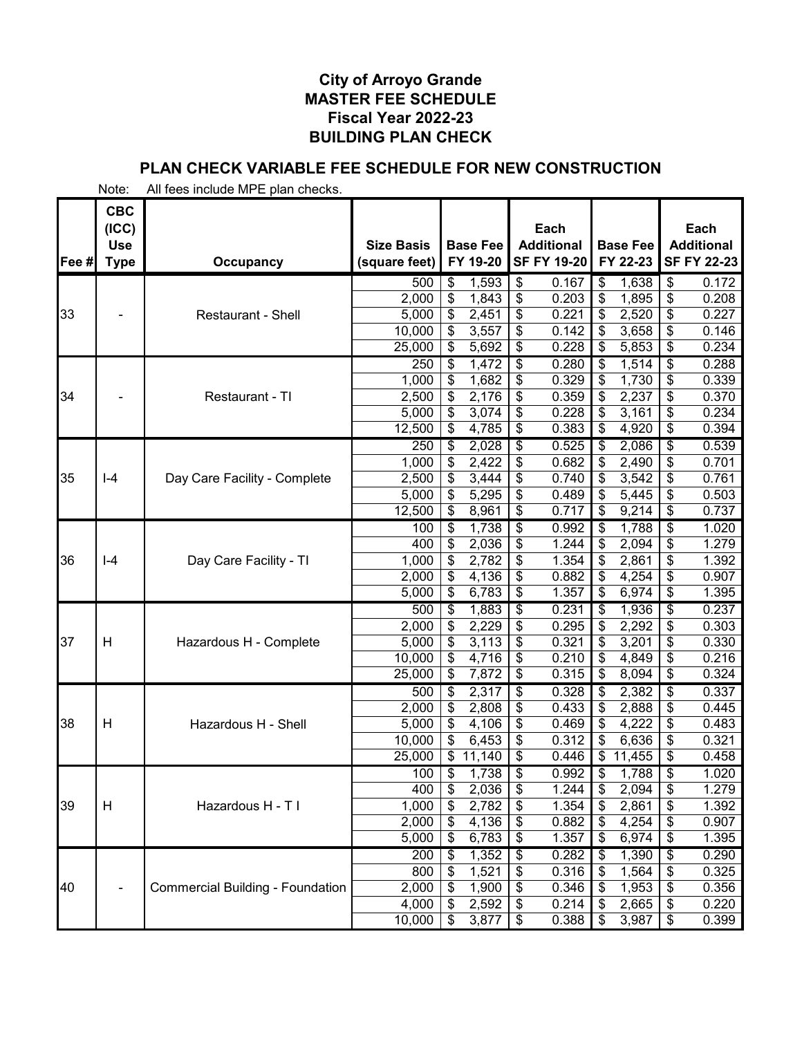# City of Arroyo Grande
## MASTER FEE SCHEDULE
## Fiscal Year 2022-23
## BUILDING PLAN CHECK

### PLAN CHECK VARIABLE FEE SCHEDULE FOR NEW CONSTRUCTION

Note: All fees include MPE plan checks.

| Fee # | CBC (ICC) Use Type | Occupancy | Size Basis (square feet) | Base Fee FY 19-20 | Each Additional SF FY 19-20 | Base Fee FY 22-23 | Each Additional SF FY 22-23 |
|---|---|---|---|---|---|---|---|
| 33 | - | Restaurant - Shell | 500 | $ 1,593 | $ 0.167 | $ 1,638 | $ 0.172 |
| | | | 2,000 | $ 1,843 | $ 0.203 | $ 1,895 | $ 0.208 |
| | | | 5,000 | $ 2,451 | $ 0.221 | $ 2,520 | $ 0.227 |
| | | | 10,000 | $ 3,557 | $ 0.142 | $ 3,658 | $ 0.146 |
| | | | 25,000 | $ 5,692 | $ 0.228 | $ 5,853 | $ 0.234 |
| 34 | - | Restaurant - TI | 250 | $ 1,472 | $ 0.280 | $ 1,514 | $ 0.288 |
| | | | 1,000 | $ 1,682 | $ 0.329 | $ 1,730 | $ 0.339 |
| | | | 2,500 | $ 2,176 | $ 0.359 | $ 2,237 | $ 0.370 |
| | | | 5,000 | $ 3,074 | $ 0.228 | $ 3,161 | $ 0.234 |
| | | | 12,500 | $ 4,785 | $ 0.383 | $ 4,920 | $ 0.394 |
| 35 | I-4 | Day Care Facility - Complete | 250 | $ 2,028 | $ 0.525 | $ 2,086 | $ 0.539 |
| | | | 1,000 | $ 2,422 | $ 0.682 | $ 2,490 | $ 0.701 |
| | | | 2,500 | $ 3,444 | $ 0.740 | $ 3,542 | $ 0.761 |
| | | | 5,000 | $ 5,295 | $ 0.489 | $ 5,445 | $ 0.503 |
| | | | 12,500 | $ 8,961 | $ 0.717 | $ 9,214 | $ 0.737 |
| 36 | I-4 | Day Care Facility - TI | 100 | $ 1,738 | $ 0.992 | $ 1,788 | $ 1.020 |
| | | | 400 | $ 2,036 | $ 1.244 | $ 2,094 | $ 1.279 |
| | | | 1,000 | $ 2,782 | $ 1.354 | $ 2,861 | $ 1.392 |
| | | | 2,000 | $ 4,136 | $ 0.882 | $ 4,254 | $ 0.907 |
| | | | 5,000 | $ 6,783 | $ 1.357 | $ 6,974 | $ 1.395 |
| 37 | H | Hazardous H - Complete | 500 | $ 1,883 | $ 0.231 | $ 1,936 | $ 0.237 |
| | | | 2,000 | $ 2,229 | $ 0.295 | $ 2,292 | $ 0.303 |
| | | | 5,000 | $ 3,113 | $ 0.321 | $ 3,201 | $ 0.330 |
| | | | 10,000 | $ 4,716 | $ 0.210 | $ 4,849 | $ 0.216 |
| | | | 25,000 | $ 7,872 | $ 0.315 | $ 8,094 | $ 0.324 |
| 38 | H | Hazardous H - Shell | 500 | $ 2,317 | $ 0.328 | $ 2,382 | $ 0.337 |
| | | | 2,000 | $ 2,808 | $ 0.433 | $ 2,888 | $ 0.445 |
| | | | 5,000 | $ 4,106 | $ 0.469 | $ 4,222 | $ 0.483 |
| | | | 10,000 | $ 6,453 | $ 0.312 | $ 6,636 | $ 0.321 |
| | | | 25,000 | $ 11,140 | $ 0.446 | $ 11,455 | $ 0.458 |
| 39 | H | Hazardous H - T I | 100 | $ 1,738 | $ 0.992 | $ 1,788 | $ 1.020 |
| | | | 400 | $ 2,036 | $ 1.244 | $ 2,094 | $ 1.279 |
| | | | 1,000 | $ 2,782 | $ 1.354 | $ 2,861 | $ 1.392 |
| | | | 2,000 | $ 4,136 | $ 0.882 | $ 4,254 | $ 0.907 |
| | | | 5,000 | $ 6,783 | $ 1.357 | $ 6,974 | $ 1.395 |
| 40 | - | Commercial Building - Foundation | 200 | $ 1,352 | $ 0.282 | $ 1,390 | $ 0.290 |
| | | | 800 | $ 1,521 | $ 0.316 | $ 1,564 | $ 0.325 |
| | | | 2,000 | $ 1,900 | $ 0.346 | $ 1,953 | $ 0.356 |
| | | | 4,000 | $ 2,592 | $ 0.214 | $ 2,665 | $ 0.220 |
| | | | 10,000 | $ 3,877 | $ 0.388 | $ 3,987 | $ 0.399 |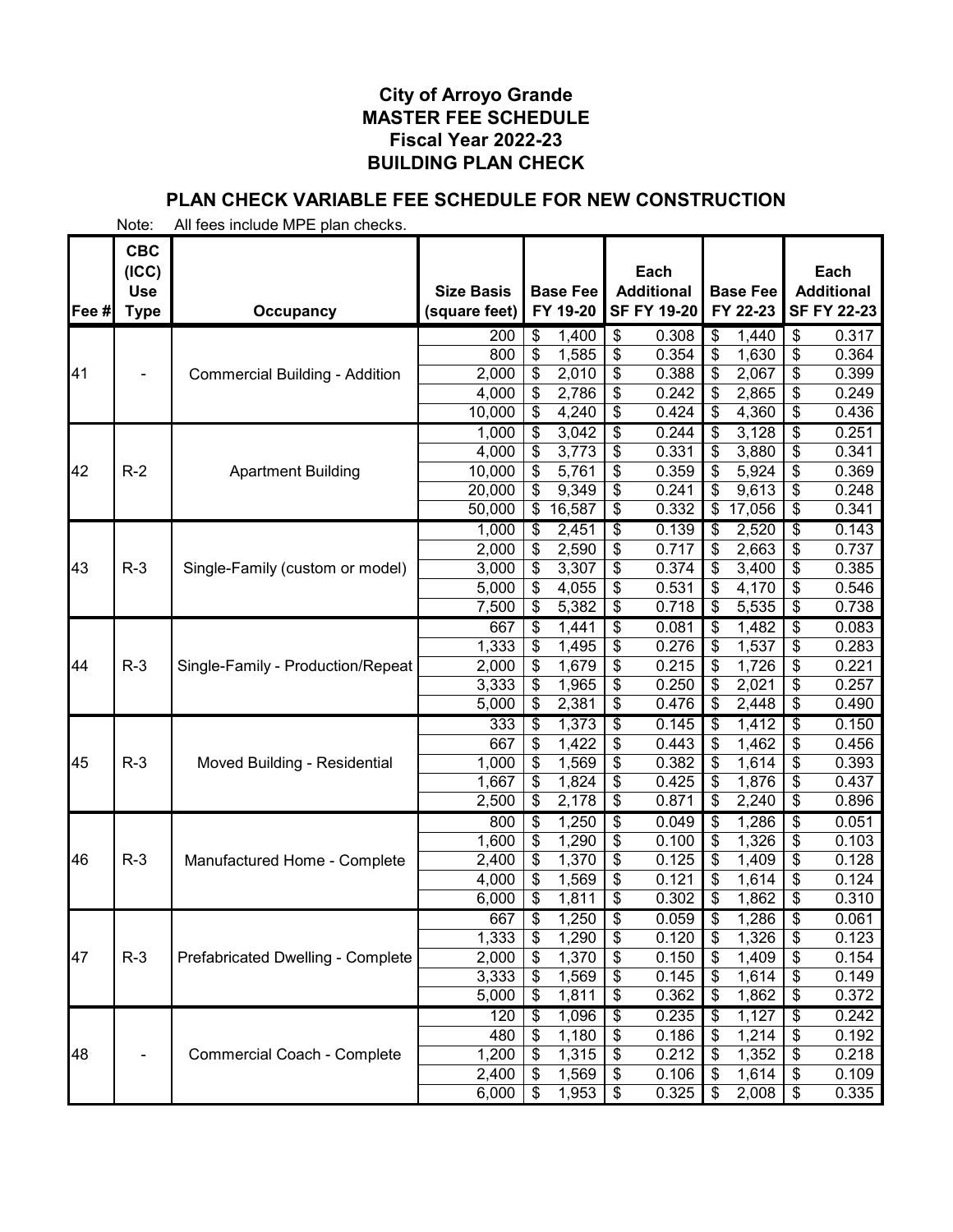# City of Arroyo Grande
# MASTER FEE SCHEDULE
# Fiscal Year 2022-23
# BUILDING PLAN CHECK

## PLAN CHECK VARIABLE FEE SCHEDULE FOR NEW CONSTRUCTION

Note: All fees include MPE plan checks.

| Fee # | CBC (ICC) Use Type | Occupancy | Size Basis (square feet) | Base Fee FY 19-20 | Each Additional SF FY 19-20 | Base Fee FY 22-23 | Each Additional SF FY 22-23 |
|---|---|---|---|---|---|---|---|
| 41 | - | Commercial Building - Addition | 200 | $ 1,400 | $ 0.308 | $ 1,440 | $ 0.317 |
| | | | 800 | $ 1,585 | $ 0.354 | $ 1,630 | $ 0.364 |
| | | | 2,000 | $ 2,010 | $ 0.388 | $ 2,067 | $ 0.399 |
| | | | 4,000 | $ 2,786 | $ 0.242 | $ 2,865 | $ 0.249 |
| | | | 10,000 | $ 4,240 | $ 0.424 | $ 4,360 | $ 0.436 |
| 42 | R-2 | Apartment Building | 1,000 | $ 3,042 | $ 0.244 | $ 3,128 | $ 0.251 |
| | | | 4,000 | $ 3,773 | $ 0.331 | $ 3,880 | $ 0.341 |
| | | | 10,000 | $ 5,761 | $ 0.359 | $ 5,924 | $ 0.369 |
| | | | 20,000 | $ 9,349 | $ 0.241 | $ 9,613 | $ 0.248 |
| | | | 50,000 | $ 16,587 | $ 0.332 | $ 17,056 | $ 0.341 |
| 43 | R-3 | Single-Family (custom or model) | 1,000 | $ 2,451 | $ 0.139 | $ 2,520 | $ 0.143 |
| | | | 2,000 | $ 2,590 | $ 0.717 | $ 2,663 | $ 0.737 |
| | | | 3,000 | $ 3,307 | $ 0.374 | $ 3,400 | $ 0.385 |
| | | | 5,000 | $ 4,055 | $ 0.531 | $ 4,170 | $ 0.546 |
| | | | 7,500 | $ 5,382 | $ 0.718 | $ 5,535 | $ 0.738 |
| 44 | R-3 | Single-Family - Production/Repeat | 667 | $ 1,441 | $ 0.081 | $ 1,482 | $ 0.083 |
| | | | 1,333 | $ 1,495 | $ 0.276 | $ 1,537 | $ 0.283 |
| | | | 2,000 | $ 1,679 | $ 0.215 | $ 1,726 | $ 0.221 |
| | | | 3,333 | $ 1,965 | $ 0.250 | $ 2,021 | $ 0.257 |
| | | | 5,000 | $ 2,381 | $ 0.476 | $ 2,448 | $ 0.490 |
| 45 | R-3 | Moved Building - Residential | 333 | $ 1,373 | $ 0.145 | $ 1,412 | $ 0.150 |
| | | | 667 | $ 1,422 | $ 0.443 | $ 1,462 | $ 0.456 |
| | | | 1,000 | $ 1,569 | $ 0.382 | $ 1,614 | $ 0.393 |
| | | | 1,667 | $ 1,824 | $ 0.425 | $ 1,876 | $ 0.437 |
| | | | 2,500 | $ 2,178 | $ 0.871 | $ 2,240 | $ 0.896 |
| 46 | R-3 | Manufactured Home - Complete | 800 | $ 1,250 | $ 0.049 | $ 1,286 | $ 0.051 |
| | | | 1,600 | $ 1,290 | $ 0.100 | $ 1,326 | $ 0.103 |
| | | | 2,400 | $ 1,370 | $ 0.125 | $ 1,409 | $ 0.128 |
| | | | 4,000 | $ 1,569 | $ 0.121 | $ 1,614 | $ 0.124 |
| | | | 6,000 | $ 1,811 | $ 0.302 | $ 1,862 | $ 0.310 |
| 47 | R-3 | Prefabricated Dwelling - Complete | 667 | $ 1,250 | $ 0.059 | $ 1,286 | $ 0.061 |
| | | | 1,333 | $ 1,290 | $ 0.120 | $ 1,326 | $ 0.123 |
| | | | 2,000 | $ 1,370 | $ 0.150 | $ 1,409 | $ 0.154 |
| | | | 3,333 | $ 1,569 | $ 0.145 | $ 1,614 | $ 0.149 |
| | | | 5,000 | $ 1,811 | $ 0.362 | $ 1,862 | $ 0.372 |
| 48 | - | Commercial Coach - Complete | 120 | $ 1,096 | $ 0.235 | $ 1,127 | $ 0.242 |
| | | | 480 | $ 1,180 | $ 0.186 | $ 1,214 | $ 0.192 |
| | | | 1,200 | $ 1,315 | $ 0.212 | $ 1,352 | $ 0.218 |
| | | | 2,400 | $ 1,569 | $ 0.106 | $ 1,614 | $ 0.109 |
| | | | 6,000 | $ 1,953 | $ 0.325 | $ 2,008 | $ 0.335 |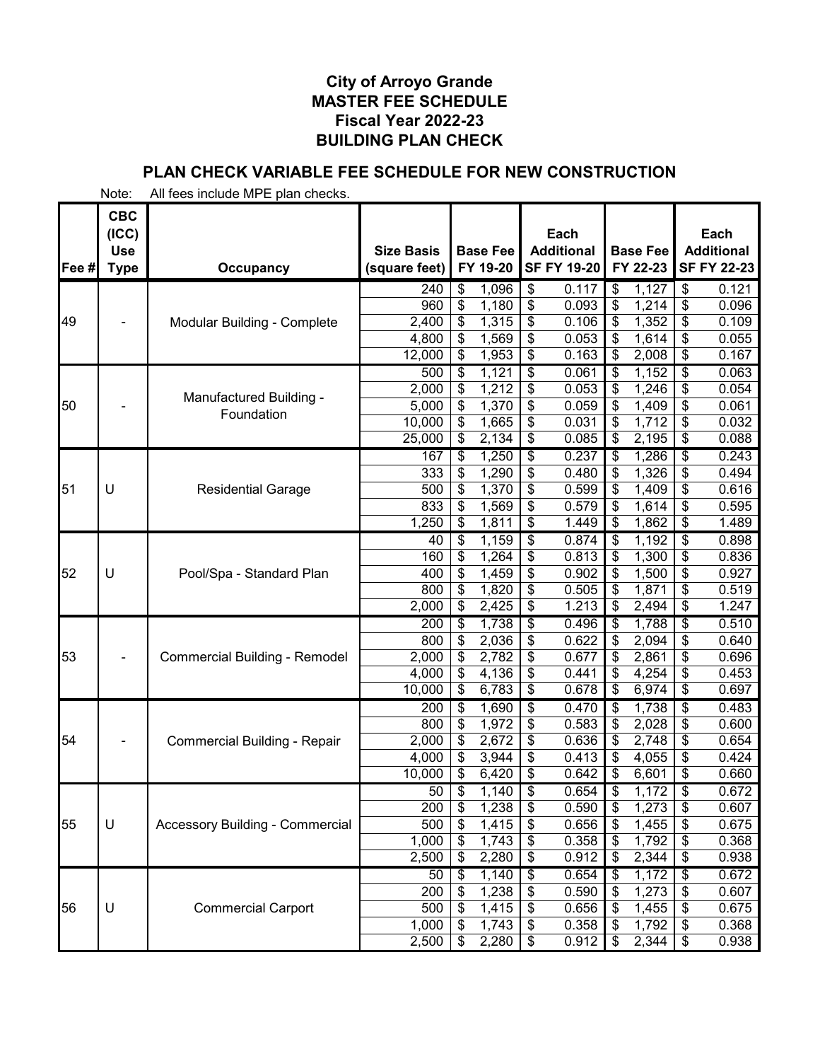# City of Arroyo Grande
# MASTER FEE SCHEDULE
# Fiscal Year 2022-23
# BUILDING PLAN CHECK

## PLAN CHECK VARIABLE FEE SCHEDULE FOR NEW CONSTRUCTION

Note: All fees include MPE plan checks.

| Fee # | CBC (ICC) Use Type | Occupancy | Size Basis (square feet) | Base Fee FY 19-20 | Each Additional SF FY 19-20 | Base Fee FY 22-23 | Each Additional SF FY 22-23 |
|---|---|---|---|---|---|---|---|
| 49 | - | Modular Building - Complete | 240 | $ 1,096 | $ 0.117 | $ 1,127 | $ 0.121 |
| | | | 960 | $ 1,180 | $ 0.093 | $ 1,214 | $ 0.096 |
| | | | 2,400 | $ 1,315 | $ 0.106 | $ 1,352 | $ 0.109 |
| | | | 4,800 | $ 1,569 | $ 0.053 | $ 1,614 | $ 0.055 |
| | | | 12,000 | $ 1,953 | $ 0.163 | $ 2,008 | $ 0.167 |
| 50 | - | Manufactured Building - Foundation | 500 | $ 1,121 | $ 0.061 | $ 1,152 | $ 0.063 |
| | | | 2,000 | $ 1,212 | $ 0.053 | $ 1,246 | $ 0.054 |
| | | | 5,000 | $ 1,370 | $ 0.059 | $ 1,409 | $ 0.061 |
| | | | 10,000 | $ 1,665 | $ 0.031 | $ 1,712 | $ 0.032 |
| | | | 25,000 | $ 2,134 | $ 0.085 | $ 2,195 | $ 0.088 |
| 51 | U | Residential Garage | 167 | $ 1,250 | $ 0.237 | $ 1,286 | $ 0.243 |
| | | | 333 | $ 1,290 | $ 0.480 | $ 1,326 | $ 0.494 |
| | | | 500 | $ 1,370 | $ 0.599 | $ 1,409 | $ 0.616 |
| | | | 833 | $ 1,569 | $ 0.579 | $ 1,614 | $ 0.595 |
| | | | 1,250 | $ 1,811 | $ 1.449 | $ 1,862 | $ 1.489 |
| 52 | U | Pool/Spa - Standard Plan | 40 | $ 1,159 | $ 0.874 | $ 1,192 | $ 0.898 |
| | | | 160 | $ 1,264 | $ 0.813 | $ 1,300 | $ 0.836 |
| | | | 400 | $ 1,459 | $ 0.902 | $ 1,500 | $ 0.927 |
| | | | 800 | $ 1,820 | $ 0.505 | $ 1,871 | $ 0.519 |
| | | | 2,000 | $ 2,425 | $ 1.213 | $ 2,494 | $ 1.247 |
| 53 | - | Commercial Building - Remodel | 200 | $ 1,738 | $ 0.496 | $ 1,788 | $ 0.510 |
| | | | 800 | $ 2,036 | $ 0.622 | $ 2,094 | $ 0.640 |
| | | | 2,000 | $ 2,782 | $ 0.677 | $ 2,861 | $ 0.696 |
| | | | 4,000 | $ 4,136 | $ 0.441 | $ 4,254 | $ 0.453 |
| | | | 10,000 | $ 6,783 | $ 0.678 | $ 6,974 | $ 0.697 |
| 54 | - | Commercial Building - Repair | 200 | $ 1,690 | $ 0.470 | $ 1,738 | $ 0.483 |
| | | | 800 | $ 1,972 | $ 0.583 | $ 2,028 | $ 0.600 |
| | | | 2,000 | $ 2,672 | $ 0.636 | $ 2,748 | $ 0.654 |
| | | | 4,000 | $ 3,944 | $ 0.413 | $ 4,055 | $ 0.424 |
| | | | 10,000 | $ 6,420 | $ 0.642 | $ 6,601 | $ 0.660 |
| 55 | U | Accessory Building - Commercial | 50 | $ 1,140 | $ 0.654 | $ 1,172 | $ 0.672 |
| | | | 200 | $ 1,238 | $ 0.590 | $ 1,273 | $ 0.607 |
| | | | 500 | $ 1,415 | $ 0.656 | $ 1,455 | $ 0.675 |
| | | | 1,000 | $ 1,743 | $ 0.358 | $ 1,792 | $ 0.368 |
| | | | 2,500 | $ 2,280 | $ 0.912 | $ 2,344 | $ 0.938 |
| 56 | U | Commercial Carport | 50 | $ 1,140 | $ 0.654 | $ 1,172 | $ 0.672 |
| | | | 200 | $ 1,238 | $ 0.590 | $ 1,273 | $ 0.607 |
| | | | 500 | $ 1,415 | $ 0.656 | $ 1,455 | $ 0.675 |
| | | | 1,000 | $ 1,743 | $ 0.358 | $ 1,792 | $ 0.368 |
| | | | 2,500 | $ 2,280 | $ 0.912 | $ 2,344 | $ 0.938 |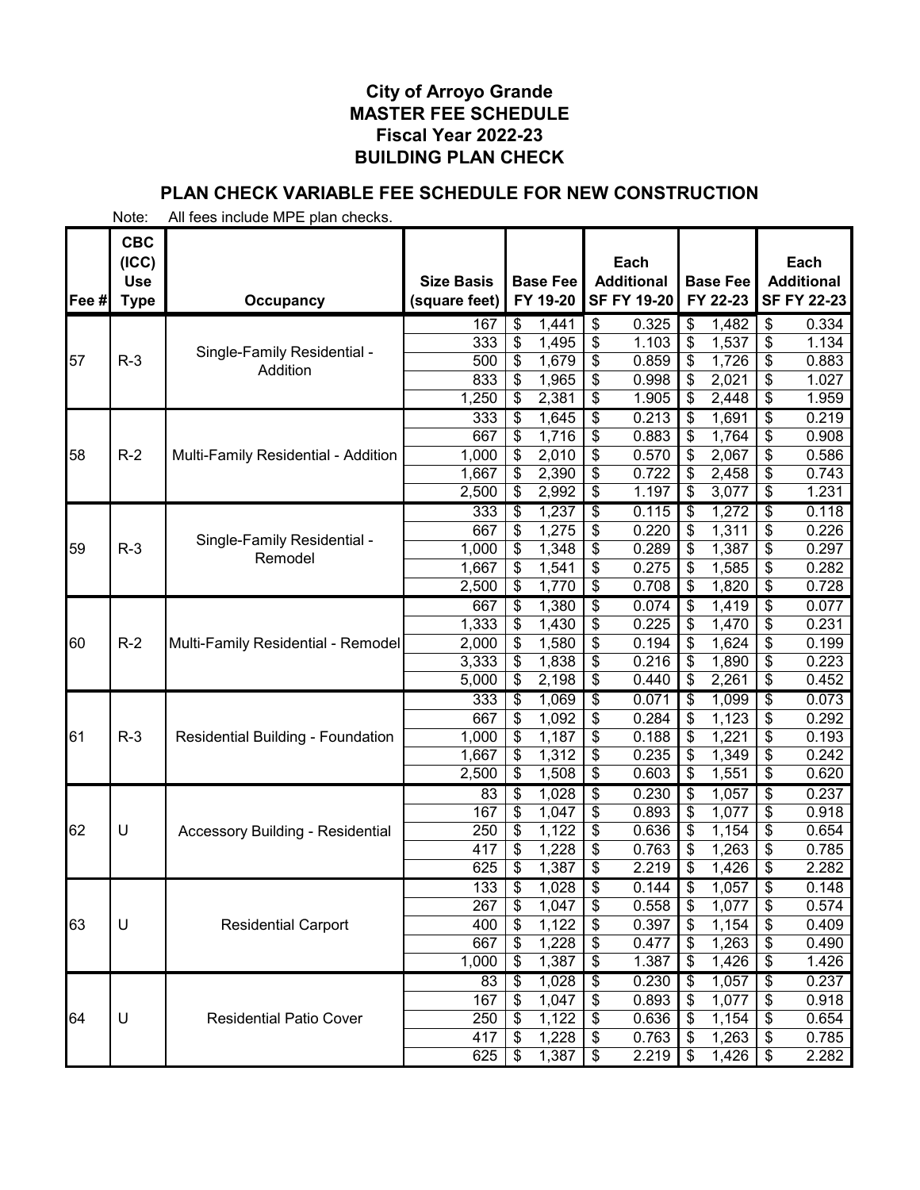# City of Arroyo Grande
# MASTER FEE SCHEDULE
# Fiscal Year 2022-23
# BUILDING PLAN CHECK

## PLAN CHECK VARIABLE FEE SCHEDULE FOR NEW CONSTRUCTION

Note: All fees include MPE plan checks.

| Fee # | CBC (ICC) Use Type | Occupancy | Size Basis (square feet) | Base Fee FY 19-20 | Each Additional SF FY 19-20 | Base Fee FY 22-23 | Each Additional SF FY 22-23 |
|---|---|---|---|---|---|---|---|
| 57 | R-3 | Single-Family Residential - Addition | 167 | $ 1,441 | $ 0.325 | $ 1,482 | $ 0.334 |
| | | | 333 | $ 1,495 | $ 1.103 | $ 1,537 | $ 1.134 |
| | | | 500 | $ 1,679 | $ 0.859 | $ 1,726 | $ 0.883 |
| | | | 833 | $ 1,965 | $ 0.998 | $ 2,021 | $ 1.027 |
| | | | 1,250 | $ 2,381 | $ 1.905 | $ 2,448 | $ 1.959 |
| 58 | R-2 | Multi-Family Residential - Addition | 333 | $ 1,645 | $ 0.213 | $ 1,691 | $ 0.219 |
| | | | 667 | $ 1,716 | $ 0.883 | $ 1,764 | $ 0.908 |
| | | | 1,000 | $ 2,010 | $ 0.570 | $ 2,067 | $ 0.586 |
| | | | 1,667 | $ 2,390 | $ 0.722 | $ 2,458 | $ 0.743 |
| | | | 2,500 | $ 2,992 | $ 1.197 | $ 3,077 | $ 1.231 |
| 59 | R-3 | Single-Family Residential - Remodel | 333 | $ 1,237 | $ 0.115 | $ 1,272 | $ 0.118 |
| | | | 667 | $ 1,275 | $ 0.220 | $ 1,311 | $ 0.226 |
| | | | 1,000 | $ 1,348 | $ 0.289 | $ 1,387 | $ 0.297 |
| | | | 1,667 | $ 1,541 | $ 0.275 | $ 1,585 | $ 0.282 |
| | | | 2,500 | $ 1,770 | $ 0.708 | $ 1,820 | $ 0.728 |
| 60 | R-2 | Multi-Family Residential - Remodel | 667 | $ 1,380 | $ 0.074 | $ 1,419 | $ 0.077 |
| | | | 1,333 | $ 1,430 | $ 0.225 | $ 1,470 | $ 0.231 |
| | | | 2,000 | $ 1,580 | $ 0.194 | $ 1,624 | $ 0.199 |
| | | | 3,333 | $ 1,838 | $ 0.216 | $ 1,890 | $ 0.223 |
| | | | 5,000 | $ 2,198 | $ 0.440 | $ 2,261 | $ 0.452 |
| 61 | R-3 | Residential Building - Foundation | 333 | $ 1,069 | $ 0.071 | $ 1,099 | $ 0.073 |
| | | | 667 | $ 1,092 | $ 0.284 | $ 1,123 | $ 0.292 |
| | | | 1,000 | $ 1,187 | $ 0.188 | $ 1,221 | $ 0.193 |
| | | | 1,667 | $ 1,312 | $ 0.235 | $ 1,349 | $ 0.242 |
| | | | 2,500 | $ 1,508 | $ 0.603 | $ 1,551 | $ 0.620 |
| 62 | U | Accessory Building - Residential | 83 | $ 1,028 | $ 0.230 | $ 1,057 | $ 0.237 |
| | | | 167 | $ 1,047 | $ 0.893 | $ 1,077 | $ 0.918 |
| | | | 250 | $ 1,122 | $ 0.636 | $ 1,154 | $ 0.654 |
| | | | 417 | $ 1,228 | $ 0.763 | $ 1,263 | $ 0.785 |
| | | | 625 | $ 1,387 | $ 2.219 | $ 1,426 | $ 2.282 |
| 63 | U | Residential Carport | 133 | $ 1,028 | $ 0.144 | $ 1,057 | $ 0.148 |
| | | | 267 | $ 1,047 | $ 0.558 | $ 1,077 | $ 0.574 |
| | | | 400 | $ 1,122 | $ 0.397 | $ 1,154 | $ 0.409 |
| | | | 667 | $ 1,228 | $ 0.477 | $ 1,263 | $ 0.490 |
| | | | 1,000 | $ 1,387 | $ 1.387 | $ 1,426 | $ 1.426 |
| 64 | U | Residential Patio Cover | 83 | $ 1,028 | $ 0.230 | $ 1,057 | $ 0.237 |
| | | | 167 | $ 1,047 | $ 0.893 | $ 1,077 | $ 0.918 |
| | | | 250 | $ 1,122 | $ 0.636 | $ 1,154 | $ 0.654 |
| | | | 417 | $ 1,228 | $ 0.763 | $ 1,263 | $ 0.785 |
| | | | 625 | $ 1,387 | $ 2.219 | $ 1,426 | $ 2.282 |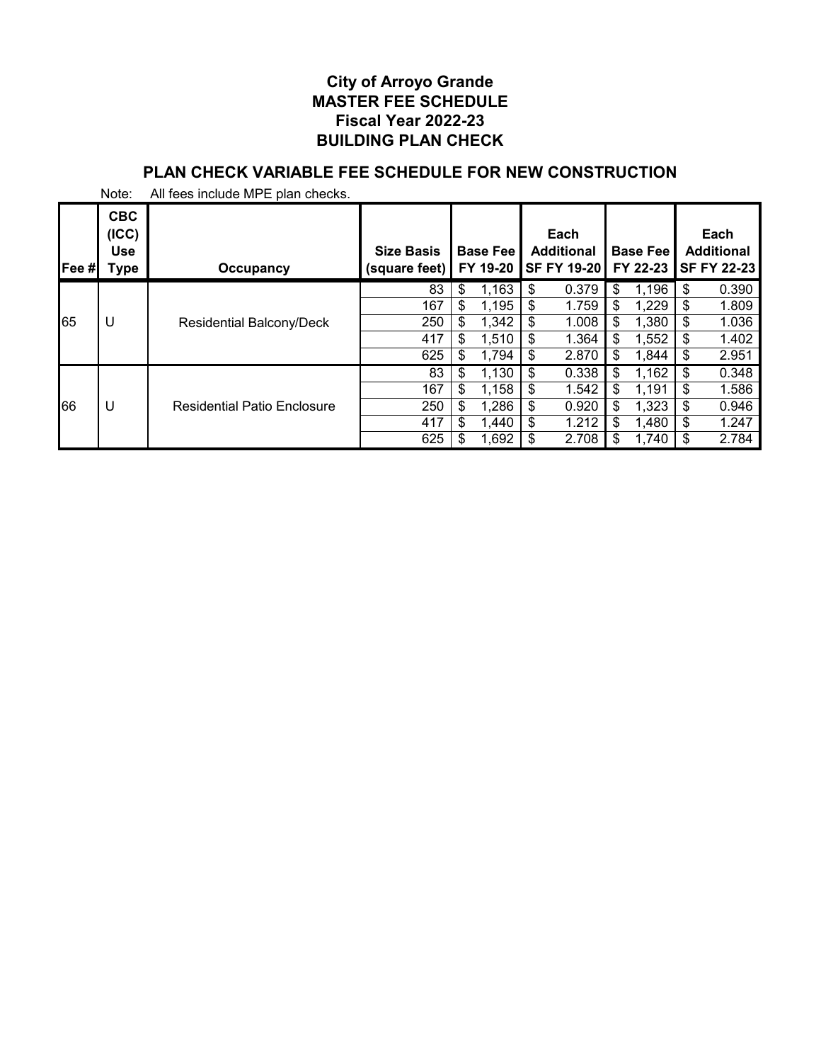# City of Arroyo Grande
# MASTER FEE SCHEDULE
# Fiscal Year 2022-23
# BUILDING PLAN CHECK

## PLAN CHECK VARIABLE FEE SCHEDULE FOR NEW CONSTRUCTION

Note: All fees include MPE plan checks.

| Fee # | CBC (ICC) Use Type | Occupancy | Size Basis (square feet) | Base Fee FY 19-20 | Each Additional SF FY 19-20 | Base Fee FY 22-23 | Each Additional SF FY 22-23 |
|---|---|---|---|---|---|---|---|
| 65 | U | Residential Balcony/Deck | 83 | $ 1,163 | $ 0.379 | $ 1,196 | $ 0.390 |
| | | | 167 | $ 1,195 | $ 1.759 | $ 1,229 | $ 1.809 |
| | | | 250 | $ 1,342 | $ 1.008 | $ 1,380 | $ 1.036 |
| | | | 417 | $ 1,510 | $ 1.364 | $ 1,552 | $ 1.402 |
| | | | 625 | $ 1,794 | $ 2.870 | $ 1,844 | $ 2.951 |
| 66 | U | Residential Patio Enclosure | 83 | $ 1,130 | $ 0.338 | $ 1,162 | $ 0.348 |
| | | | 167 | $ 1,158 | $ 1.542 | $ 1,191 | $ 1.586 |
| | | | 250 | $ 1,286 | $ 0.920 | $ 1,323 | $ 0.946 |
| | | | 417 | $ 1,440 | $ 1.212 | $ 1,480 | $ 1.247 |
| | | | 625 | $ 1,692 | $ 2.708 | $ 1,740 | $ 2.784 |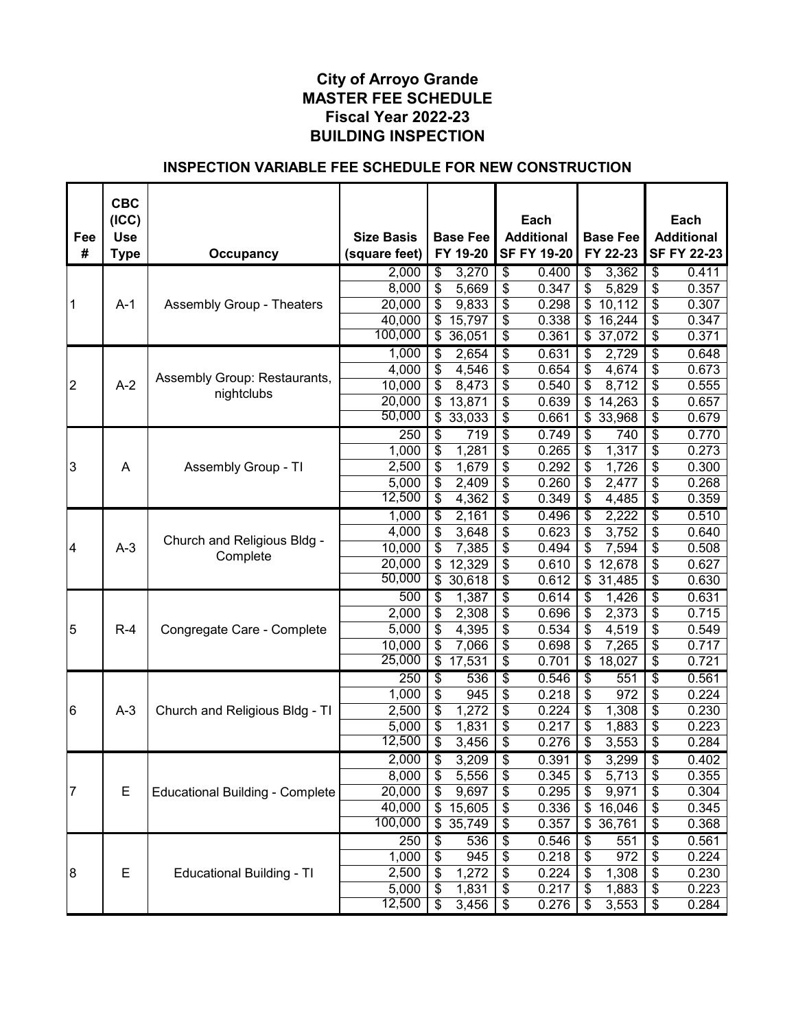# City of Arroyo Grande
# MASTER FEE SCHEDULE
# Fiscal Year 2022-23
# BUILDING INSPECTION

## INSPECTION VARIABLE FEE SCHEDULE FOR NEW CONSTRUCTION

| Fee # | CBC (ICC) Use Type | Occupancy | Size Basis (square feet) | Base Fee FY 19-20 | Each Additional SF FY 19-20 | Base Fee FY 22-23 | Each Additional SF FY 22-23 |
|---|---|---|---|---|---|---|---|
| 1 | A-1 | Assembly Group - Theaters | 2,000 | $ 3,270 | $ 0.400 | $ 3,362 | $ 0.411 |
| | | | 8,000 | $ 5,669 | $ 0.347 | $ 5,829 | $ 0.357 |
| | | | 20,000 | $ 9,833 | $ 0.298 | $ 10,112 | $ 0.307 |
| | | | 40,000 | $ 15,797 | $ 0.338 | $ 16,244 | $ 0.347 |
| | | | 100,000 | $ 36,051 | $ 0.361 | $ 37,072 | $ 0.371 |
| 2 | A-2 | Assembly Group: Restaurants, nightclubs | 1,000 | $ 2,654 | $ 0.631 | $ 2,729 | $ 0.648 |
| | | | 4,000 | $ 4,546 | $ 0.654 | $ 4,674 | $ 0.673 |
| | | | 10,000 | $ 8,473 | $ 0.540 | $ 8,712 | $ 0.555 |
| | | | 20,000 | $ 13,871 | $ 0.639 | $ 14,263 | $ 0.657 |
| | | | 50,000 | $ 33,033 | $ 0.661 | $ 33,968 | $ 0.679 |
| 3 | A | Assembly Group - TI | 250 | $ 719 | $ 0.749 | $ 740 | $ 0.770 |
| | | | 1,000 | $ 1,281 | $ 0.265 | $ 1,317 | $ 0.273 |
| | | | 2,500 | $ 1,679 | $ 0.292 | $ 1,726 | $ 0.300 |
| | | | 5,000 | $ 2,409 | $ 0.260 | $ 2,477 | $ 0.268 |
| | | | 12,500 | $ 4,362 | $ 0.349 | $ 4,485 | $ 0.359 |
| 4 | A-3 | Church and Religious Bldg - Complete | 1,000 | $ 2,161 | $ 0.496 | $ 2,222 | $ 0.510 |
| | | | 4,000 | $ 3,648 | $ 0.623 | $ 3,752 | $ 0.640 |
| | | | 10,000 | $ 7,385 | $ 0.494 | $ 7,594 | $ 0.508 |
| | | | 20,000 | $ 12,329 | $ 0.610 | $ 12,678 | $ 0.627 |
| | | | 50,000 | $ 30,618 | $ 0.612 | $ 31,485 | $ 0.630 |
| 5 | R-4 | Congregate Care - Complete | 500 | $ 1,387 | $ 0.614 | $ 1,426 | $ 0.631 |
| | | | 2,000 | $ 2,308 | $ 0.696 | $ 2,373 | $ 0.715 |
| | | | 5,000 | $ 4,395 | $ 0.534 | $ 4,519 | $ 0.549 |
| | | | 10,000 | $ 7,066 | $ 0.698 | $ 7,265 | $ 0.717 |
| | | | 25,000 | $ 17,531 | $ 0.701 | $ 18,027 | $ 0.721 |
| 6 | A-3 | Church and Religious Bldg - TI | 250 | $ 536 | $ 0.546 | $ 551 | $ 0.561 |
| | | | 1,000 | $ 945 | $ 0.218 | $ 972 | $ 0.224 |
| | | | 2,500 | $ 1,272 | $ 0.224 | $ 1,308 | $ 0.230 |
| | | | 5,000 | $ 1,831 | $ 0.217 | $ 1,883 | $ 0.223 |
| | | | 12,500 | $ 3,456 | $ 0.276 | $ 3,553 | $ 0.284 |
| 7 | E | Educational Building - Complete | 2,000 | $ 3,209 | $ 0.391 | $ 3,299 | $ 0.402 |
| | | | 8,000 | $ 5,556 | $ 0.345 | $ 5,713 | $ 0.355 |
| | | | 20,000 | $ 9,697 | $ 0.295 | $ 9,971 | $ 0.304 |
| | | | 40,000 | $ 15,605 | $ 0.336 | $ 16,046 | $ 0.345 |
| | | | 100,000 | $ 35,749 | $ 0.357 | $ 36,761 | $ 0.368 |
| 8 | E | Educational Building - TI | 250 | $ 536 | $ 0.546 | $ 551 | $ 0.561 |
| | | | 1,000 | $ 945 | $ 0.218 | $ 972 | $ 0.224 |
| | | | 2,500 | $ 1,272 | $ 0.224 | $ 1,308 | $ 0.230 |
| | | | 5,000 | $ 1,831 | $ 0.217 | $ 1,883 | $ 0.223 |
| | | | 12,500 | $ 3,456 | $ 0.276 | $ 3,553 | $ 0.284 |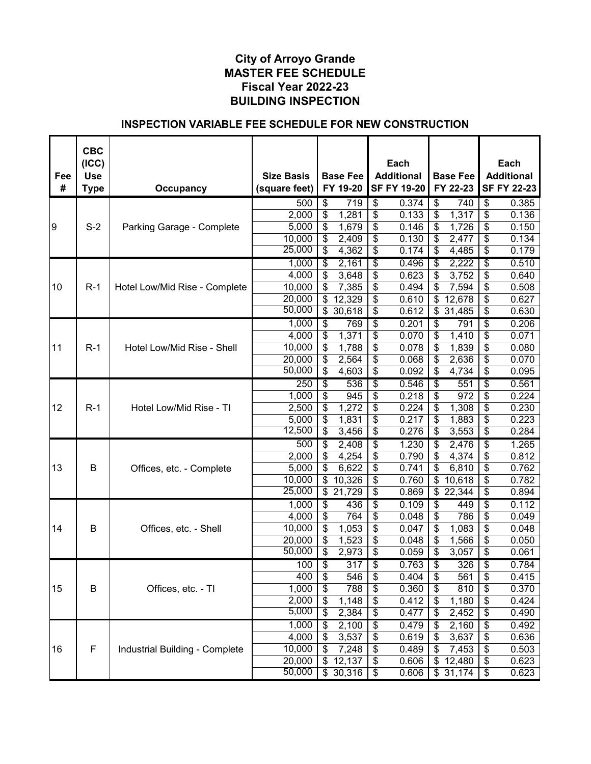# City of Arroyo Grande
# MASTER FEE SCHEDULE
# Fiscal Year 2022-23
# BUILDING INSPECTION

## INSPECTION VARIABLE FEE SCHEDULE FOR NEW CONSTRUCTION

| Fee # | CBC (ICC) Use Type | Occupancy | Size Basis (square feet) | Base Fee FY 19-20 | Each Additional SF FY 19-20 | Base Fee FY 22-23 | Each Additional SF FY 22-23 |
|---|---|---|---|---|---|---|---|
| 9 | S-2 | Parking Garage - Complete | 500 | $ 719 | $ 0.374 | $ 740 | $ 0.385 |
| | | | 2,000 | $ 1,281 | $ 0.133 | $ 1,317 | $ 0.136 |
| | | | 5,000 | $ 1,679 | $ 0.146 | $ 1,726 | $ 0.150 |
| | | | 10,000 | $ 2,409 | $ 0.130 | $ 2,477 | $ 0.134 |
| | | | 25,000 | $ 4,362 | $ 0.174 | $ 4,485 | $ 0.179 |
| 10 | R-1 | Hotel Low/Mid Rise - Complete | 1,000 | $ 2,161 | $ 0.496 | $ 2,222 | $ 0.510 |
| | | | 4,000 | $ 3,648 | $ 0.623 | $ 3,752 | $ 0.640 |
| | | | 10,000 | $ 7,385 | $ 0.494 | $ 7,594 | $ 0.508 |
| | | | 20,000 | $ 12,329 | $ 0.610 | $ 12,678 | $ 0.627 |
| | | | 50,000 | $ 30,618 | $ 0.612 | $ 31,485 | $ 0.630 |
| 11 | R-1 | Hotel Low/Mid Rise - Shell | 1,000 | $ 769 | $ 0.201 | $ 791 | $ 0.206 |
| | | | 4,000 | $ 1,371 | $ 0.070 | $ 1,410 | $ 0.071 |
| | | | 10,000 | $ 1,788 | $ 0.078 | $ 1,839 | $ 0.080 |
| | | | 20,000 | $ 2,564 | $ 0.068 | $ 2,636 | $ 0.070 |
| | | | 50,000 | $ 4,603 | $ 0.092 | $ 4,734 | $ 0.095 |
| 12 | R-1 | Hotel Low/Mid Rise - TI | 250 | $ 536 | $ 0.546 | $ 551 | $ 0.561 |
| | | | 1,000 | $ 945 | $ 0.218 | $ 972 | $ 0.224 |
| | | | 2,500 | $ 1,272 | $ 0.224 | $ 1,308 | $ 0.230 |
| | | | 5,000 | $ 1,831 | $ 0.217 | $ 1,883 | $ 0.223 |
| | | | 12,500 | $ 3,456 | $ 0.276 | $ 3,553 | $ 0.284 |
| 13 | B | Offices, etc. - Complete | 500 | $ 2,408 | $ 1.230 | $ 2,476 | $ 1.265 |
| | | | 2,000 | $ 4,254 | $ 0.790 | $ 4,374 | $ 0.812 |
| | | | 5,000 | $ 6,622 | $ 0.741 | $ 6,810 | $ 0.762 |
| | | | 10,000 | $ 10,326 | $ 0.760 | $ 10,618 | $ 0.782 |
| | | | 25,000 | $ 21,729 | $ 0.869 | $ 22,344 | $ 0.894 |
| 14 | B | Offices, etc. - Shell | 1,000 | $ 436 | $ 0.109 | $ 449 | $ 0.112 |
| | | | 4,000 | $ 764 | $ 0.048 | $ 786 | $ 0.049 |
| | | | 10,000 | $ 1,053 | $ 0.047 | $ 1,083 | $ 0.048 |
| | | | 20,000 | $ 1,523 | $ 0.048 | $ 1,566 | $ 0.050 |
| | | | 50,000 | $ 2,973 | $ 0.059 | $ 3,057 | $ 0.061 |
| 15 | B | Offices, etc. - TI | 100 | $ 317 | $ 0.763 | $ 326 | $ 0.784 |
| | | | 400 | $ 546 | $ 0.404 | $ 561 | $ 0.415 |
| | | | 1,000 | $ 788 | $ 0.360 | $ 810 | $ 0.370 |
| | | | 2,000 | $ 1,148 | $ 0.412 | $ 1,180 | $ 0.424 |
| | | | 5,000 | $ 2,384 | $ 0.477 | $ 2,452 | $ 0.490 |
| 16 | F | Industrial Building - Complete | 1,000 | $ 2,100 | $ 0.479 | $ 2,160 | $ 0.492 |
| | | | 4,000 | $ 3,537 | $ 0.619 | $ 3,637 | $ 0.636 |
| | | | 10,000 | $ 7,248 | $ 0.489 | $ 7,453 | $ 0.503 |
| | | | 20,000 | $ 12,137 | $ 0.606 | $ 12,480 | $ 0.623 |
| | | | 50,000 | $ 30,316 | $ 0.606 | $ 31,174 | $ 0.623 |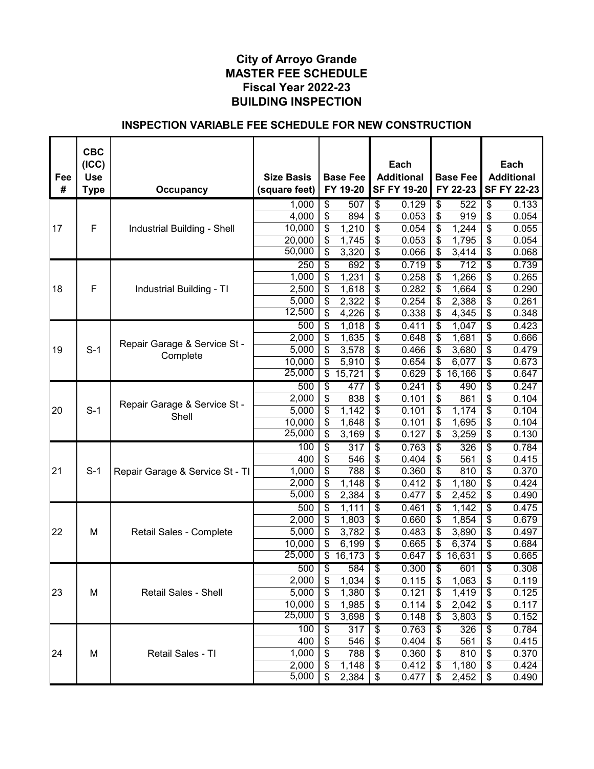# City of Arroyo Grande
# MASTER FEE SCHEDULE
# Fiscal Year 2022-23
# BUILDING INSPECTION

## INSPECTION VARIABLE FEE SCHEDULE FOR NEW CONSTRUCTION

| Fee # | CBC (ICC) Use Type | Occupancy | Size Basis (square feet) | Base Fee FY 19-20 | Each Additional SF FY 19-20 | Base Fee FY 22-23 | Each Additional SF FY 22-23 |
|---|---|---|---|---|---|---|---|
| 17 | F | Industrial Building - Shell | 1,000 | $ 507 | $ 0.129 | $ 522 | $ 0.133 |
| | | | 4,000 | $ 894 | $ 0.053 | $ 919 | $ 0.054 |
| | | | 10,000 | $ 1,210 | $ 0.054 | $ 1,244 | $ 0.055 |
| | | | 20,000 | $ 1,745 | $ 0.053 | $ 1,795 | $ 0.054 |
| | | | 50,000 | $ 3,320 | $ 0.066 | $ 3,414 | $ 0.068 |
| 18 | F | Industrial Building - TI | 250 | $ 692 | $ 0.719 | $ 712 | $ 0.739 |
| | | | 1,000 | $ 1,231 | $ 0.258 | $ 1,266 | $ 0.265 |
| | | | 2,500 | $ 1,618 | $ 0.282 | $ 1,664 | $ 0.290 |
| | | | 5,000 | $ 2,322 | $ 0.254 | $ 2,388 | $ 0.261 |
| | | | 12,500 | $ 4,226 | $ 0.338 | $ 4,345 | $ 0.348 |
| 19 | S-1 | Repair Garage & Service St - Complete | 500 | $ 1,018 | $ 0.411 | $ 1,047 | $ 0.423 |
| | | | 2,000 | $ 1,635 | $ 0.648 | $ 1,681 | $ 0.666 |
| | | | 5,000 | $ 3,578 | $ 0.466 | $ 3,680 | $ 0.479 |
| | | | 10,000 | $ 5,910 | $ 0.654 | $ 6,077 | $ 0.673 |
| | | | 25,000 | $ 15,721 | $ 0.629 | $ 16,166 | $ 0.647 |
| 20 | S-1 | Repair Garage & Service St - Shell | 500 | $ 477 | $ 0.241 | $ 490 | $ 0.247 |
| | | | 2,000 | $ 838 | $ 0.101 | $ 861 | $ 0.104 |
| | | | 5,000 | $ 1,142 | $ 0.101 | $ 1,174 | $ 0.104 |
| | | | 10,000 | $ 1,648 | $ 0.101 | $ 1,695 | $ 0.104 |
| | | | 25,000 | $ 3,169 | $ 0.127 | $ 3,259 | $ 0.130 |
| 21 | S-1 | Repair Garage & Service St - TI | 100 | $ 317 | $ 0.763 | $ 326 | $ 0.784 |
| | | | 400 | $ 546 | $ 0.404 | $ 561 | $ 0.415 |
| | | | 1,000 | $ 788 | $ 0.360 | $ 810 | $ 0.370 |
| | | | 2,000 | $ 1,148 | $ 0.412 | $ 1,180 | $ 0.424 |
| | | | 5,000 | $ 2,384 | $ 0.477 | $ 2,452 | $ 0.490 |
| 22 | M | Retail Sales - Complete | 500 | $ 1,111 | $ 0.461 | $ 1,142 | $ 0.475 |
| | | | 2,000 | $ 1,803 | $ 0.660 | $ 1,854 | $ 0.679 |
| | | | 5,000 | $ 3,782 | $ 0.483 | $ 3,890 | $ 0.497 |
| | | | 10,000 | $ 6,199 | $ 0.665 | $ 6,374 | $ 0.684 |
| | | | 25,000 | $ 16,173 | $ 0.647 | $ 16,631 | $ 0.665 |
| 23 | M | Retail Sales - Shell | 500 | $ 584 | $ 0.300 | $ 601 | $ 0.308 |
| | | | 2,000 | $ 1,034 | $ 0.115 | $ 1,063 | $ 0.119 |
| | | | 5,000 | $ 1,380 | $ 0.121 | $ 1,419 | $ 0.125 |
| | | | 10,000 | $ 1,985 | $ 0.114 | $ 2,042 | $ 0.117 |
| | | | 25,000 | $ 3,698 | $ 0.148 | $ 3,803 | $ 0.152 |
| 24 | M | Retail Sales - TI | 100 | $ 317 | $ 0.763 | $ 326 | $ 0.784 |
| | | | 400 | $ 546 | $ 0.404 | $ 561 | $ 0.415 |
| | | | 1,000 | $ 788 | $ 0.360 | $ 810 | $ 0.370 |
| | | | 2,000 | $ 1,148 | $ 0.412 | $ 1,180 | $ 0.424 |
| | | | 5,000 | $ 2,384 | $ 0.477 | $ 2,452 | $ 0.490 |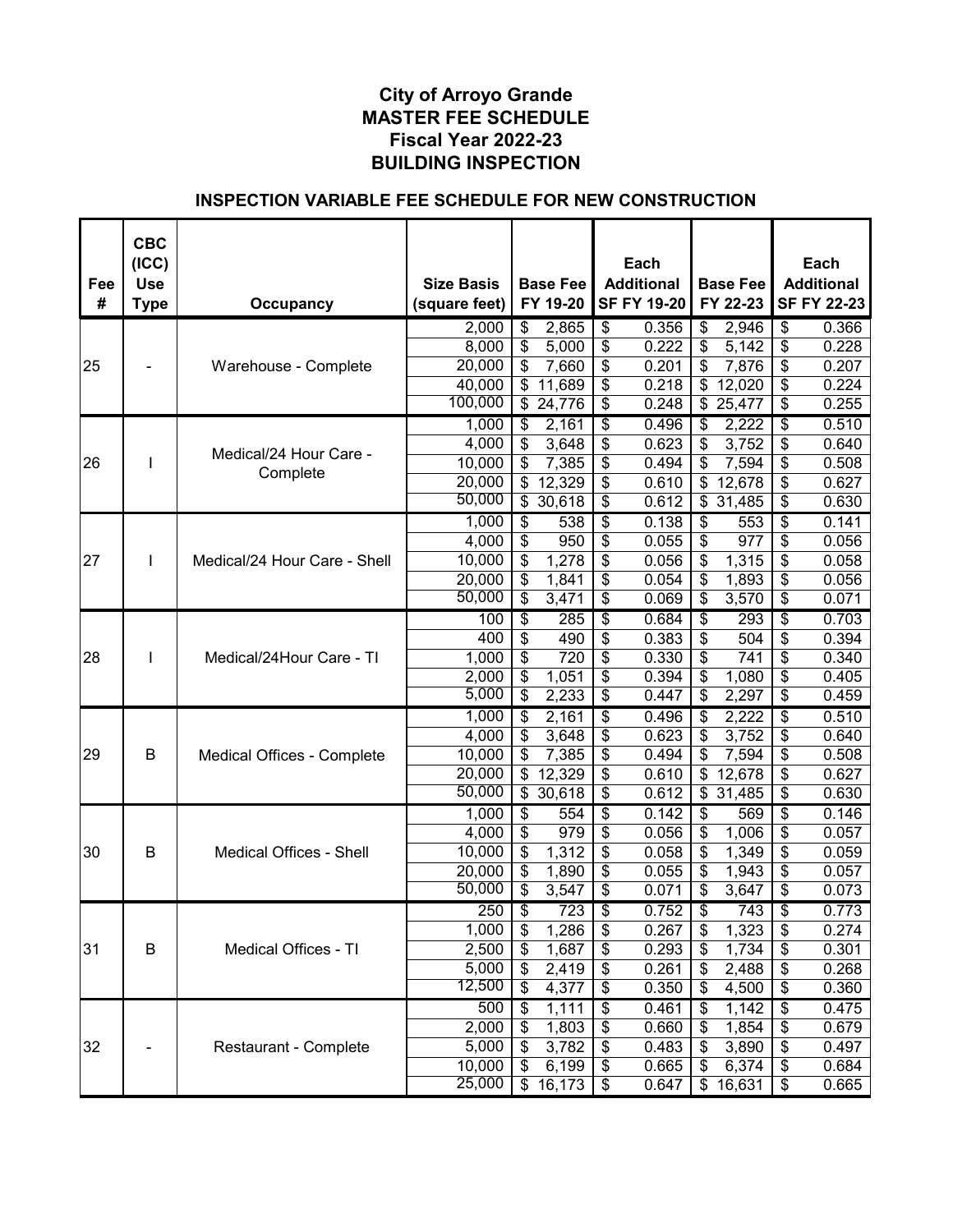# City of Arroyo Grande
# MASTER FEE SCHEDULE
# Fiscal Year 2022-23
# BUILDING INSPECTION

## INSPECTION VARIABLE FEE SCHEDULE FOR NEW CONSTRUCTION

| Fee # | CBC (ICC) Use Type | Occupancy | Size Basis (square feet) | Base Fee FY 19-20 | Each Additional SF FY 19-20 | Base Fee FY 22-23 | Each Additional SF FY 22-23 |
|---|---|---|---|---|---|---|---|
| 25 | - | Warehouse - Complete | 2,000 | $ 2,865 | $ 0.356 | $ 2,946 | $ 0.366 |
| | | | 8,000 | $ 5,000 | $ 0.222 | $ 5,142 | $ 0.228 |
| | | | 20,000 | $ 7,660 | $ 0.201 | $ 7,876 | $ 0.207 |
| | | | 40,000 | $ 11,689 | $ 0.218 | $ 12,020 | $ 0.224 |
| | | | 100,000 | $ 24,776 | $ 0.248 | $ 25,477 | $ 0.255 |
| 26 | I | Medical/24 Hour Care - Complete | 1,000 | $ 2,161 | $ 0.496 | $ 2,222 | $ 0.510 |
| | | | 4,000 | $ 3,648 | $ 0.623 | $ 3,752 | $ 0.640 |
| | | | 10,000 | $ 7,385 | $ 0.494 | $ 7,594 | $ 0.508 |
| | | | 20,000 | $ 12,329 | $ 0.610 | $ 12,678 | $ 0.627 |
| | | | 50,000 | $ 30,618 | $ 0.612 | $ 31,485 | $ 0.630 |
| 27 | I | Medical/24 Hour Care - Shell | 1,000 | $ 538 | $ 0.138 | $ 553 | $ 0.141 |
| | | | 4,000 | $ 950 | $ 0.055 | $ 977 | $ 0.056 |
| | | | 10,000 | $ 1,278 | $ 0.056 | $ 1,315 | $ 0.058 |
| | | | 20,000 | $ 1,841 | $ 0.054 | $ 1,893 | $ 0.056 |
| | | | 50,000 | $ 3,471 | $ 0.069 | $ 3,570 | $ 0.071 |
| 28 | I | Medical/24Hour Care - TI | 100 | $ 285 | $ 0.684 | $ 293 | $ 0.703 |
| | | | 400 | $ 490 | $ 0.383 | $ 504 | $ 0.394 |
| | | | 1,000 | $ 720 | $ 0.330 | $ 741 | $ 0.340 |
| | | | 2,000 | $ 1,051 | $ 0.394 | $ 1,080 | $ 0.405 |
| | | | 5,000 | $ 2,233 | $ 0.447 | $ 2,297 | $ 0.459 |
| 29 | B | Medical Offices - Complete | 1,000 | $ 2,161 | $ 0.496 | $ 2,222 | $ 0.510 |
| | | | 4,000 | $ 3,648 | $ 0.623 | $ 3,752 | $ 0.640 |
| | | | 10,000 | $ 7,385 | $ 0.494 | $ 7,594 | $ 0.508 |
| | | | 20,000 | $ 12,329 | $ 0.610 | $ 12,678 | $ 0.627 |
| | | | 50,000 | $ 30,618 | $ 0.612 | $ 31,485 | $ 0.630 |
| 30 | B | Medical Offices - Shell | 1,000 | $ 554 | $ 0.142 | $ 569 | $ 0.146 |
| | | | 4,000 | $ 979 | $ 0.056 | $ 1,006 | $ 0.057 |
| | | | 10,000 | $ 1,312 | $ 0.058 | $ 1,349 | $ 0.059 |
| | | | 20,000 | $ 1,890 | $ 0.055 | $ 1,943 | $ 0.057 |
| | | | 50,000 | $ 3,547 | $ 0.071 | $ 3,647 | $ 0.073 |
| 31 | B | Medical Offices - TI | 250 | $ 723 | $ 0.752 | $ 743 | $ 0.773 |
| | | | 1,000 | $ 1,286 | $ 0.267 | $ 1,323 | $ 0.274 |
| | | | 2,500 | $ 1,687 | $ 0.293 | $ 1,734 | $ 0.301 |
| | | | 5,000 | $ 2,419 | $ 0.261 | $ 2,488 | $ 0.268 |
| | | | 12,500 | $ 4,377 | $ 0.350 | $ 4,500 | $ 0.360 |
| 32 | - | Restaurant - Complete | 500 | $ 1,111 | $ 0.461 | $ 1,142 | $ 0.475 |
| | | | 2,000 | $ 1,803 | $ 0.660 | $ 1,854 | $ 0.679 |
| | | | 5,000 | $ 3,782 | $ 0.483 | $ 3,890 | $ 0.497 |
| | | | 10,000 | $ 6,199 | $ 0.665 | $ 6,374 | $ 0.684 |
| | | | 25,000 | $ 16,173 | $ 0.647 | $ 16,631 | $ 0.665 |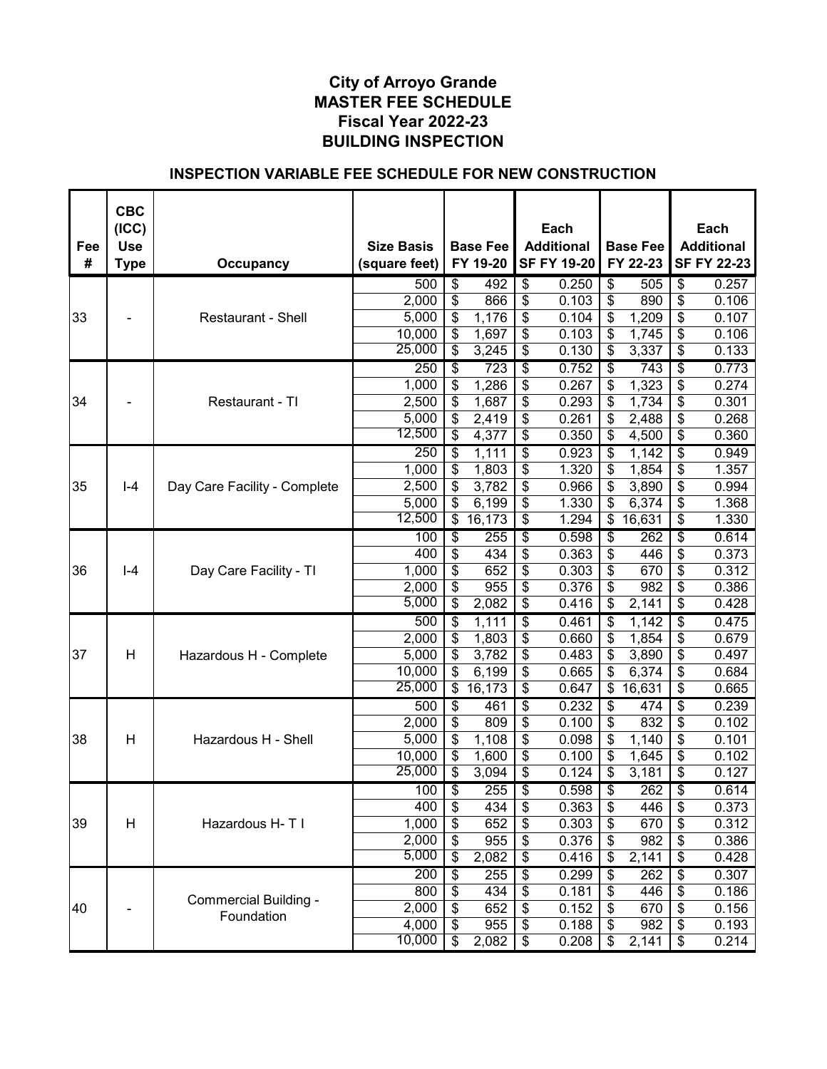# City of Arroyo Grande
# MASTER FEE SCHEDULE
# Fiscal Year 2022-23
# BUILDING INSPECTION

## INSPECTION VARIABLE FEE SCHEDULE FOR NEW CONSTRUCTION

| Fee # | CBC (ICC) Use Type | Occupancy | Size Basis (square feet) | Base Fee FY 19-20 | Each Additional SF FY 19-20 | Base Fee FY 22-23 | Each Additional SF FY 22-23 |
|---|---|---|---|---|---|---|---|
| 33 | - | Restaurant - Shell | 500 | $ 492 | $ 0.250 | $ 505 | $ 0.257 |
| | | | 2,000 | $ 866 | $ 0.103 | $ 890 | $ 0.106 |
| | | | 5,000 | $ 1,176 | $ 0.104 | $ 1,209 | $ 0.107 |
| | | | 10,000 | $ 1,697 | $ 0.103 | $ 1,745 | $ 0.106 |
| | | | 25,000 | $ 3,245 | $ 0.130 | $ 3,337 | $ 0.133 |
| 34 | - | Restaurant - TI | 250 | $ 723 | $ 0.752 | $ 743 | $ 0.773 |
| | | | 1,000 | $ 1,286 | $ 0.267 | $ 1,323 | $ 0.274 |
| | | | 2,500 | $ 1,687 | $ 0.293 | $ 1,734 | $ 0.301 |
| | | | 5,000 | $ 2,419 | $ 0.261 | $ 2,488 | $ 0.268 |
| | | | 12,500 | $ 4,377 | $ 0.350 | $ 4,500 | $ 0.360 |
| 35 | I-4 | Day Care Facility - Complete | 250 | $ 1,111 | $ 0.923 | $ 1,142 | $ 0.949 |
| | | | 1,000 | $ 1,803 | $ 1.320 | $ 1,854 | $ 1.357 |
| | | | 2,500 | $ 3,782 | $ 0.966 | $ 3,890 | $ 0.994 |
| | | | 5,000 | $ 6,199 | $ 1.330 | $ 6,374 | $ 1.368 |
| | | | 12,500 | $ 16,173 | $ 1.294 | $ 16,631 | $ 1.330 |
| 36 | I-4 | Day Care Facility - TI | 100 | $ 255 | $ 0.598 | $ 262 | $ 0.614 |
| | | | 400 | $ 434 | $ 0.363 | $ 446 | $ 0.373 |
| | | | 1,000 | $ 652 | $ 0.303 | $ 670 | $ 0.312 |
| | | | 2,000 | $ 955 | $ 0.376 | $ 982 | $ 0.386 |
| | | | 5,000 | $ 2,082 | $ 0.416 | $ 2,141 | $ 0.428 |
| 37 | H | Hazardous H - Complete | 500 | $ 1,111 | $ 0.461 | $ 1,142 | $ 0.475 |
| | | | 2,000 | $ 1,803 | $ 0.660 | $ 1,854 | $ 0.679 |
| | | | 5,000 | $ 3,782 | $ 0.483 | $ 3,890 | $ 0.497 |
| | | | 10,000 | $ 6,199 | $ 0.665 | $ 6,374 | $ 0.684 |
| | | | 25,000 | $ 16,173 | $ 0.647 | $ 16,631 | $ 0.665 |
| 38 | H | Hazardous H - Shell | 500 | $ 461 | $ 0.232 | $ 474 | $ 0.239 |
| | | | 2,000 | $ 809 | $ 0.100 | $ 832 | $ 0.102 |
| | | | 5,000 | $ 1,108 | $ 0.098 | $ 1,140 | $ 0.101 |
| | | | 10,000 | $ 1,600 | $ 0.100 | $ 1,645 | $ 0.102 |
| | | | 25,000 | $ 3,094 | $ 0.124 | $ 3,181 | $ 0.127 |
| 39 | H | Hazardous H- T I | 100 | $ 255 | $ 0.598 | $ 262 | $ 0.614 |
| | | | 400 | $ 434 | $ 0.363 | $ 446 | $ 0.373 |
| | | | 1,000 | $ 652 | $ 0.303 | $ 670 | $ 0.312 |
| | | | 2,000 | $ 955 | $ 0.376 | $ 982 | $ 0.386 |
| | | | 5,000 | $ 2,082 | $ 0.416 | $ 2,141 | $ 0.428 |
| 40 | - | Commercial Building - Foundation | 200 | $ 255 | $ 0.299 | $ 262 | $ 0.307 |
| | | | 800 | $ 434 | $ 0.181 | $ 446 | $ 0.186 |
| | | | 2,000 | $ 652 | $ 0.152 | $ 670 | $ 0.156 |
| | | | 4,000 | $ 955 | $ 0.188 | $ 982 | $ 0.193 |
| | | | 10,000 | $ 2,082 | $ 0.208 | $ 2,141 | $ 0.214 |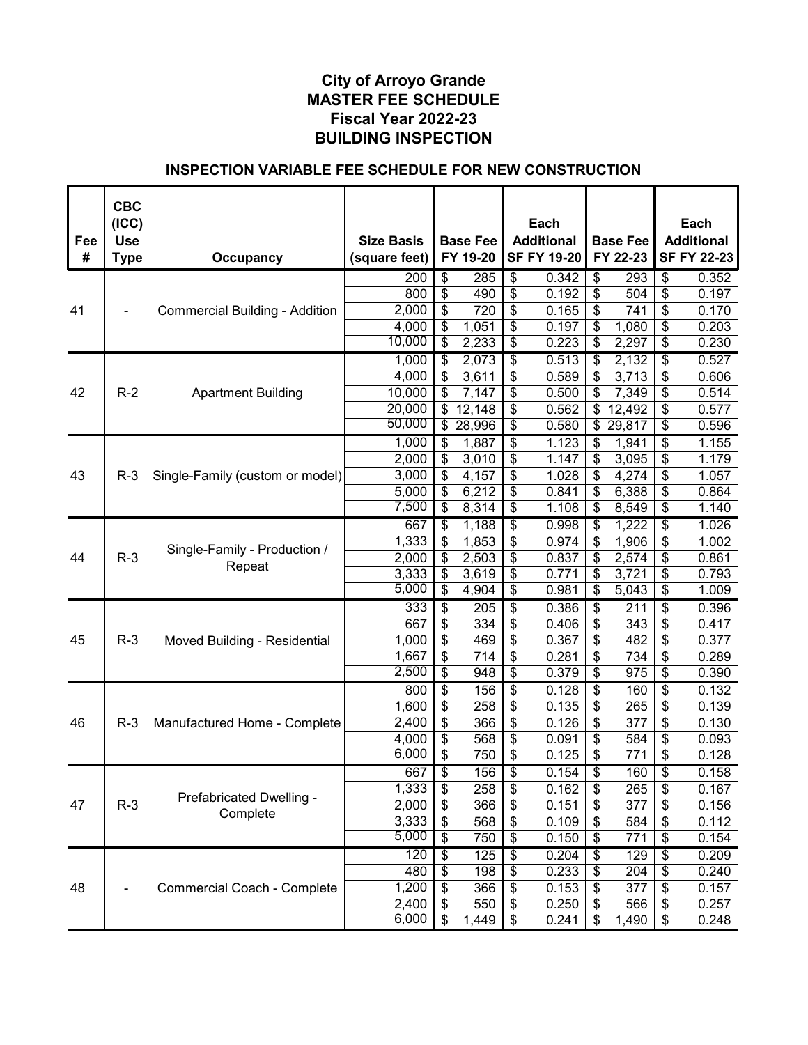# City of Arroyo Grande
# MASTER FEE SCHEDULE
# Fiscal Year 2022-23
# BUILDING INSPECTION

## INSPECTION VARIABLE FEE SCHEDULE FOR NEW CONSTRUCTION

| Fee # | CBC (ICC) Use Type | Occupancy | Size Basis (square feet) | Base Fee FY 19-20 | Each Additional SF FY 19-20 | Base Fee FY 22-23 | Each Additional SF FY 22-23 |
|---|---|---|---|---|---|---|---|
| 41 | - | Commercial Building - Addition | 200 | $ 285 | $ 0.342 | $ 293 | $ 0.352 |
| | | | 800 | $ 490 | $ 0.192 | $ 504 | $ 0.197 |
| | | | 2,000 | $ 720 | $ 0.165 | $ 741 | $ 0.170 |
| | | | 4,000 | $ 1,051 | $ 0.197 | $ 1,080 | $ 0.203 |
| | | | 10,000 | $ 2,233 | $ 0.223 | $ 2,297 | $ 0.230 |
| 42 | R-2 | Apartment Building | 1,000 | $ 2,073 | $ 0.513 | $ 2,132 | $ 0.527 |
| | | | 4,000 | $ 3,611 | $ 0.589 | $ 3,713 | $ 0.606 |
| | | | 10,000 | $ 7,147 | $ 0.500 | $ 7,349 | $ 0.514 |
| | | | 20,000 | $ 12,148 | $ 0.562 | $ 12,492 | $ 0.577 |
| | | | 50,000 | $ 28,996 | $ 0.580 | $ 29,817 | $ 0.596 |
| 43 | R-3 | Single-Family (custom or model) | 1,000 | $ 1,887 | $ 1.123 | $ 1,941 | $ 1.155 |
| | | | 2,000 | $ 3,010 | $ 1.147 | $ 3,095 | $ 1.179 |
| | | | 3,000 | $ 4,157 | $ 1.028 | $ 4,274 | $ 1.057 |
| | | | 5,000 | $ 6,212 | $ 0.841 | $ 6,388 | $ 0.864 |
| | | | 7,500 | $ 8,314 | $ 1.108 | $ 8,549 | $ 1.140 |
| 44 | R-3 | Single-Family - Production / Repeat | 667 | $ 1,188 | $ 0.998 | $ 1,222 | $ 1.026 |
| | | | 1,333 | $ 1,853 | $ 0.974 | $ 1,906 | $ 1.002 |
| | | | 2,000 | $ 2,503 | $ 0.837 | $ 2,574 | $ 0.861 |
| | | | 3,333 | $ 3,619 | $ 0.771 | $ 3,721 | $ 0.793 |
| | | | 5,000 | $ 4,904 | $ 0.981 | $ 5,043 | $ 1.009 |
| 45 | R-3 | Moved Building - Residential | 333 | $ 205 | $ 0.386 | $ 211 | $ 0.396 |
| | | | 667 | $ 334 | $ 0.406 | $ 343 | $ 0.417 |
| | | | 1,000 | $ 469 | $ 0.367 | $ 482 | $ 0.377 |
| | | | 1,667 | $ 714 | $ 0.281 | $ 734 | $ 0.289 |
| | | | 2,500 | $ 948 | $ 0.379 | $ 975 | $ 0.390 |
| 46 | R-3 | Manufactured Home - Complete | 800 | $ 156 | $ 0.128 | $ 160 | $ 0.132 |
| | | | 1,600 | $ 258 | $ 0.135 | $ 265 | $ 0.139 |
| | | | 2,400 | $ 366 | $ 0.126 | $ 377 | $ 0.130 |
| | | | 4,000 | $ 568 | $ 0.091 | $ 584 | $ 0.093 |
| | | | 6,000 | $ 750 | $ 0.125 | $ 771 | $ 0.128 |
| 47 | R-3 | Prefabricated Dwelling - Complete | 667 | $ 156 | $ 0.154 | $ 160 | $ 0.158 |
| | | | 1,333 | $ 258 | $ 0.162 | $ 265 | $ 0.167 |
| | | | 2,000 | $ 366 | $ 0.151 | $ 377 | $ 0.156 |
| | | | 3,333 | $ 568 | $ 0.109 | $ 584 | $ 0.112 |
| | | | 5,000 | $ 750 | $ 0.150 | $ 771 | $ 0.154 |
| 48 | - | Commercial Coach - Complete | 120 | $ 125 | $ 0.204 | $ 129 | $ 0.209 |
| | | | 480 | $ 198 | $ 0.233 | $ 204 | $ 0.240 |
| | | | 1,200 | $ 366 | $ 0.153 | $ 377 | $ 0.157 |
| | | | 2,400 | $ 550 | $ 0.250 | $ 566 | $ 0.257 |
| | | | 6,000 | $ 1,449 | $ 0.241 | $ 1,490 | $ 0.248 |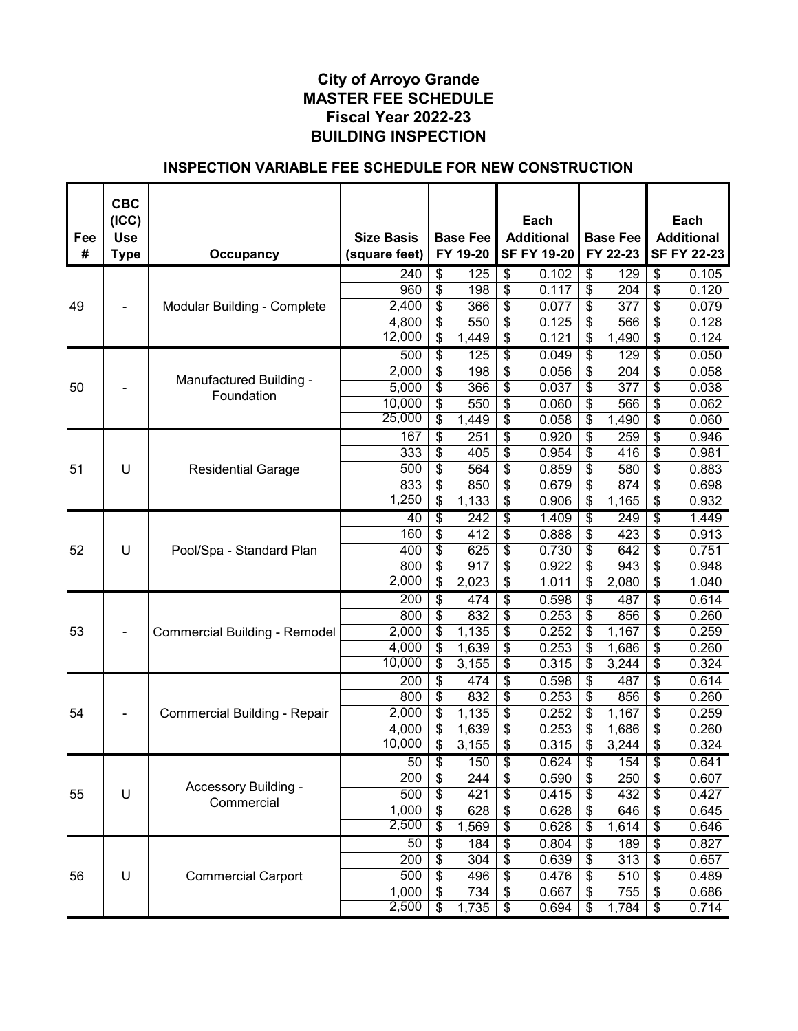# City of Arroyo Grande
# MASTER FEE SCHEDULE
# Fiscal Year 2022-23
# BUILDING INSPECTION

## INSPECTION VARIABLE FEE SCHEDULE FOR NEW CONSTRUCTION

| Fee # | CBC (ICC) Use Type | Occupancy | Size Basis (square feet) | Base Fee FY 19-20 | Each Additional SF FY 19-20 | Base Fee FY 22-23 | Each Additional SF FY 22-23 |
|---|---|---|---|---|---|---|---|
| 49 | - | Modular Building - Complete | 240 | $ 125 | $ 0.102 | $ 129 | $ 0.105 |
| | | | 960 | $ 198 | $ 0.117 | $ 204 | $ 0.120 |
| | | | 2,400 | $ 366 | $ 0.077 | $ 377 | $ 0.079 |
| | | | 4,800 | $ 550 | $ 0.125 | $ 566 | $ 0.128 |
| | | | 12,000 | $ 1,449 | $ 0.121 | $ 1,490 | $ 0.124 |
| 50 | - | Manufactured Building - Foundation | 500 | $ 125 | $ 0.049 | $ 129 | $ 0.050 |
| | | | 2,000 | $ 198 | $ 0.056 | $ 204 | $ 0.058 |
| | | | 5,000 | $ 366 | $ 0.037 | $ 377 | $ 0.038 |
| | | | 10,000 | $ 550 | $ 0.060 | $ 566 | $ 0.062 |
| | | | 25,000 | $ 1,449 | $ 0.058 | $ 1,490 | $ 0.060 |
| 51 | U | Residential Garage | 167 | $ 251 | $ 0.920 | $ 259 | $ 0.946 |
| | | | 333 | $ 405 | $ 0.954 | $ 416 | $ 0.981 |
| | | | 500 | $ 564 | $ 0.859 | $ 580 | $ 0.883 |
| | | | 833 | $ 850 | $ 0.679 | $ 874 | $ 0.698 |
| | | | 1,250 | $ 1,133 | $ 0.906 | $ 1,165 | $ 0.932 |
| 52 | U | Pool/Spa - Standard Plan | 40 | $ 242 | $ 1.409 | $ 249 | $ 1.449 |
| | | | 160 | $ 412 | $ 0.888 | $ 423 | $ 0.913 |
| | | | 400 | $ 625 | $ 0.730 | $ 642 | $ 0.751 |
| | | | 800 | $ 917 | $ 0.922 | $ 943 | $ 0.948 |
| | | | 2,000 | $ 2,023 | $ 1.011 | $ 2,080 | $ 1.040 |
| 53 | - | Commercial Building - Remodel | 200 | $ 474 | $ 0.598 | $ 487 | $ 0.614 |
| | | | 800 | $ 832 | $ 0.253 | $ 856 | $ 0.260 |
| | | | 2,000 | $ 1,135 | $ 0.252 | $ 1,167 | $ 0.259 |
| | | | 4,000 | $ 1,639 | $ 0.253 | $ 1,686 | $ 0.260 |
| | | | 10,000 | $ 3,155 | $ 0.315 | $ 3,244 | $ 0.324 |
| 54 | - | Commercial Building - Repair | 200 | $ 474 | $ 0.598 | $ 487 | $ 0.614 |
| | | | 800 | $ 832 | $ 0.253 | $ 856 | $ 0.260 |
| | | | 2,000 | $ 1,135 | $ 0.252 | $ 1,167 | $ 0.259 |
| | | | 4,000 | $ 1,639 | $ 0.253 | $ 1,686 | $ 0.260 |
| | | | 10,000 | $ 3,155 | $ 0.315 | $ 3,244 | $ 0.324 |
| 55 | U | Accessory Building - Commercial | 50 | $ 150 | $ 0.624 | $ 154 | $ 0.641 |
| | | | 200 | $ 244 | $ 0.590 | $ 250 | $ 0.607 |
| | | | 500 | $ 421 | $ 0.415 | $ 432 | $ 0.427 |
| | | | 1,000 | $ 628 | $ 0.628 | $ 646 | $ 0.645 |
| | | | 2,500 | $ 1,569 | $ 0.628 | $ 1,614 | $ 0.646 |
| 56 | U | Commercial Carport | 50 | $ 184 | $ 0.804 | $ 189 | $ 0.827 |
| | | | 200 | $ 304 | $ 0.639 | $ 313 | $ 0.657 |
| | | | 500 | $ 496 | $ 0.476 | $ 510 | $ 0.489 |
| | | | 1,000 | $ 734 | $ 0.667 | $ 755 | $ 0.686 |
| | | | 2,500 | $ 1,735 | $ 0.694 | $ 1,784 | $ 0.714 |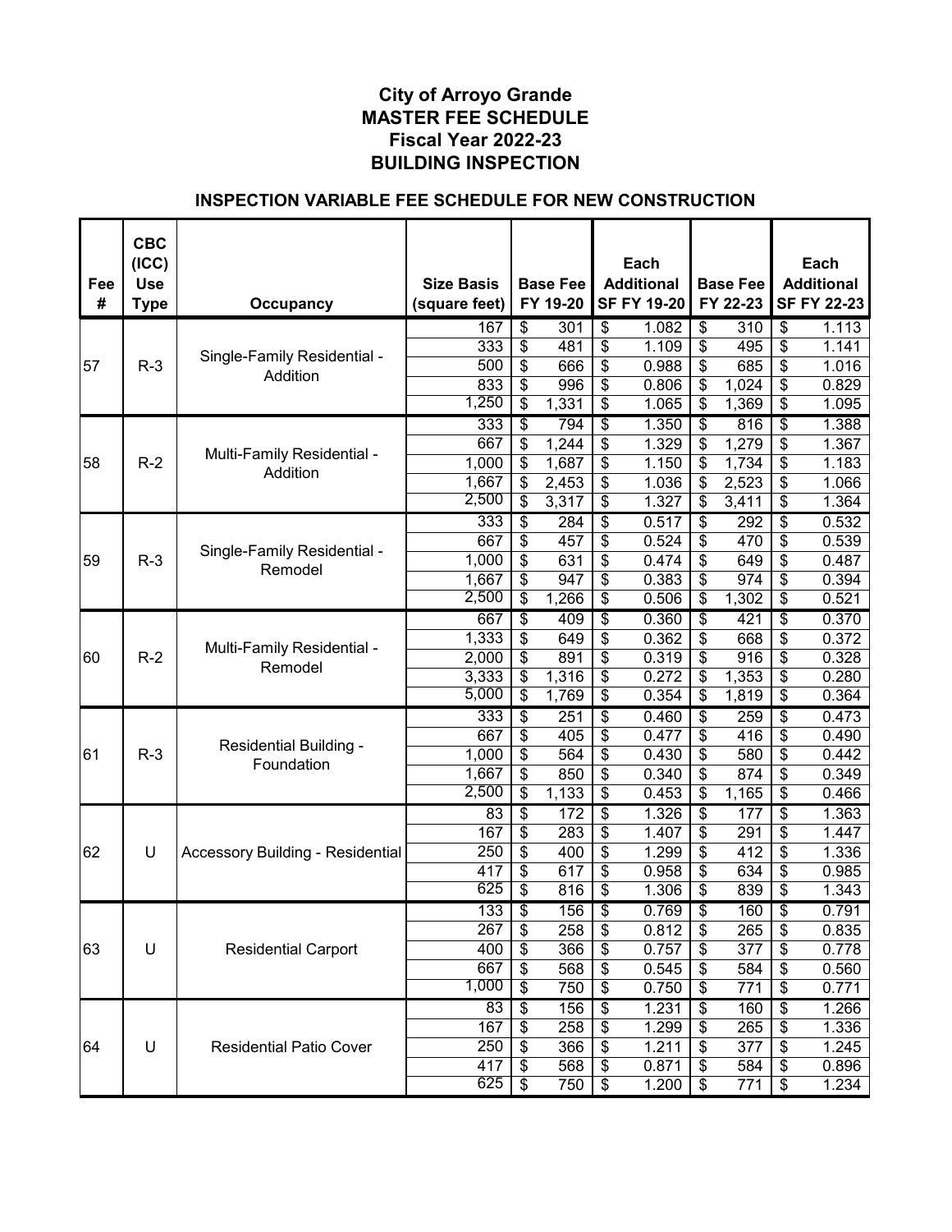# City of Arroyo Grande
# MASTER FEE SCHEDULE
# Fiscal Year 2022-23
# BUILDING INSPECTION

## INSPECTION VARIABLE FEE SCHEDULE FOR NEW CONSTRUCTION

| Fee # | CBC (ICC) Use Type | Occupancy | Size Basis (square feet) | Base Fee FY 19-20 | Each Additional SF FY 19-20 | Base Fee FY 22-23 | Each Additional SF FY 22-23 |
|---|---|---|---|---|---|---|---|
| 57 | R-3 | Single-Family Residential - Addition | 167 | $ 301 | $ 1.082 | $ 310 | $ 1.113 |
| | | | 333 | $ 481 | $ 1.109 | $ 495 | $ 1.141 |
| | | | 500 | $ 666 | $ 0.988 | $ 685 | $ 1.016 |
| | | | 833 | $ 996 | $ 0.806 | $ 1,024 | $ 0.829 |
| | | | 1,250 | $ 1,331 | $ 1.065 | $ 1,369 | $ 1.095 |
| 58 | R-2 | Multi-Family Residential - Addition | 333 | $ 794 | $ 1.350 | $ 816 | $ 1.388 |
| | | | 667 | $ 1,244 | $ 1.329 | $ 1,279 | $ 1.367 |
| | | | 1,000 | $ 1,687 | $ 1.150 | $ 1,734 | $ 1.183 |
| | | | 1,667 | $ 2,453 | $ 1.036 | $ 2,523 | $ 1.066 |
| | | | 2,500 | $ 3,317 | $ 1.327 | $ 3,411 | $ 1.364 |
| 59 | R-3 | Single-Family Residential - Remodel | 333 | $ 284 | $ 0.517 | $ 292 | $ 0.532 |
| | | | 667 | $ 457 | $ 0.524 | $ 470 | $ 0.539 |
| | | | 1,000 | $ 631 | $ 0.474 | $ 649 | $ 0.487 |
| | | | 1,667 | $ 947 | $ 0.383 | $ 974 | $ 0.394 |
| | | | 2,500 | $ 1,266 | $ 0.506 | $ 1,302 | $ 0.521 |
| 60 | R-2 | Multi-Family Residential - Remodel | 667 | $ 409 | $ 0.360 | $ 421 | $ 0.370 |
| | | | 1,333 | $ 649 | $ 0.362 | $ 668 | $ 0.372 |
| | | | 2,000 | $ 891 | $ 0.319 | $ 916 | $ 0.328 |
| | | | 3,333 | $ 1,316 | $ 0.272 | $ 1,353 | $ 0.280 |
| | | | 5,000 | $ 1,769 | $ 0.354 | $ 1,819 | $ 0.364 |
| 61 | R-3 | Residential Building - Foundation | 333 | $ 251 | $ 0.460 | $ 259 | $ 0.473 |
| | | | 667 | $ 405 | $ 0.477 | $ 416 | $ 0.490 |
| | | | 1,000 | $ 564 | $ 0.430 | $ 580 | $ 0.442 |
| | | | 1,667 | $ 850 | $ 0.340 | $ 874 | $ 0.349 |
| | | | 2,500 | $ 1,133 | $ 0.453 | $ 1,165 | $ 0.466 |
| 62 | U | Accessory Building - Residential | 83 | $ 172 | $ 1.326 | $ 177 | $ 1.363 |
| | | | 167 | $ 283 | $ 1.407 | $ 291 | $ 1.447 |
| | | | 250 | $ 400 | $ 1.299 | $ 412 | $ 1.336 |
| | | | 417 | $ 617 | $ 0.958 | $ 634 | $ 0.985 |
| | | | 625 | $ 816 | $ 1.306 | $ 839 | $ 1.343 |
| 63 | U | Residential Carport | 133 | $ 156 | $ 0.769 | $ 160 | $ 0.791 |
| | | | 267 | $ 258 | $ 0.812 | $ 265 | $ 0.835 |
| | | | 400 | $ 366 | $ 0.757 | $ 377 | $ 0.778 |
| | | | 667 | $ 568 | $ 0.545 | $ 584 | $ 0.560 |
| | | | 1,000 | $ 750 | $ 0.750 | $ 771 | $ 0.771 |
| 64 | U | Residential Patio Cover | 83 | $ 156 | $ 1.231 | $ 160 | $ 1.266 |
| | | | 167 | $ 258 | $ 1.299 | $ 265 | $ 1.336 |
| | | | 250 | $ 366 | $ 1.211 | $ 377 | $ 1.245 |
| | | | 417 | $ 568 | $ 0.871 | $ 584 | $ 0.896 |
| | | | 625 | $ 750 | $ 1.200 | $ 771 | $ 1.234 |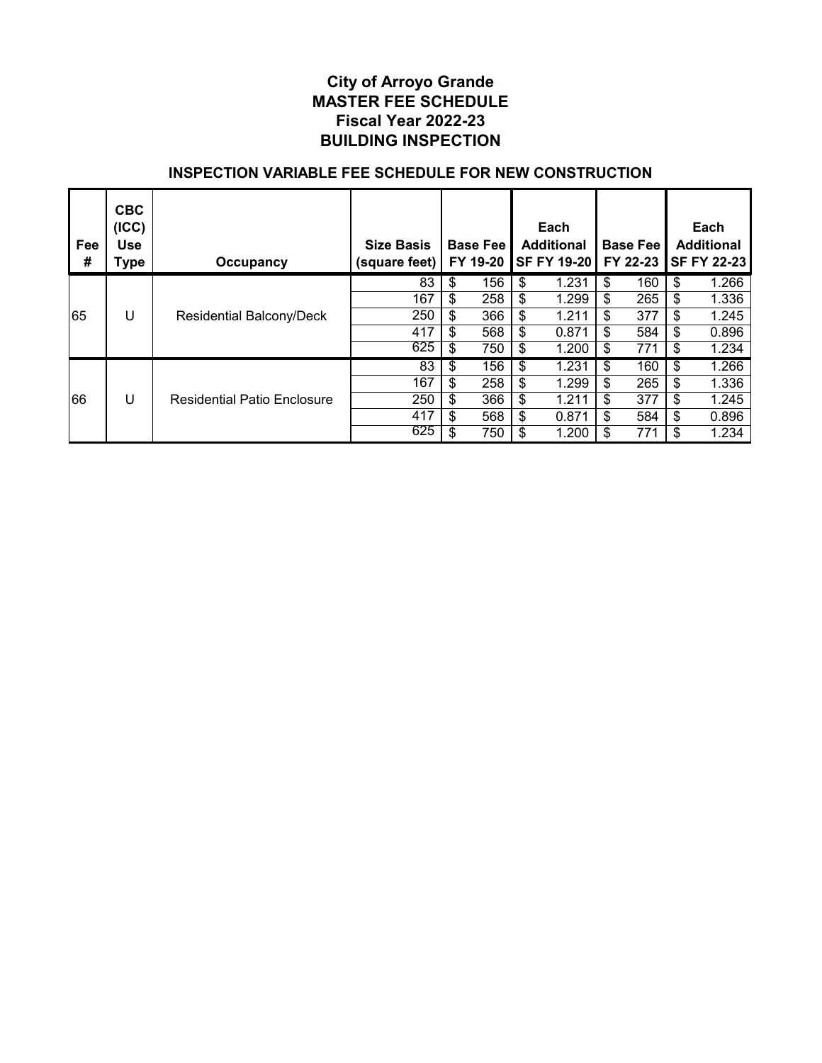# City of Arroyo Grande
# MASTER FEE SCHEDULE
# Fiscal Year 2022-23
# BUILDING INSPECTION

## INSPECTION VARIABLE FEE SCHEDULE FOR NEW CONSTRUCTION

| Fee # | CBC (ICC) Use Type | Occupancy | Size Basis (square feet) | Base Fee FY 19-20 | Each Additional SF FY 19-20 | Base Fee FY 22-23 | Each Additional SF FY 22-23 |
|---|---|---|---|---|---|---|---|
| 65 | U | Residential Balcony/Deck | 83 | $ 156 | $ 1.231 | $ 160 | $ 1.266 |
| | | | 167 | $ 258 | $ 1.299 | $ 265 | $ 1.336 |
| | | | 250 | $ 366 | $ 1.211 | $ 377 | $ 1.245 |
| | | | 417 | $ 568 | $ 0.871 | $ 584 | $ 0.896 |
| | | | 625 | $ 750 | $ 1.200 | $ 771 | $ 1.234 |
| 66 | U | Residential Patio Enclosure | 83 | $ 156 | $ 1.231 | $ 160 | $ 1.266 |
| | | | 167 | $ 258 | $ 1.299 | $ 265 | $ 1.336 |
| | | | 250 | $ 366 | $ 1.211 | $ 377 | $ 1.245 |
| | | | 417 | $ 568 | $ 0.871 | $ 584 | $ 0.896 |
| | | | 625 | $ 750 | $ 1.200 | $ 771 | $ 1.234 |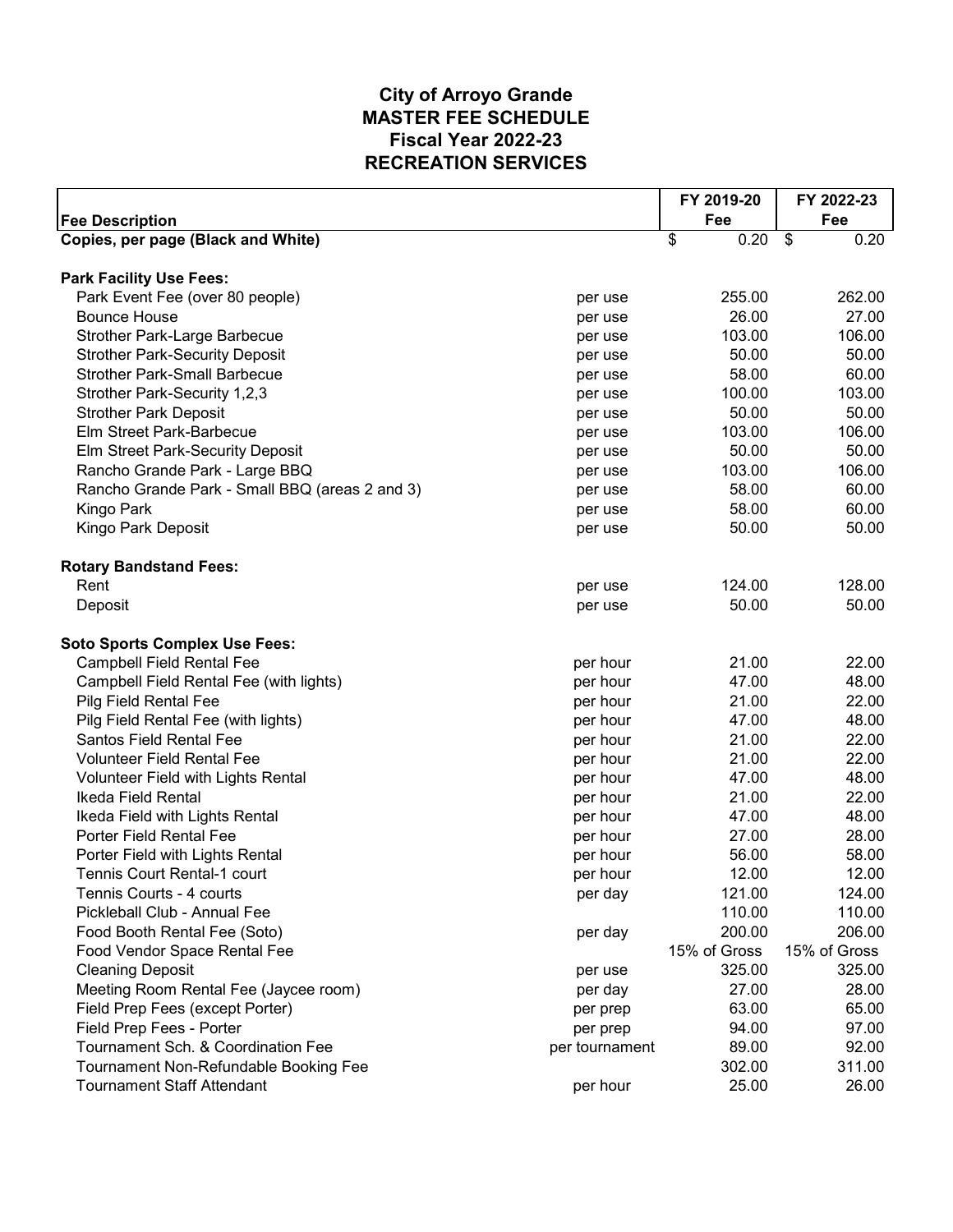# City of Arroyo Grande
# MASTER FEE SCHEDULE
# Fiscal Year 2022-23
# RECREATION SERVICES

| Fee Description | | FY 2019-20 Fee | FY 2022-23 Fee |
|---|---|---|---|
| **Copies, per page (Black and White)** | | $ 0.20 | $ 0.20 |
| | | | |
| **Park Facility Use Fees:** | | | |
| Park Event Fee (over 80 people) | per use | 255.00 | 262.00 |
| Bounce House | per use | 26.00 | 27.00 |
| Strother Park-Large Barbecue | per use | 103.00 | 106.00 |
| Strother Park-Security Deposit | per use | 50.00 | 50.00 |
| Strother Park-Small Barbecue | per use | 58.00 | 60.00 |
| Strother Park-Security 1,2,3 | per use | 100.00 | 103.00 |
| Strother Park Deposit | per use | 50.00 | 50.00 |
| Elm Street Park-Barbecue | per use | 103.00 | 106.00 |
| Elm Street Park-Security Deposit | per use | 50.00 | 50.00 |
| Rancho Grande Park - Large BBQ | per use | 103.00 | 106.00 |
| Rancho Grande Park - Small BBQ (areas 2 and 3) | per use | 58.00 | 60.00 |
| Kingo Park | per use | 58.00 | 60.00 |
| Kingo Park Deposit | per use | 50.00 | 50.00 |
| | | | |
| **Rotary Bandstand Fees:** | | | |
| Rent | per use | 124.00 | 128.00 |
| Deposit | per use | 50.00 | 50.00 |
| | | | |
| **Soto Sports Complex Use Fees:** | | | |
| Campbell Field Rental Fee | per hour | 21.00 | 22.00 |
| Campbell Field Rental Fee (with lights) | per hour | 47.00 | 48.00 |
| Pilg Field Rental Fee | per hour | 21.00 | 22.00 |
| Pilg Field Rental Fee (with lights) | per hour | 47.00 | 48.00 |
| Santos Field Rental Fee | per hour | 21.00 | 22.00 |
| Volunteer Field Rental Fee | per hour | 21.00 | 22.00 |
| Volunteer Field with Lights Rental | per hour | 47.00 | 48.00 |
| Ikeda Field Rental | per hour | 21.00 | 22.00 |
| Ikeda Field with Lights Rental | per hour | 47.00 | 48.00 |
| Porter Field Rental Fee | per hour | 27.00 | 28.00 |
| Porter Field with Lights Rental | per hour | 56.00 | 58.00 |
| Tennis Court Rental-1 court | per hour | 12.00 | 12.00 |
| Tennis Courts - 4 courts | per day | 121.00 | 124.00 |
| Pickleball Club - Annual Fee | | 110.00 | 110.00 |
| Food Booth Rental Fee (Soto) | per day | 200.00 | 206.00 |
| Food Vendor Space Rental Fee | | 15% of Gross | 15% of Gross |
| Cleaning Deposit | per use | 325.00 | 325.00 |
| Meeting Room Rental Fee (Jaycee room) | per day | 27.00 | 28.00 |
| Field Prep Fees (except Porter) | per prep | 63.00 | 65.00 |
| Field Prep Fees - Porter | per prep | 94.00 | 97.00 |
| Tournament Sch. & Coordination Fee | per tournament | 89.00 | 92.00 |
| Tournament Non-Refundable Booking Fee | | 302.00 | 311.00 |
| Tournament Staff Attendant | per hour | 25.00 | 26.00 |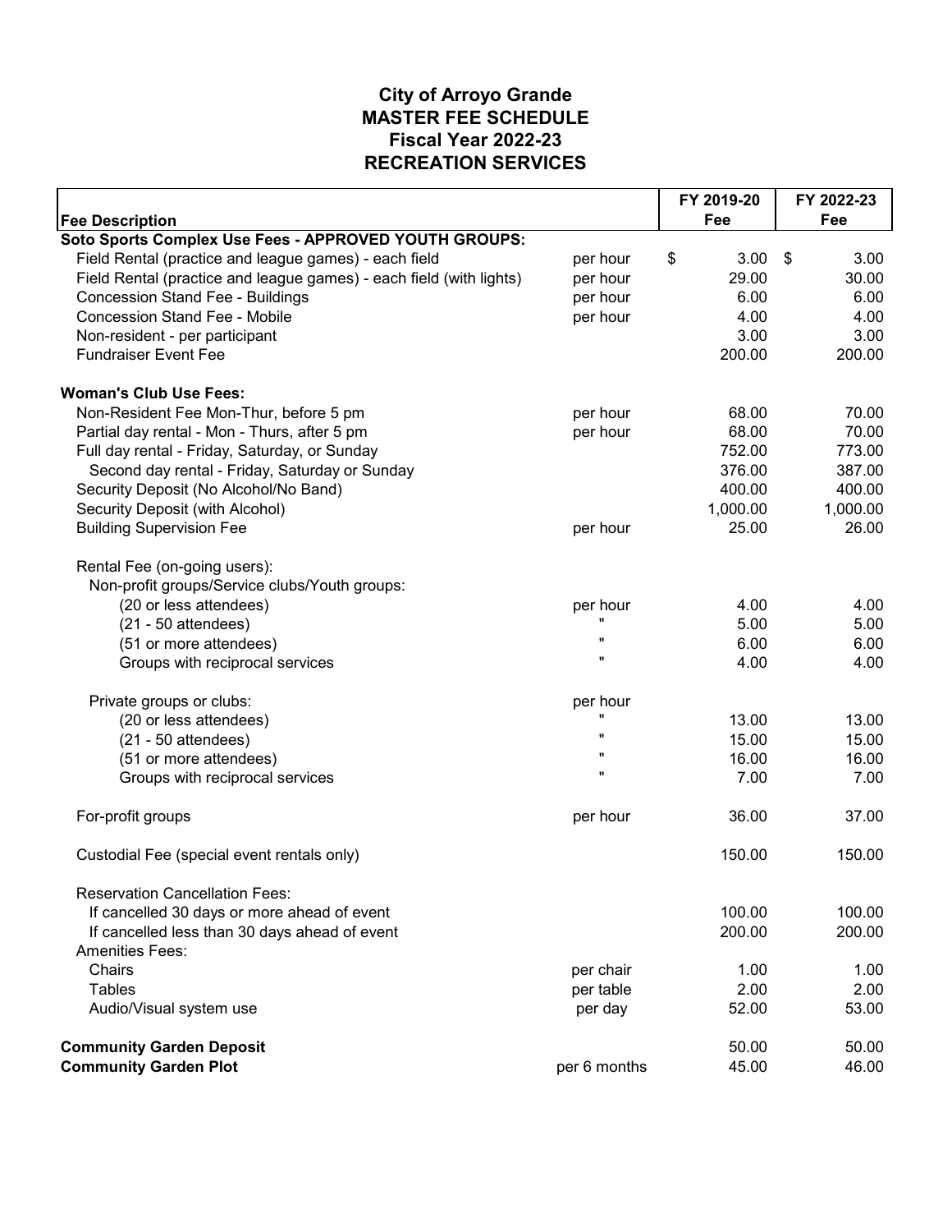# City of Arroyo Grande
## MASTER FEE SCHEDULE
## Fiscal Year 2022-23
## RECREATION SERVICES

| Fee Description | | FY 2019-20 Fee | FY 2022-23 Fee |
|---|---|---|---|
| **Soto Sports Complex Use Fees - APPROVED YOUTH GROUPS:** | | | |
| Field Rental (practice and league games) - each field | per hour | $ 3.00 | $ 3.00 |
| Field Rental (practice and league games) - each field (with lights) | per hour | 29.00 | 30.00 |
| Concession Stand Fee - Buildings | per hour | 6.00 | 6.00 |
| Concession Stand Fee - Mobile | per hour | 4.00 | 4.00 |
| Non-resident - per participant | | 3.00 | 3.00 |
| Fundraiser Event Fee | | 200.00 | 200.00 |
| **Woman's Club Use Fees:** | | | |
| Non-Resident Fee Mon-Thur, before 5 pm | per hour | 68.00 | 70.00 |
| Partial day rental - Mon - Thurs, after 5 pm | per hour | 68.00 | 70.00 |
| Full day rental - Friday, Saturday, or Sunday | | 752.00 | 773.00 |
| Second day rental - Friday, Saturday or Sunday | | 376.00 | 387.00 |
| Security Deposit (No Alcohol/No Band) | | 400.00 | 400.00 |
| Security Deposit (with Alcohol) | | 1,000.00 | 1,000.00 |
| Building Supervision Fee | per hour | 25.00 | 26.00 |
| Rental Fee (on-going users): | | | |
| Non-profit groups/Service clubs/Youth groups: | | | |
| (20 or less attendees) | per hour | 4.00 | 4.00 |
| (21 - 50 attendees) | " | 5.00 | 5.00 |
| (51 or more attendees) | " | 6.00 | 6.00 |
| Groups with reciprocal services | " | 4.00 | 4.00 |
| Private groups or clubs: | per hour | | |
| (20 or less attendees) | " | 13.00 | 13.00 |
| (21 - 50 attendees) | " | 15.00 | 15.00 |
| (51 or more attendees) | " | 16.00 | 16.00 |
| Groups with reciprocal services | " | 7.00 | 7.00 |
| For-profit groups | per hour | 36.00 | 37.00 |
| Custodial Fee (special event rentals only) | | 150.00 | 150.00 |
| Reservation Cancellation Fees: | | | |
| If cancelled 30 days or more ahead of event | | 100.00 | 100.00 |
| If cancelled less than 30 days ahead of event | | 200.00 | 200.00 |
| Amenities Fees: | | | |
| Chairs | per chair | 1.00 | 1.00 |
| Tables | per table | 2.00 | 2.00 |
| Audio/Visual system use | per day | 52.00 | 53.00 |
| **Community Garden Deposit** | | 50.00 | 50.00 |
| **Community Garden Plot** | per 6 months | 45.00 | 46.00 |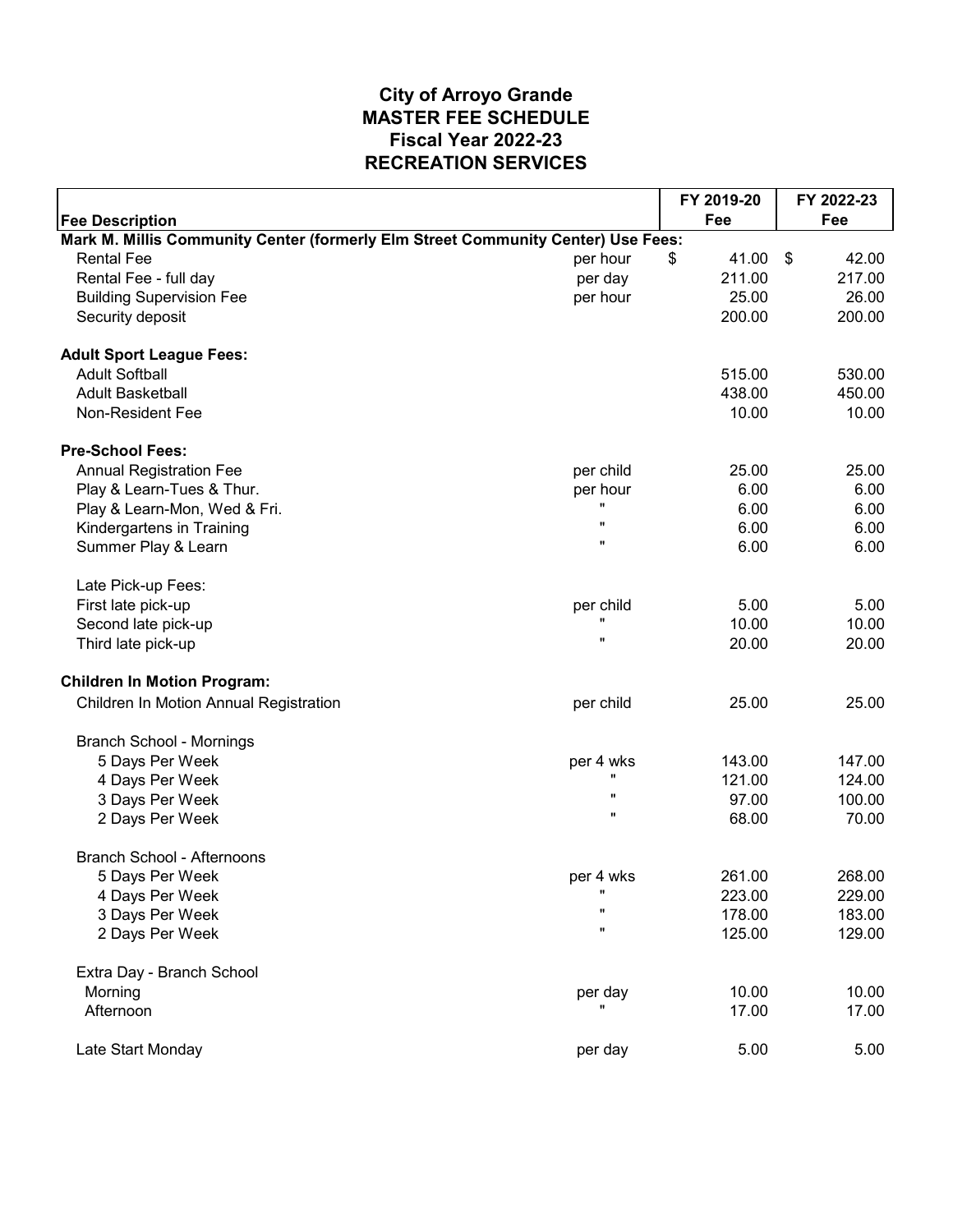# City of Arroyo Grande
# MASTER FEE SCHEDULE
# Fiscal Year 2022-23
# RECREATION SERVICES

| Fee Description | | FY 2019-20 Fee | FY 2022-23 Fee |
|---|---|---|---|
| **Mark M. Millis Community Center (formerly Elm Street Community Center) Use Fees:** | | | |
| Rental Fee | per hour | $ 41.00 | $ 42.00 |
| Rental Fee - full day | per day | 211.00 | 217.00 |
| Building Supervision Fee | per hour | 25.00 | 26.00 |
| Security deposit | | 200.00 | 200.00 |
| | | | |
| **Adult Sport League Fees:** | | | |
| Adult Softball | | 515.00 | 530.00 |
| Adult Basketball | | 438.00 | 450.00 |
| Non-Resident Fee | | 10.00 | 10.00 |
| | | | |
| **Pre-School Fees:** | | | |
| Annual Registration Fee | per child | 25.00 | 25.00 |
| Play & Learn-Tues & Thur. | per hour | 6.00 | 6.00 |
| Play & Learn-Mon, Wed & Fri. | " | 6.00 | 6.00 |
| Kindergartens in Training | " | 6.00 | 6.00 |
| Summer Play & Learn | " | 6.00 | 6.00 |
| | | | |
| Late Pick-up Fees: | | | |
| First late pick-up | per child | 5.00 | 5.00 |
| Second late pick-up | " | 10.00 | 10.00 |
| Third late pick-up | " | 20.00 | 20.00 |
| | | | |
| **Children In Motion Program:** | | | |
| Children In Motion Annual Registration | per child | 25.00 | 25.00 |
| | | | |
| Branch School - Mornings | | | |
| 5 Days Per Week | per 4 wks | 143.00 | 147.00 |
| 4 Days Per Week | " | 121.00 | 124.00 |
| 3 Days Per Week | " | 97.00 | 100.00 |
| 2 Days Per Week | " | 68.00 | 70.00 |
| | | | |
| Branch School - Afternoons | | | |
| 5 Days Per Week | per 4 wks | 261.00 | 268.00 |
| 4 Days Per Week | " | 223.00 | 229.00 |
| 3 Days Per Week | " | 178.00 | 183.00 |
| 2 Days Per Week | " | 125.00 | 129.00 |
| | | | |
| Extra Day - Branch School | | | |
| Morning | per day | 10.00 | 10.00 |
| Afternoon | " | 17.00 | 17.00 |
| | | | |
| Late Start Monday | per day | 5.00 | 5.00 |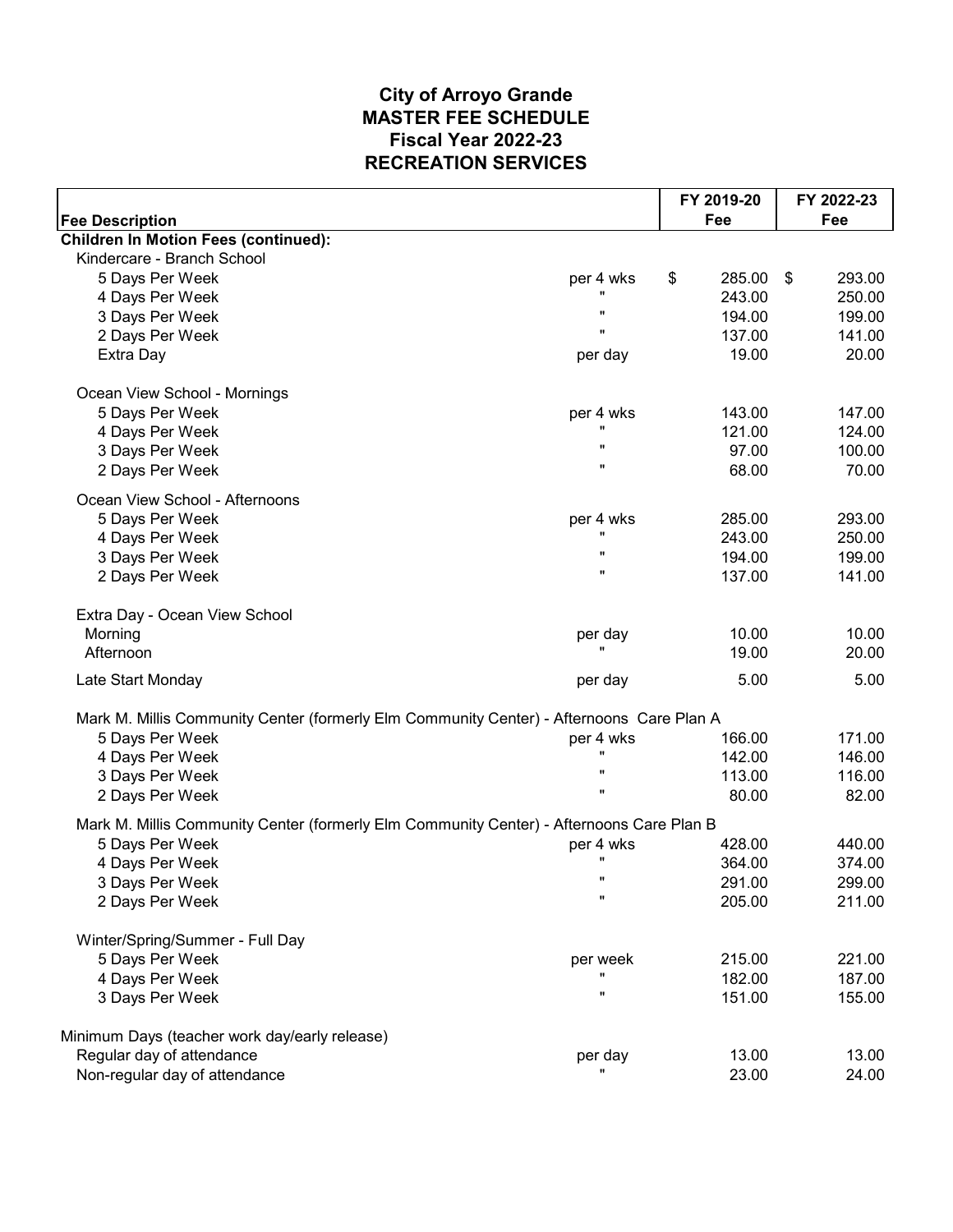# City of Arroyo Grande
# MASTER FEE SCHEDULE
# Fiscal Year 2022-23
# RECREATION SERVICES

| Fee Description | | FY 2019-20 Fee | FY 2022-23 Fee |
|---|---|---|---|
| **Children In Motion Fees (continued):** | | | |
| Kindercare - Branch School | | | |
| 5 Days Per Week | per 4 wks | $ 285.00 | $ 293.00 |
| 4 Days Per Week | " | 243.00 | 250.00 |
| 3 Days Per Week | " | 194.00 | 199.00 |
| 2 Days Per Week | " | 137.00 | 141.00 |
| Extra Day | per day | 19.00 | 20.00 |
| Ocean View School - Mornings | | | |
| 5 Days Per Week | per 4 wks | 143.00 | 147.00 |
| 4 Days Per Week | " | 121.00 | 124.00 |
| 3 Days Per Week | " | 97.00 | 100.00 |
| 2 Days Per Week | " | 68.00 | 70.00 |
| Ocean View School - Afternoons | | | |
| 5 Days Per Week | per 4 wks | 285.00 | 293.00 |
| 4 Days Per Week | " | 243.00 | 250.00 |
| 3 Days Per Week | " | 194.00 | 199.00 |
| 2 Days Per Week | " | 137.00 | 141.00 |
| Extra Day - Ocean View School | | | |
| Morning | per day | 10.00 | 10.00 |
| Afternoon | " | 19.00 | 20.00 |
| Late Start Monday | per day | 5.00 | 5.00 |
| Mark M. Millis Community Center (formerly Elm Community Center) - Afternoons Care Plan A | | | |
| 5 Days Per Week | per 4 wks | 166.00 | 171.00 |
| 4 Days Per Week | " | 142.00 | 146.00 |
| 3 Days Per Week | " | 113.00 | 116.00 |
| 2 Days Per Week | " | 80.00 | 82.00 |
| Mark M. Millis Community Center (formerly Elm Community Center) - Afternoons Care Plan B | | | |
| 5 Days Per Week | per 4 wks | 428.00 | 440.00 |
| 4 Days Per Week | " | 364.00 | 374.00 |
| 3 Days Per Week | " | 291.00 | 299.00 |
| 2 Days Per Week | " | 205.00 | 211.00 |
| Winter/Spring/Summer - Full Day | | | |
| 5 Days Per Week | per week | 215.00 | 221.00 |
| 4 Days Per Week | " | 182.00 | 187.00 |
| 3 Days Per Week | " | 151.00 | 155.00 |
| Minimum Days (teacher work day/early release) | | | |
| Regular day of attendance | per day | 13.00 | 13.00 |
| Non-regular day of attendance | " | 23.00 | 24.00 |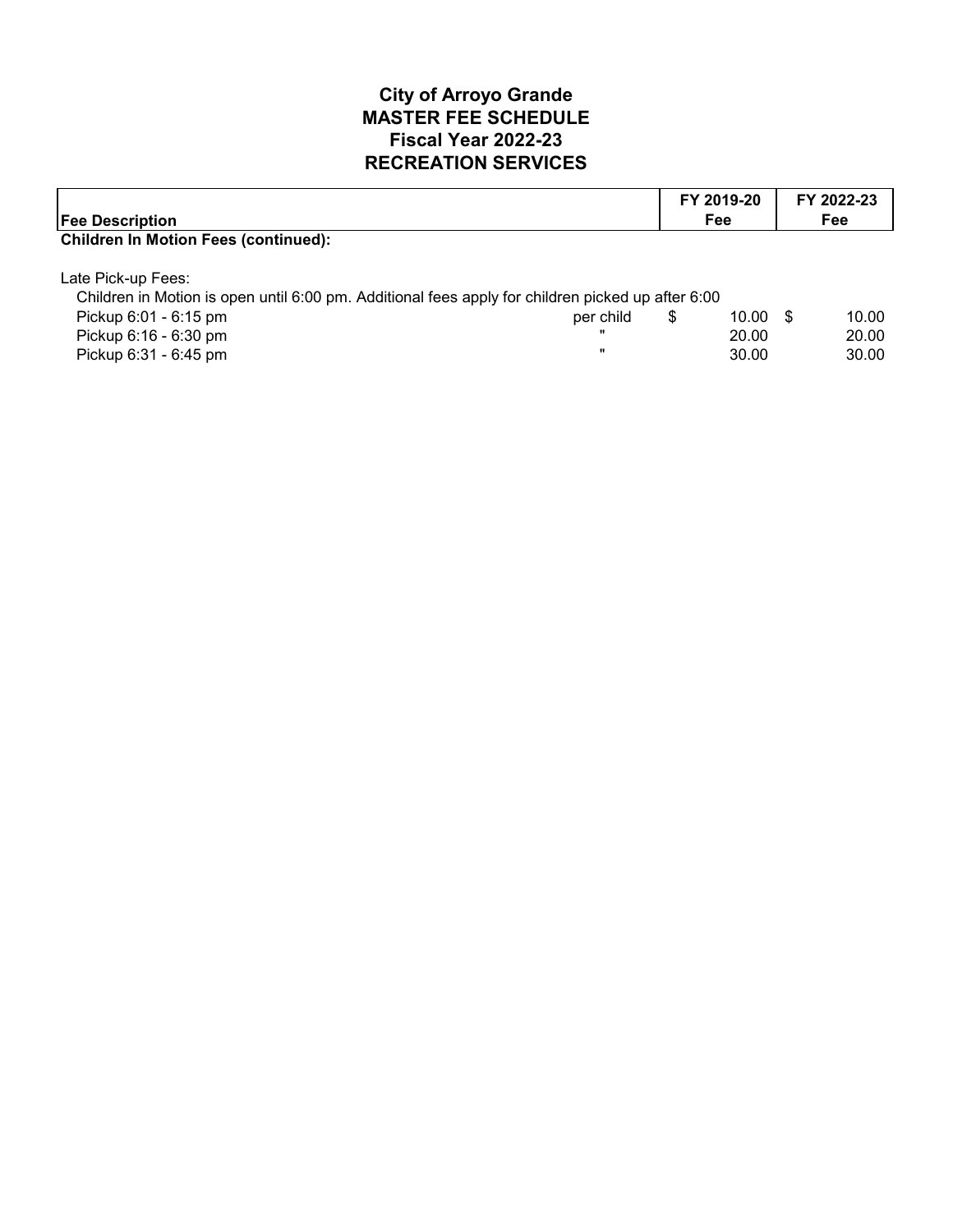# City of Arroyo Grande
# MASTER FEE SCHEDULE
# Fiscal Year 2022-23
# RECREATION SERVICES

| Fee Description | | FY 2019-20 Fee | FY 2022-23 Fee |
|---|---|---|---|
| **Children In Motion Fees (continued):** | | | |
| | | | |
| Late Pick-up Fees: | | | |
| Children in Motion is open until 6:00 pm. Additional fees apply for children picked up after 6:00 | | | |
| Pickup 6:01 - 6:15 pm | per child | $ 10.00 | $ 10.00 |
| Pickup 6:16 - 6:30 pm | " | 20.00 | 20.00 |
| Pickup 6:31 - 6:45 pm | " | 30.00 | 30.00 |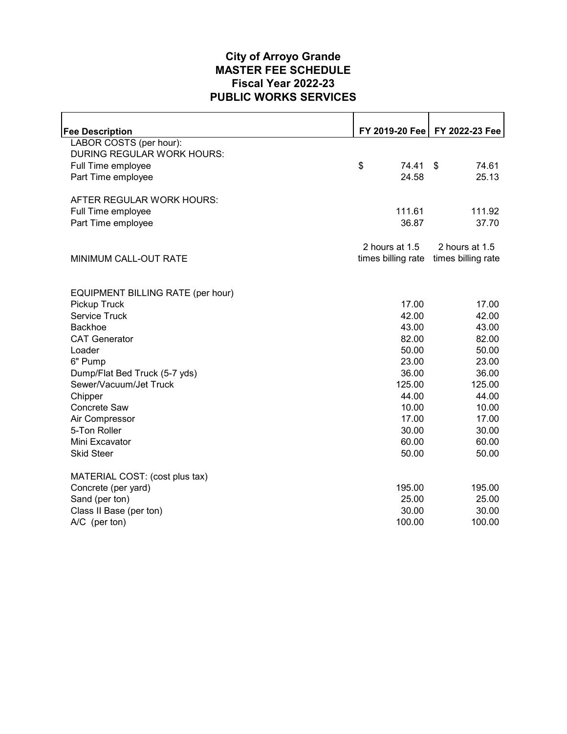# City of Arroyo Grande
## MASTER FEE SCHEDULE
## Fiscal Year 2022-23
## PUBLIC WORKS SERVICES

| Fee Description | FY 2019-20 Fee | FY 2022-23 Fee |
|---|---|---|
| LABOR COSTS (per hour): | | |
| DURING REGULAR WORK HOURS: | | |
| Full Time employee | $ 74.41 | $ 74.61 |
| Part Time employee | 24.58 | 25.13 |
| | | |
| AFTER REGULAR WORK HOURS: | | |
| Full Time employee | 111.61 | 111.92 |
| Part Time employee | 36.87 | 37.70 |
| | | |
| MINIMUM CALL-OUT RATE | 2 hours at 1.5 times billing rate | 2 hours at 1.5 times billing rate |
| | | |
| EQUIPMENT BILLING RATE (per hour) | | |
| Pickup Truck | 17.00 | 17.00 |
| Service Truck | 42.00 | 42.00 |
| Backhoe | 43.00 | 43.00 |
| CAT Generator | 82.00 | 82.00 |
| Loader | 50.00 | 50.00 |
| 6" Pump | 23.00 | 23.00 |
| Dump/Flat Bed Truck (5-7 yds) | 36.00 | 36.00 |
| Sewer/Vacuum/Jet Truck | 125.00 | 125.00 |
| Chipper | 44.00 | 44.00 |
| Concrete Saw | 10.00 | 10.00 |
| Air Compressor | 17.00 | 17.00 |
| 5-Ton Roller | 30.00 | 30.00 |
| Mini Excavator | 60.00 | 60.00 |
| Skid Steer | 50.00 | 50.00 |
| | | |
| MATERIAL COST: (cost plus tax) | | |
| Concrete (per yard) | 195.00 | 195.00 |
| Sand (per ton) | 25.00 | 25.00 |
| Class II Base (per ton) | 30.00 | 30.00 |
| A/C (per ton) | 100.00 | 100.00 |